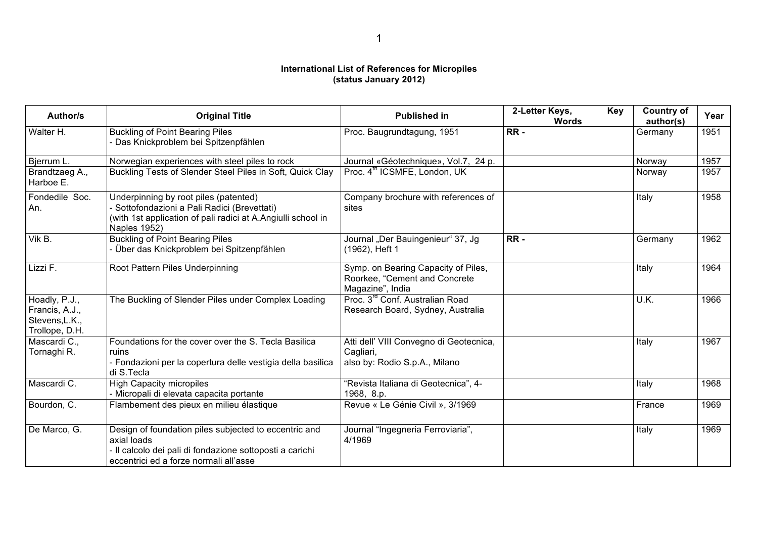**International List of References for Micropiles**
**(status January 2012)**

| Author/s | Original Title | Published in | 2-Letter Keys, Key Words | Country of author(s) | Year |
|---|---|---|---|---|---|
| Walter H. | Buckling of Point Bearing Piles<br>- Das Knickproblem bei Spitzenpfählen | Proc. Baugrundtagung, 1951 | **RR -** | Germany | 1951 |
| Bjerrum L. | Norwegian experiences with steel piles to rock | Journal «Géotechnique», Vol.7, 24 p. | | Norway | 1957 |
| Brandtzaeg A., Harboe E. | Buckling Tests of Slender Steel Piles in Soft, Quick Clay | Proc. 4th ICSMFE, London, UK | | Norway | 1957 |
| Fondedile Soc. An. | Underpinning by root piles (patented)<br>- Sottofondazioni a Pali Radici (Brevettati)<br>(with 1st application of pali radici at A.Angiulli school in Naples 1952) | Company brochure with references of sites | | Italy | 1958 |
| Vik B. | Buckling of Point Bearing Piles<br>- Über das Knickproblem bei Spitzenpfählen | Journal „Der Bauingenieur" 37, Jg (1962), Heft 1 | **RR -** | Germany | 1962 |
| Lizzi F. | Root Pattern Piles Underpinning | Symp. on Bearing Capacity of Piles, Roorkee, "Cement and Concrete Magazine", India | | Italy | 1964 |
| Hoadly, P.J., Francis, A.J., Stevens,L.K., Trollope, D.H. | The Buckling of Slender Piles under Complex Loading | Proc. 3rd Conf. Australian Road Research Board, Sydney, Australia | | U.K. | 1966 |
| Mascardi C., Tornaghi R. | Foundations for the cover over the S. Tecla Basilica ruins<br>- Fondazioni per la copertura delle vestigia della basilica di S.Tecla | Atti dell' VIII Convegno di Geotecnica, Cagliari,<br>also by: Rodio S.p.A., Milano | | Italy | 1967 |
| Mascardi C. | High Capacity micropiles<br>- Micropali di elevata capacita portante | "Revista Italiana di Geotecnica", 4-1968, 8.p. | | Italy | 1968 |
| Bourdon, C. | Flambement des pieux en milieu élastique | Revue « Le Génie Civil », 3/1969 | | France | 1969 |
| De Marco, G. | Design of foundation piles subjected to eccentric and axial loads<br>- Il calcolo dei pali di fondazione sottoposti a carichi eccentrici ed a forze normali all'asse | Journal "Ingegneria Ferroviaria", 4/1969 | | Italy | 1969 |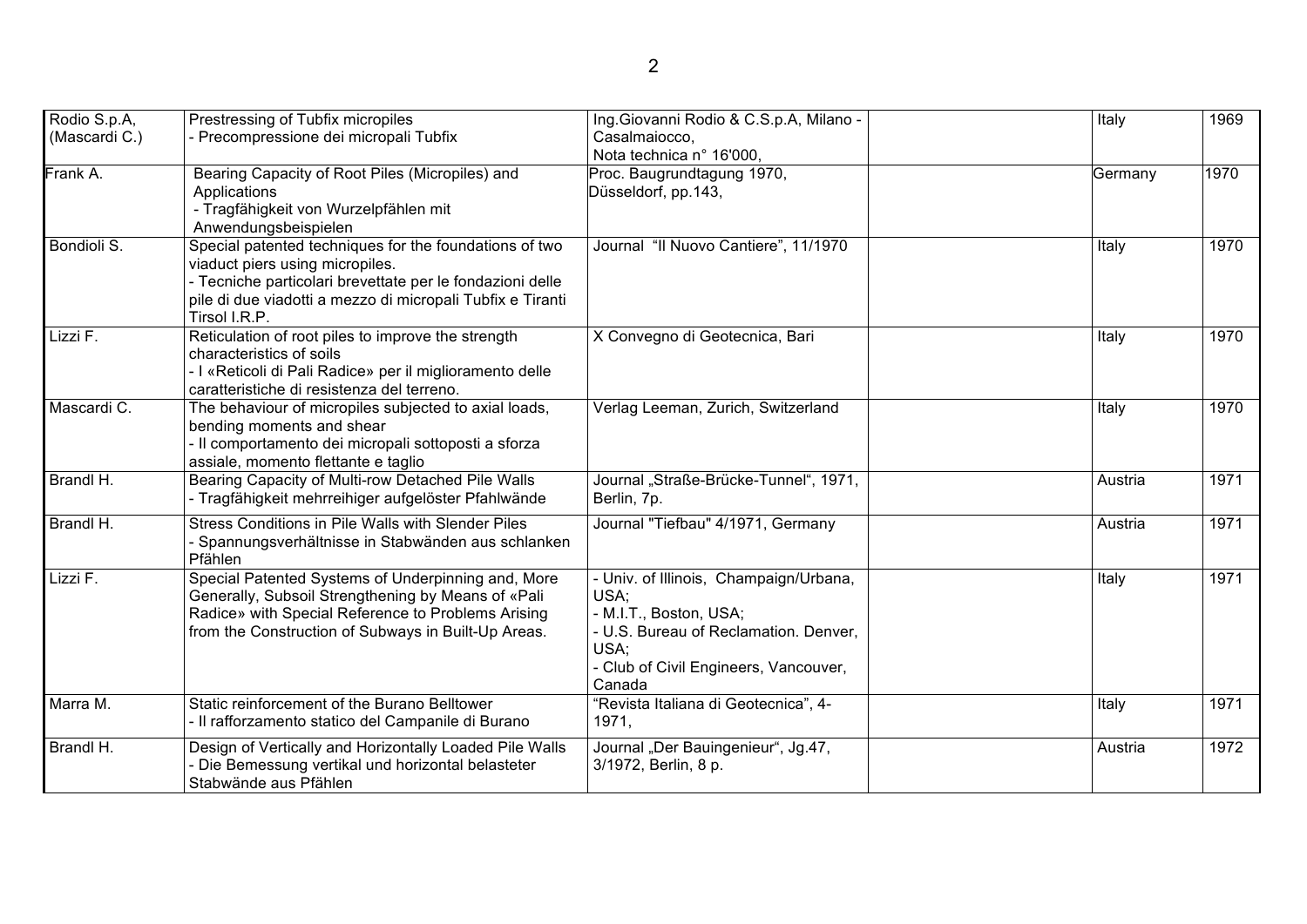| | | | | | |
|---|---|---|---|---|---|
| Rodio S.p.A, (Mascardi C.) | Prestressing of Tubfix micropiles<br>- Precompressione dei micropali Tubfix | Ing.Giovanni Rodio & C.S.p.A, Milano - Casalmaiocco,<br>Nota technica n° 16'000, | | Italy | 1969 |
| Frank A. | Bearing Capacity of Root Piles (Micropiles) and Applications<br>- Tragfähigkeit von Wurzelpfählen mit Anwendungsbeispielen | Proc. Baugrundtagung 1970, Düsseldorf, pp.143, | | Germany | 1970 |
| Bondioli S. | Special patented techniques for the foundations of two viaduct piers using micropiles.<br>- Tecniche particolari brevettate per le fondazioni delle pile di due viadotti a mezzo di micropali Tubfix e Tiranti Tirsol I.R.P. | Journal "Il Nuovo Cantiere", 11/1970 | | Italy | 1970 |
| Lizzi F. | Reticulation of root piles to improve the strength characteristics of soils<br>- I «Reticoli di Pali Radice» per il miglioramento delle caratteristiche di resistenza del terreno. | X Convegno di Geotecnica, Bari | | Italy | 1970 |
| Mascardi C. | The behaviour of micropiles subjected to axial loads, bending moments and shear<br>- Il comportamento dei micropali sottoposti a sforza assiale, momento flettante e taglio | Verlag Leeman, Zurich, Switzerland | | Italy | 1970 |
| Brandl H. | Bearing Capacity of Multi-row Detached Pile Walls<br>- Tragfähigkeit mehrreihiger aufgelöster Pfahlwände | Journal „Straße-Brücke-Tunnel", 1971, Berlin, 7p. | | Austria | 1971 |
| Brandl H. | Stress Conditions in Pile Walls with Slender Piles<br>- Spannungsverhältnisse in Stabwänden aus schlanken Pfählen | Journal "Tiefbau" 4/1971, Germany | | Austria | 1971 |
| Lizzi F. | Special Patented Systems of Underpinning and, More Generally, Subsoil Strengthening by Means of «Pali Radice» with Special Reference to Problems Arising from the Construction of Subways in Built-Up Areas. | - Univ. of Illinois, Champaign/Urbana, USA;<br>- M.I.T., Boston, USA;<br>- U.S. Bureau of Reclamation. Denver, USA;<br>- Club of Civil Engineers, Vancouver, Canada | | Italy | 1971 |
| Marra M. | Static reinforcement of the Burano Belltower<br>- Il rafforzamento statico del Campanile di Burano | "Revista Italiana di Geotecnica", 4-1971, | | Italy | 1971 |
| Brandl H. | Design of Vertically and Horizontally Loaded Pile Walls<br>- Die Bemessung vertikal und horizontal belasteter Stabwände aus Pfählen | Journal „Der Bauingenieur", Jg.47, 3/1972, Berlin, 8 p. | | Austria | 1972 |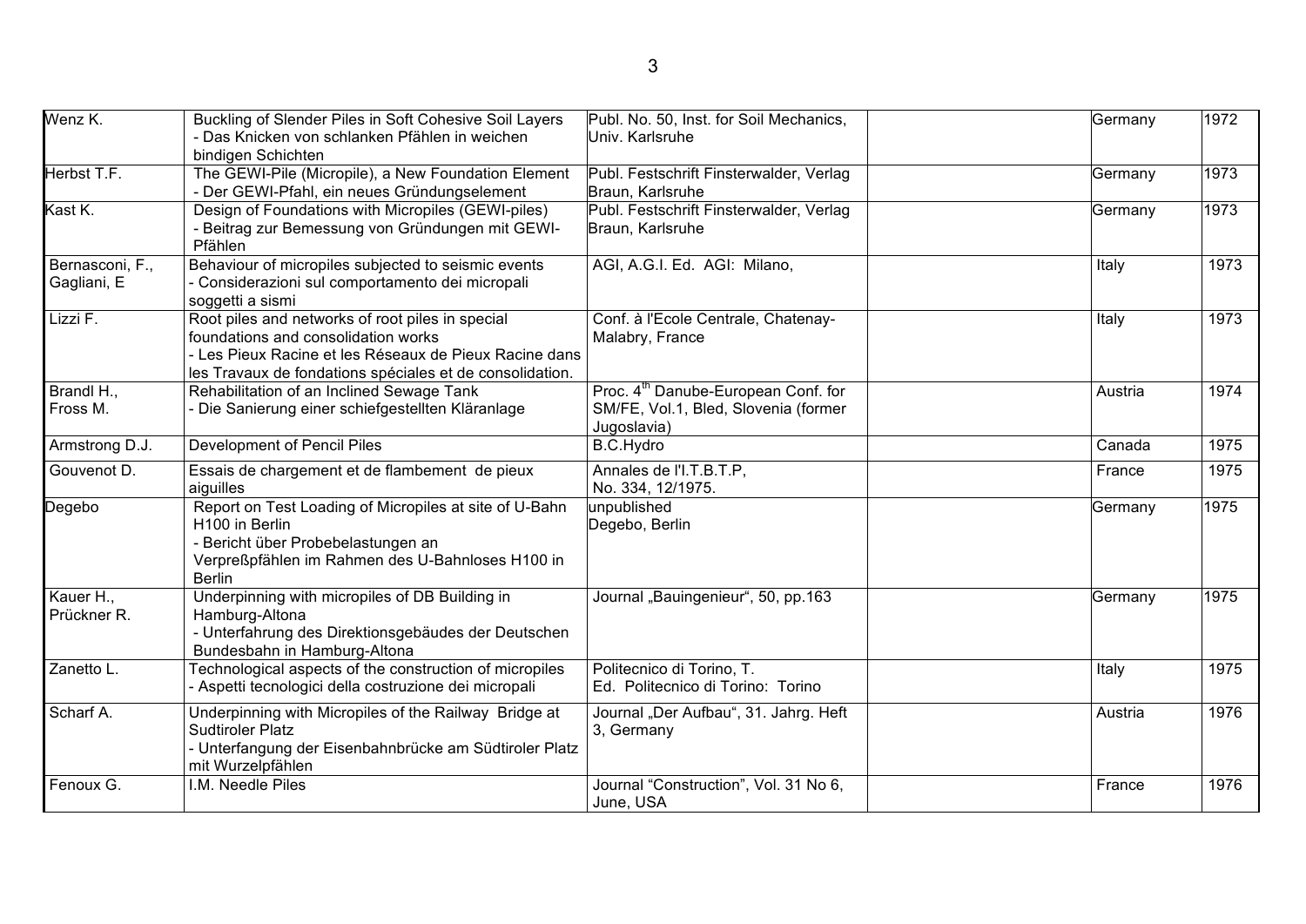| | | | | | |
|---|---|---|---|---|---|
| Wenz K. | Buckling of Slender Piles in Soft Cohesive Soil Layers - Das Knicken von schlanken Pfählen in weichen bindigen Schichten | Publ. No. 50, Inst. for Soil Mechanics, Univ. Karlsruhe | | Germany | 1972 |
| Herbst T.F. | The GEWI-Pile (Micropile), a New Foundation Element - Der GEWI-Pfahl, ein neues Gründungselement | Publ. Festschrift Finsterwalder, Verlag Braun, Karlsruhe | | Germany | 1973 |
| Kast K. | Design of Foundations with Micropiles (GEWI-piles) - Beitrag zur Bemessung von Gründungen mit GEWI-Pfählen | Publ. Festschrift Finsterwalder, Verlag Braun, Karlsruhe | | Germany | 1973 |
| Bernasconi, F., Gagliani, E | Behaviour of micropiles subjected to seismic events - Considerazioni sul comportamento dei micropali soggetti a sismi | AGI, A.G.I. Ed. AGI: Milano, | | Italy | 1973 |
| Lizzi F. | Root piles and networks of root piles in special foundations and consolidation works - Les Pieux Racine et les Réseaux de Pieux Racine dans les Travaux de fondations spéciales et de consolidation. | Conf. à l'Ecole Centrale, Chatenay-Malabry, France | | Italy | 1973 |
| Brandl H., Fross M. | Rehabilitation of an Inclined Sewage Tank - Die Sanierung einer schiefgestellten Kläranlage | Proc. 4th Danube-European Conf. for SM/FE, Vol.1, Bled, Slovenia (former Jugoslavia) | | Austria | 1974 |
| Armstrong D.J. | Development of Pencil Piles | B.C.Hydro | | Canada | 1975 |
| Gouvenot D. | Essais de chargement et de flambement de pieux aiguilles | Annales de l'I.T.B.T.P, No. 334, 12/1975. | | France | 1975 |
| Degebo | Report on Test Loading of Micropiles at site of U-Bahn H100 in Berlin - Bericht über Probebelastungen an Verpreßpfählen im Rahmen des U-Bahnloses H100 in Berlin | unpublished Degebo, Berlin | | Germany | 1975 |
| Kauer H., Prückner R. | Underpinning with micropiles of DB Building in Hamburg-Altona - Unterfahrung des Direktionsgebäudes der Deutschen Bundesbahn in Hamburg-Altona | Journal „Bauingenieur", 50, pp.163 | | Germany | 1975 |
| Zanetto L. | Technological aspects of the construction of micropiles - Aspetti tecnologici della costruzione dei micropali | Politecnico di Torino, T. Ed. Politecnico di Torino: Torino | | Italy | 1975 |
| Scharf A. | Underpinning with Micropiles of the Railway Bridge at Sudtiroler Platz - Unterfangung der Eisenbahnbrücke am Südtiroler Platz mit Wurzelpfählen | Journal „Der Aufbau", 31. Jahrg. Heft 3, Germany | | Austria | 1976 |
| Fenoux G. | I.M. Needle Piles | Journal "Construction", Vol. 31 No 6, June, USA | | France | 1976 |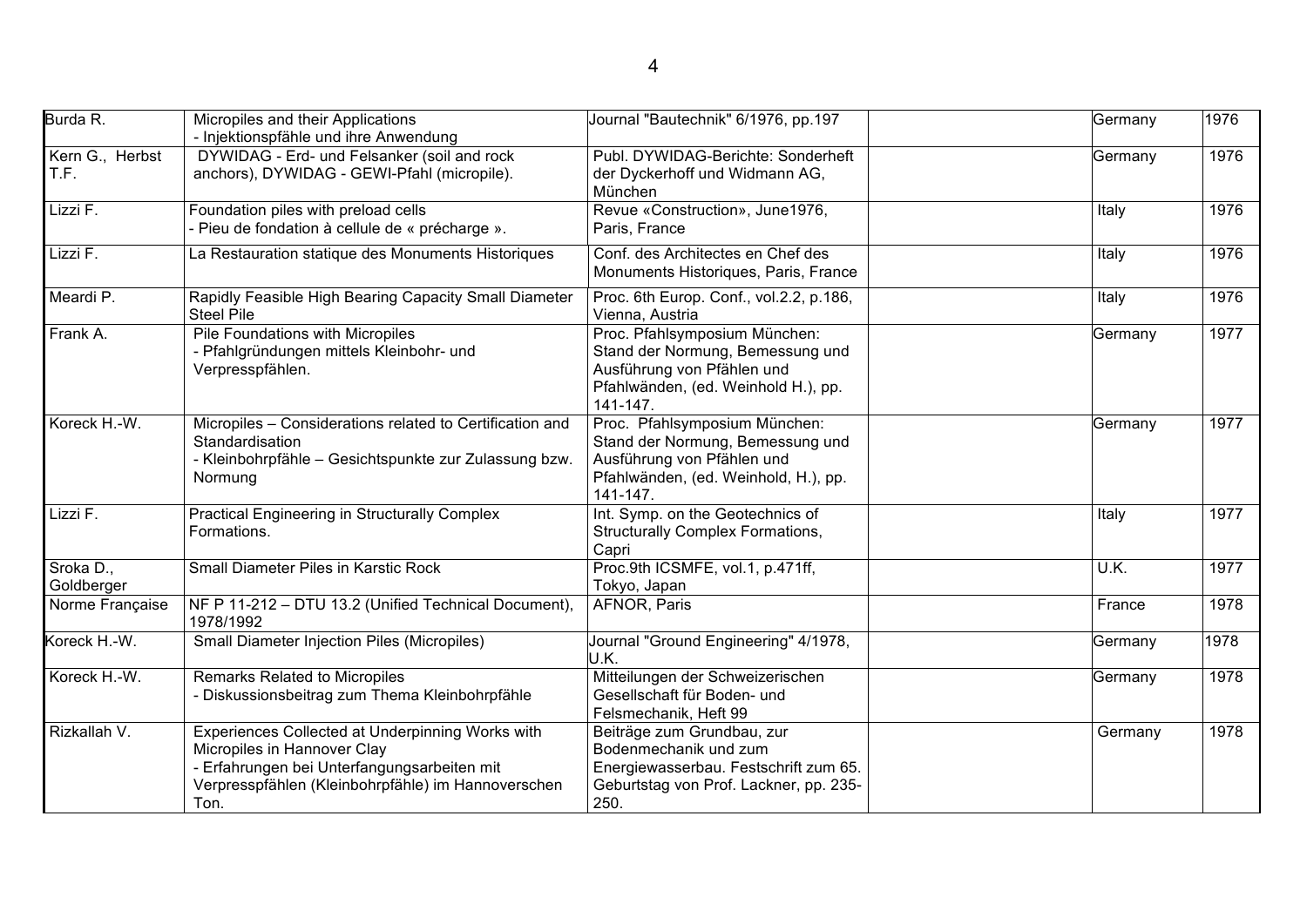| | | | | | |
|---|---|---|---|---|---|
| Burda R. | Micropiles and their Applications<br>- Injektionspfähle und ihre Anwendung | Journal "Bautechnik" 6/1976, pp.197 | | Germany | 1976 |
| Kern G., Herbst T.F. | DYWIDAG - Erd- und Felsanker (soil and rock anchors), DYWIDAG - GEWI-Pfahl (micropile). | Publ. DYWIDAG-Berichte: Sonderheft der Dyckerhoff und Widmann AG, München | | Germany | 1976 |
| Lizzi F. | Foundation piles with preload cells<br>- Pieu de fondation à cellule de « précharge ». | Revue «Construction», June1976, Paris, France | | Italy | 1976 |
| Lizzi F. | La Restauration statique des Monuments Historiques | Conf. des Architectes en Chef des Monuments Historiques, Paris, France | | Italy | 1976 |
| Meardi P. | Rapidly Feasible High Bearing Capacity Small Diameter Steel Pile | Proc. 6th Europ. Conf., vol.2.2, p.186, Vienna, Austria | | Italy | 1976 |
| Frank A. | Pile Foundations with Micropiles<br>- Pfahlgründungen mittels Kleinbohr- und Verpresspfählen. | Proc. Pfahlsymposium München: Stand der Normung, Bemessung und Ausführung von Pfählen und Pfahlwänden, (ed. Weinhold H.), pp. 141-147. | | Germany | 1977 |
| Koreck H.-W. | Micropiles – Considerations related to Certification and Standardisation<br>- Kleinbohrpfähle – Gesichtspunkte zur Zulassung bzw. Normung | Proc. Pfahlsymposium München: Stand der Normung, Bemessung und Ausführung von Pfählen und Pfahlwänden, (ed. Weinhold, H.), pp. 141-147. | | Germany | 1977 |
| Lizzi F. | Practical Engineering in Structurally Complex Formations. | Int. Symp. on the Geotechnics of Structurally Complex Formations, Capri | | Italy | 1977 |
| Sroka D., Goldberger | Small Diameter Piles in Karstic Rock | Proc.9th ICSMFE, vol.1, p.471ff, Tokyo, Japan | | U.K. | 1977 |
| Norme Française | NF P 11-212 – DTU 13.2 (Unified Technical Document), 1978/1992 | AFNOR, Paris | | France | 1978 |
| Koreck H.-W. | Small Diameter Injection Piles (Micropiles) | Journal "Ground Engineering" 4/1978, U.K. | | Germany | 1978 |
| Koreck H.-W. | Remarks Related to Micropiles<br>- Diskussionsbeitrag zum Thema Kleinbohrpfähle | Mitteilungen der Schweizerischen Gesellschaft für Boden- und Felsmechanik, Heft 99 | | Germany | 1978 |
| Rizkallah V. | Experiences Collected at Underpinning Works with Micropiles in Hannover Clay<br>- Erfahrungen bei Unterfangungsarbeiten mit Verpresspfählen (Kleinbohrpfähle) im Hannoverschen Ton. | Beiträge zum Grundbau, zur Bodenmechanik und zum Energiewasserbau. Festschrift zum 65. Geburtstag von Prof. Lackner, pp. 235-250. | | Germany | 1978 |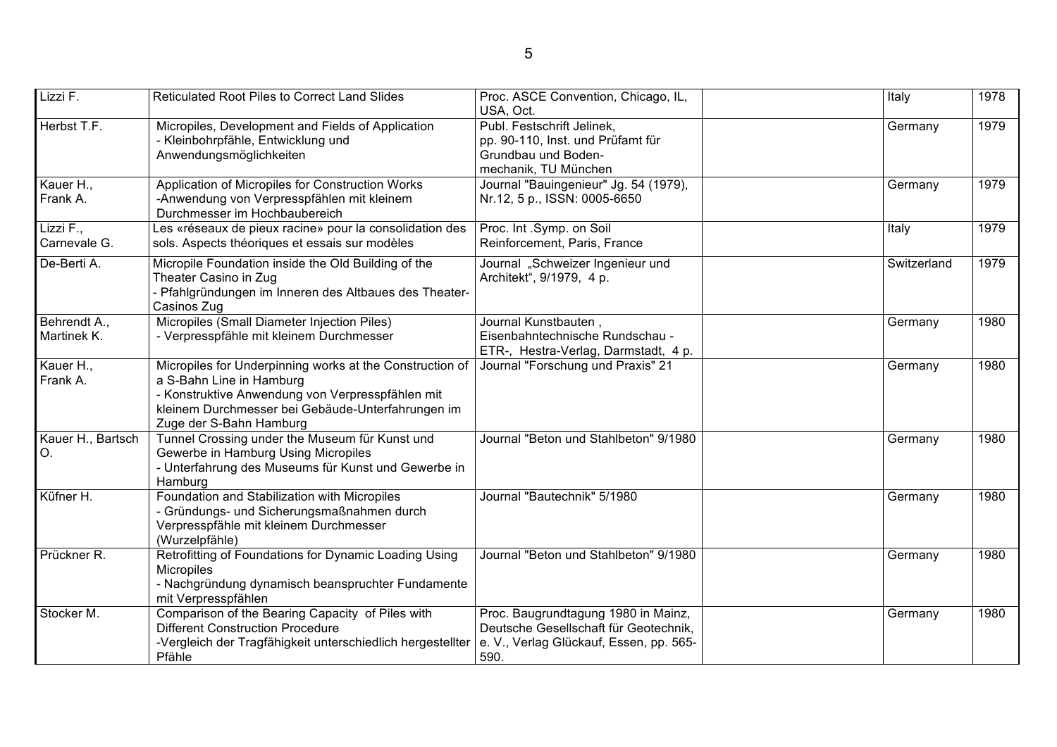| | | | | | |
|---|---|---|---|---|---|
| Lizzi F. | Reticulated Root Piles to Correct Land Slides | Proc. ASCE Convention, Chicago, IL, USA, Oct. | | Italy | 1978 |
| Herbst T.F. | Micropiles, Development and Fields of Application - Kleinbohrpfähle, Entwicklung und Anwendungsmöglichkeiten | Publ. Festschrift Jelinek, pp. 90-110, Inst. und Prüfamt für Grundbau und Boden-mechanik, TU München | | Germany | 1979 |
| Kauer H., Frank A. | Application of Micropiles for Construction Works -Anwendung von Verpresspfählen mit kleinem Durchmesser im Hochbaubereich | Journal "Bauingenieur" Jg. 54 (1979), Nr.12, 5 p., ISSN: 0005-6650 | | Germany | 1979 |
| Lizzi F., Carnevale G. | Les «réseaux de pieux racine» pour la consolidation des sols. Aspects théoriques et essais sur modèles | Proc. Int .Symp. on Soil Reinforcement, Paris, France | | Italy | 1979 |
| De-Berti A. | Micropile Foundation inside the Old Building of the Theater Casino in Zug - Pfahlgründungen im Inneren des Altbaues des Theater-Casinos Zug | Journal „Schweizer Ingenieur und Architekt", 9/1979, 4 p. | | Switzerland | 1979 |
| Behrendt A., Martinek K. | Micropiles (Small Diameter Injection Piles) - Verpresspfähle mit kleinem Durchmesser | Journal Kunstbauten , Eisenbahntechnische Rundschau - ETR-, Hestra-Verlag, Darmstadt, 4 p. | | Germany | 1980 |
| Kauer H., Frank A. | Micropiles for Underpinning works at the Construction of a S-Bahn Line in Hamburg - Konstruktive Anwendung von Verpresspfählen mit kleinem Durchmesser bei Gebäude-Unterfahrungen im Zuge der S-Bahn Hamburg | Journal "Forschung und Praxis" 21 | | Germany | 1980 |
| Kauer H., Bartsch O. | Tunnel Crossing under the Museum für Kunst und Gewerbe in Hamburg Using Micropiles - Unterfahrung des Museums für Kunst und Gewerbe in Hamburg | Journal "Beton und Stahlbeton" 9/1980 | | Germany | 1980 |
| Küfner H. | Foundation and Stabilization with Micropiles - Gründungs- und Sicherungsmaßnahmen durch Verpresspfähle mit kleinem Durchmesser (Wurzelpfähle) | Journal "Bautechnik" 5/1980 | | Germany | 1980 |
| Prückner R. | Retrofitting of Foundations for Dynamic Loading Using Micropiles - Nachgründung dynamisch beanspruchter Fundamente mit Verpresspfählen | Journal "Beton und Stahlbeton" 9/1980 | | Germany | 1980 |
| Stocker M. | Comparison of the Bearing Capacity of Piles with Different Construction Procedure -Vergleich der Tragfähigkeit unterschiedlich hergestellter Pfähle | Proc. Baugrundtagung 1980 in Mainz, Deutsche Gesellschaft für Geotechnik, e. V., Verlag Glückauf, Essen, pp. 565-590. | | Germany | 1980 |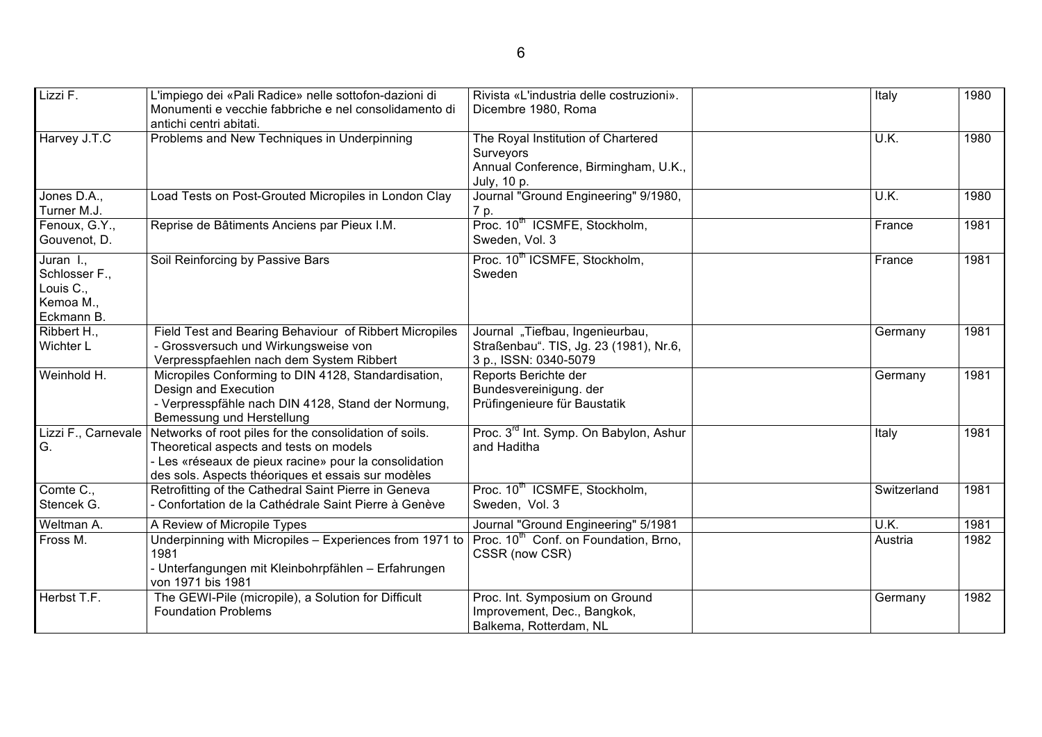| | | | | | |
|---|---|---|---|---|---|
| Lizzi F. | L'impiego dei «Pali Radice» nelle sottofon-dazioni di Monumenti e vecchie fabbriche e nel consolidamento di antichi centri abitati. | Rivista «L'industria delle costruzioni». Dicembre 1980, Roma | | Italy | 1980 |
| Harvey J.T.C | Problems and New Techniques in Underpinning | The Royal Institution of Chartered Surveyors<br>Annual Conference, Birmingham, U.K., July, 10 p. | | U.K. | 1980 |
| Jones D.A., Turner M.J. | Load Tests on Post-Grouted Micropiles in London Clay | Journal "Ground Engineering" 9/1980, 7 p. | | U.K. | 1980 |
| Fenoux, G.Y., Gouvenot, D. | Reprise de Bâtiments Anciens par Pieux I.M. | Proc. 10th ICSMFE, Stockholm, Sweden, Vol. 3 | | France | 1981 |
| Juran I., Schlosser F., Louis C., Kemoa M., Eckmann B. | Soil Reinforcing by Passive Bars | Proc. 10th ICSMFE, Stockholm, Sweden | | France | 1981 |
| Ribbert H., Wichter L | Field Test and Bearing Behaviour of Ribbert Micropiles<br>- Grossversuch und Wirkungsweise von Verpresspfaehlen nach dem System Ribbert | Journal „Tiefbau, Ingenieurbau, Straßenbau". TIS, Jg. 23 (1981), Nr.6, 3 p., ISSN: 0340-5079 | | Germany | 1981 |
| Weinhold H. | Micropiles Conforming to DIN 4128, Standardisation, Design and Execution<br>- Verpresspfähle nach DIN 4128, Stand der Normung, Bemessung und Herstellung | Reports Berichte der Bundesvereinigung. der Prüfingenieure für Baustatik | | Germany | 1981 |
| Lizzi F., Carnevale G. | Networks of root piles for the consolidation of soils. Theoretical aspects and tests on models<br>- Les «réseaux de pieux racine» pour la consolidation des sols. Aspects théoriques et essais sur modèles | Proc. 3rd Int. Symp. On Babylon, Ashur and Haditha | | Italy | 1981 |
| Comte C., Stencek G. | Retrofitting of the Cathedral Saint Pierre in Geneva<br>- Confortation de la Cathédrale Saint Pierre à Genève | Proc. 10th ICSMFE, Stockholm, Sweden, Vol. 3 | | Switzerland | 1981 |
| Weltman A. | A Review of Micropile Types | Journal "Ground Engineering" 5/1981 | | U.K. | 1981 |
| Fross M. | Underpinning with Micropiles – Experiences from 1971 to 1981<br>- Unterfangungen mit Kleinbohrpfählen – Erfahrungen von 1971 bis 1981 | Proc. 10th Conf. on Foundation, Brno, CSSR (now CSR) | | Austria | 1982 |
| Herbst T.F. | The GEWI-Pile (micropile), a Solution for Difficult Foundation Problems | Proc. Int. Symposium on Ground Improvement, Dec., Bangkok, Balkema, Rotterdam, NL | | Germany | 1982 |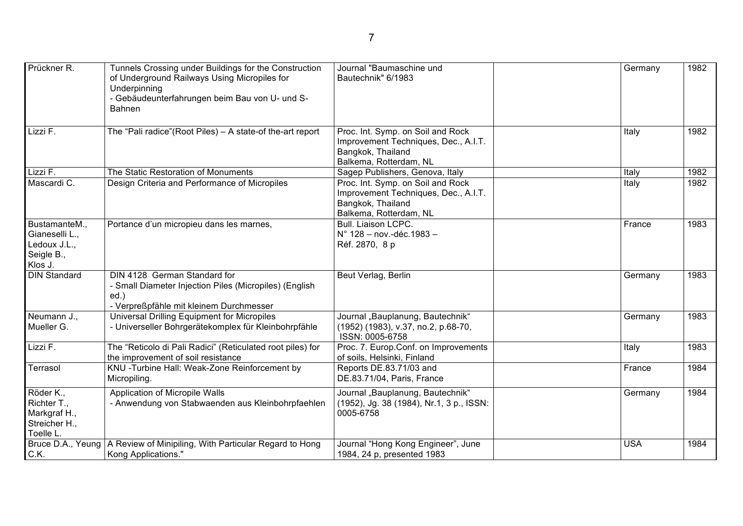| | | | | | |
|---|---|---|---|---|---|
| Prückner R. | Tunnels Crossing under Buildings for the Construction of Underground Railways Using Micropiles for Underpinning<br>- Gebäudeunterfahrungen beim Bau von U- und S-Bahnen | Journal "Baumaschine und Bautechnik" 6/1983 | | Germany | 1982 |
| Lizzi F. | The “Pali radice”(Root Piles) – A state-of the-art report | Proc. Int. Symp. on Soil and Rock Improvement Techniques, Dec., A.I.T. Bangkok, Thailand<br>Balkema, Rotterdam, NL | | Italy | 1982 |
| Lizzi F. | The Static Restoration of Monuments | Sagep Publishers, Genova, Italy | | Italy | 1982 |
| Mascardi C. | Design Criteria and Performance of Micropiles | Proc. Int. Symp. on Soil and Rock Improvement Techniques, Dec., A.I.T. Bangkok, Thailand<br>Balkema, Rotterdam, NL | | Italy | 1982 |
| BustamanteM., Gianeselli L., Ledoux J.L., Seigle B., Klos J. | Portance d’un micropieu dans les marnes, | Bull. Liaison LCPC.<br>N° 128 – nov.-déc.1983 –<br>Réf. 2870, 8 p | | France | 1983 |
| DIN Standard | DIN 4128 German Standard for<br>- Small Diameter Injection Piles (Micropiles) (English ed.)<br>- Verpreßpfähle mit kleinem Durchmesser | Beut Verlag, Berlin | | Germany | 1983 |
| Neumann J., Mueller G. | Universal Drilling Equipment for Micropiles<br>- Universeller Bohrgerätekomplex für Kleinbohrpfähle | Journal „Bauplanung, Bautechnik“ (1952) (1983), v.37, no.2, p.68-70, ISSN: 0005-6758 | | Germany | 1983 |
| Lizzi F. | The “Reticolo di Pali Radici” (Reticulated root piles) for the improvement of soil resistance | Proc. 7. Europ.Conf. on Improvements of soils, Helsinki, Finland | | Italy | 1983 |
| Terrasol | KNU -Turbine Hall: Weak-Zone Reinforcement by Micropiling. | Reports DE.83.71/03 and DE.83.71/04, Paris, France | | France | 1984 |
| Röder K., Richter T., Markgraf H., Streicher H., Toelle L. | Application of Micropile Walls<br>- Anwendung von Stabwaenden aus Kleinbohrpfaehlen | Journal „Bauplanung, Bautechnik“ (1952), Jg. 38 (1984), Nr.1, 3 p., ISSN: 0005-6758 | | Germany | 1984 |
| Bruce D.A., Yeung C.K. | A Review of Minipiling, With Particular Regard to Hong Kong Applications." | Journal “Hong Kong Engineer”, June 1984, 24 p, presented 1983 | | USA | 1984 |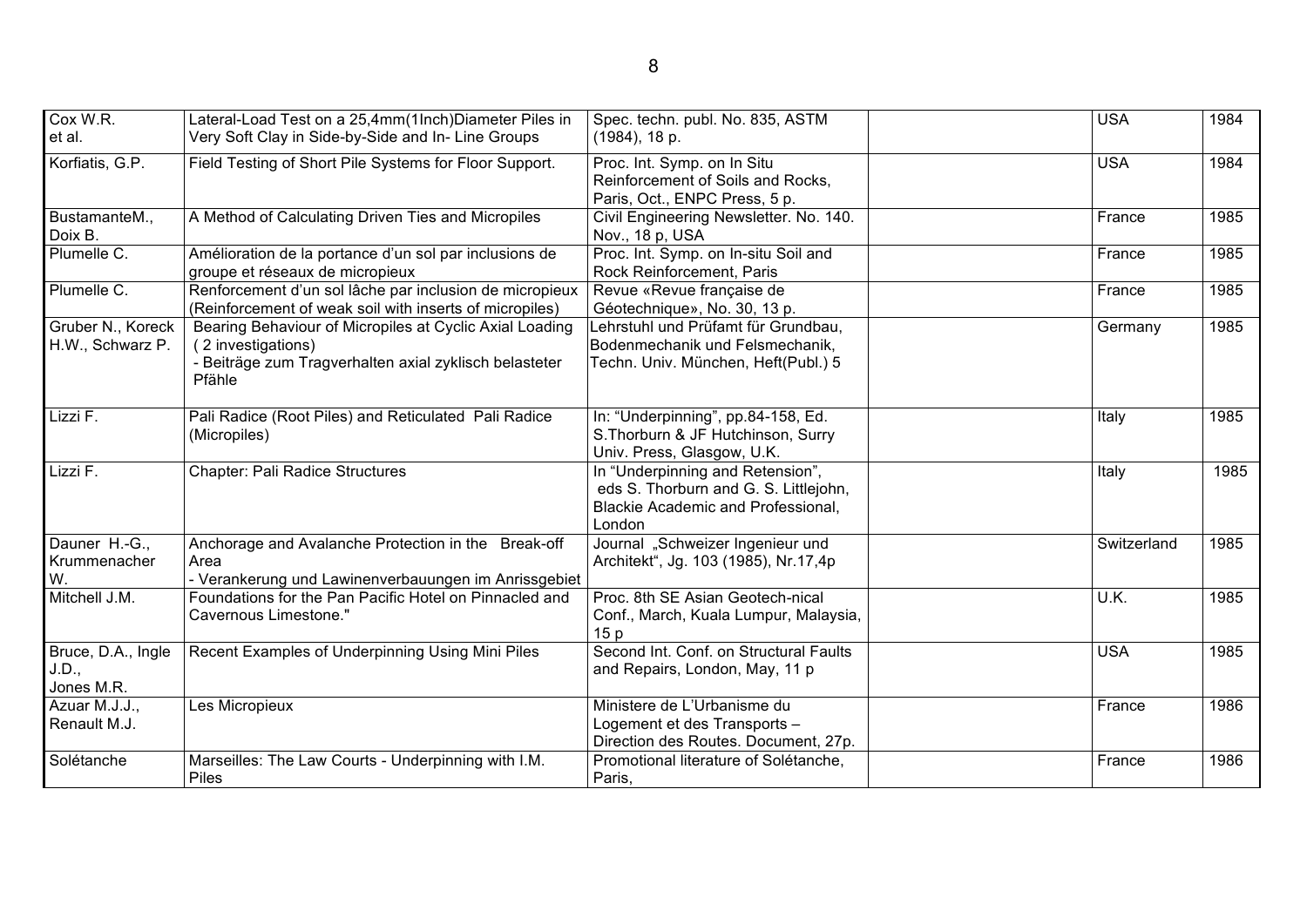| | | | | | |
|---|---|---|---|---|---|
| Cox W.R. et al. | Lateral-Load Test on a 25,4mm(1Inch)Diameter Piles in Very Soft Clay in Side-by-Side and In- Line Groups | Spec. techn. publl. No. 835, ASTM (1984), 18 p. | | USA | 1984 |
| Korfiatis, G.P. | Field Testing of Short Pile Systems for Floor Support. | Proc. Int. Symp. on In Situ Reinforcement of Soils and Rocks, Paris, Oct., ENPC Press, 5 p. | | USA | 1984 |
| BustamanteM., Doix B. | A Method of Calculating Driven Ties and Micropiles | Civil Engineering Newsletter. No. 140. Nov., 18 p, USA | | France | 1985 |
| Plumelle C. | Amélioration de la portance d'un sol par inclusions de groupe et réseaux de micropieux | Proc. Int. Symp. on In-situ Soil and Rock Reinforcement, Paris | | France | 1985 |
| Plumelle C. | Renforcement d'un sol lâche par inclusion de micropieux (Reinforcement of weak soil with inserts of micropiles) | Revue «Revue française de Géotechnique», No. 30, 13 p. | | France | 1985 |
| Gruber N., Koreck H.W., Schwarz P. | Bearing Behaviour of Micropiles at Cyclic Axial Loading ( 2 investigations) - Beiträge zum Tragverhalten axial zyklisch belasteter Pfähle | Lehrstuhl und Prüfamt für Grundbau, Bodenmechanik und Felsmechanik, Techn. Univ. München, Heft(Publ.) 5 | | Germany | 1985 |
| Lizzi F. | Pali Radice (Root Piles) and Reticulated Pali Radice (Micropiles) | In: "Underpinning", pp.84-158, Ed. S.Thorburn & JF Hutchinson, Surry Univ. Press, Glasgow, U.K. | | Italy | 1985 |
| Lizzi F. | Chapter: Pali Radice Structures | In "Underpinning and Retension", eds S. Thorburn and G. S. Littlejohn, Blackie Academic and Professional, London | | Italy | 1985 |
| Dauner H.-G., Krummenacher W. | Anchorage and Avalanche Protection in the Break-off Area - Verankerung und Lawinenverbauungen im Anrissgebiet | Journal „Schweizer Ingenieur und Architekt", Jg. 103 (1985), Nr.17,4p | | Switzerland | 1985 |
| Mitchell J.M. | Foundations for the Pan Pacific Hotel on Pinnacled and Cavernous Limestone." | Proc. 8th SE Asian Geotech-nical Conf., March, Kuala Lumpur, Malaysia, 15 p | | U.K. | 1985 |
| Bruce, D.A., Ingle J.D., Jones M.R. | Recent Examples of Underpinning Using Mini Piles | Second Int. Conf. on Structural Faults and Repairs, London, May, 11 p | | USA | 1985 |
| Azuar M.J.J., Renault M.J. | Les Micropieux | Ministere de L'Urbanisme du Logement et des Transports – Direction des Routes. Document, 27p. | | France | 1986 |
| Solétanche | Marseilles: The Law Courts - Underpinning with I.M. Piles | Promotional literature of Solétanche, Paris, | | France | 1986 |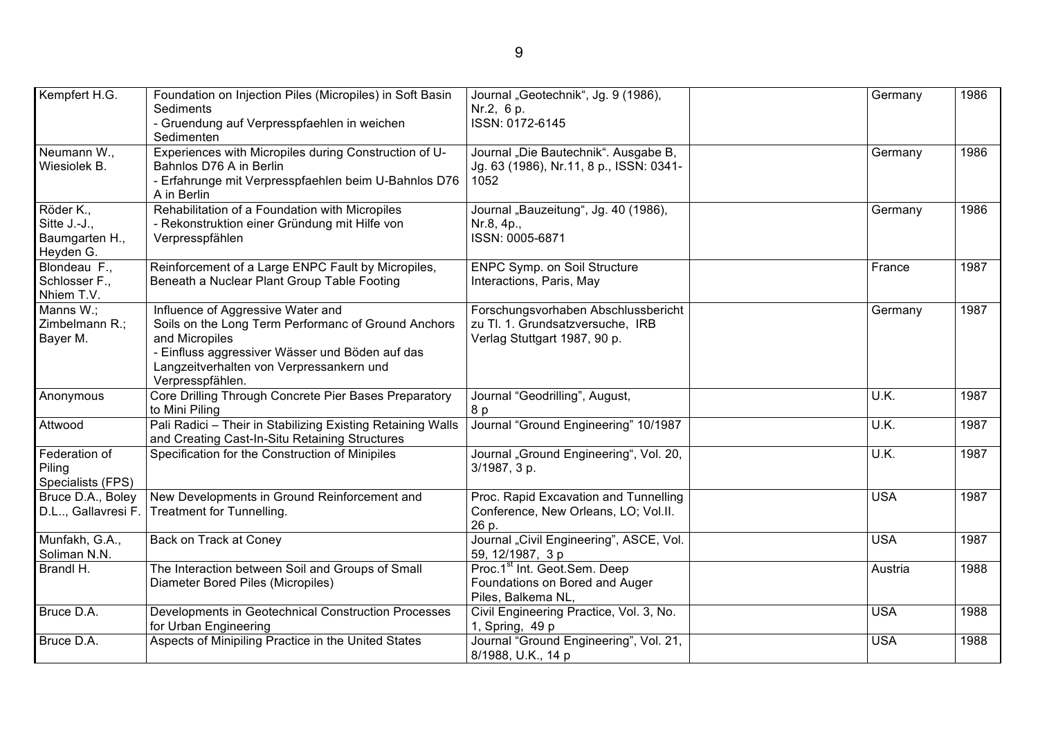| | | | | | |
|---|---|---|---|---|---|
| Kempfert H.G. | Foundation on Injection Piles (Micropiles) in Soft Basin Sediments<br>- Gruendung auf Verpresspfaehlen in weichen Sedimenten | Journal „Geotechnik", Jg. 9 (1986), Nr.2, 6 p.<br>ISSN: 0172-6145 | | Germany | 1986 |
| Neumann W., Wiesiolek B. | Experiences with Micropiles during Construction of U-Bahnlos D76 A in Berlin<br>- Erfahrunge mit Verpresspfaehlen beim U-Bahnlos D76 A in Berlin | Journal „Die Bautechnik". Ausgabe B, Jg. 63 (1986), Nr.11, 8 p., ISSN: 0341-1052 | | Germany | 1986 |
| Röder K., Sitte J.-J., Baumgarten H., Heyden G. | Rehabilitation of a Foundation with Micropiles<br>- Rekonstruktion einer Gründung mit Hilfe von Verpresspfählen | Journal „Bauzeitung", Jg. 40 (1986), Nr.8, 4p.,<br>ISSN: 0005-6871 | | Germany | 1986 |
| Blondeau F., Schlosser F., Nhiem T.V. | Reinforcement of a Large ENPC Fault by Micropiles, Beneath a Nuclear Plant Group Table Footing | ENPC Symp. on Soil Structure Interactions, Paris, May | | France | 1987 |
| Manns W.; Zimbelmann R.; Bayer M. | Influence of Aggressive Water and Soils on the Long Term Performanc of Ground Anchors and Micropiles<br>- Einfluss aggressiver Wässer und Böden auf das Langzeitverhalten von Verpressankern und Verpresspfählen. | Forschungsvorhaben Abschlussbericht zu Tl. 1. Grundsatzversuche, IRB Verlag Stuttgart 1987, 90 p. | | Germany | 1987 |
| Anonymous | Core Drilling Through Concrete Pier Bases Preparatory to Mini Piling | Journal "Geodrilling", August, 8 p | | U.K. | 1987 |
| Attwood | Pali Radici – Their in Stabilizing Existing Retaining Walls and Creating Cast-In-Situ Retaining Structures | Journal "Ground Engineering" 10/1987 | | U.K. | 1987 |
| Federation of Piling Specialists (FPS) | Specification for the Construction of Minipiles | Journal „Ground Engineering", Vol. 20, 3/1987, 3 p. | | U.K. | 1987 |
| Bruce D.A., Boley D.L.., Gallavresi F. | New Developments in Ground Reinforcement and Treatment for Tunnelling. | Proc. Rapid Excavation and Tunnelling Conference, New Orleans, LO; Vol.II. 26 p. | | USA | 1987 |
| Munfakh, G.A., Soliman N.N. | Back on Track at Coney | Journal „Civil Engineering", ASCE, Vol. 59, 12/1987, 3 p | | USA | 1987 |
| Brandl H. | The Interaction between Soil and Groups of Small Diameter Bored Piles (Micropiles) | Proc.1st Int. Geot.Sem. Deep Foundations on Bored and Auger Piles, Balkema NL, | | Austria | 1988 |
| Bruce D.A. | Developments in Geotechnical Construction Processes for Urban Engineering | Civil Engineering Practice, Vol. 3, No. 1, Spring, 49 p | | USA | 1988 |
| Bruce D.A. | Aspects of Minipiling Practice in the United States | Journal "Ground Engineering", Vol. 21, 8/1988, U.K., 14 p | | USA | 1988 |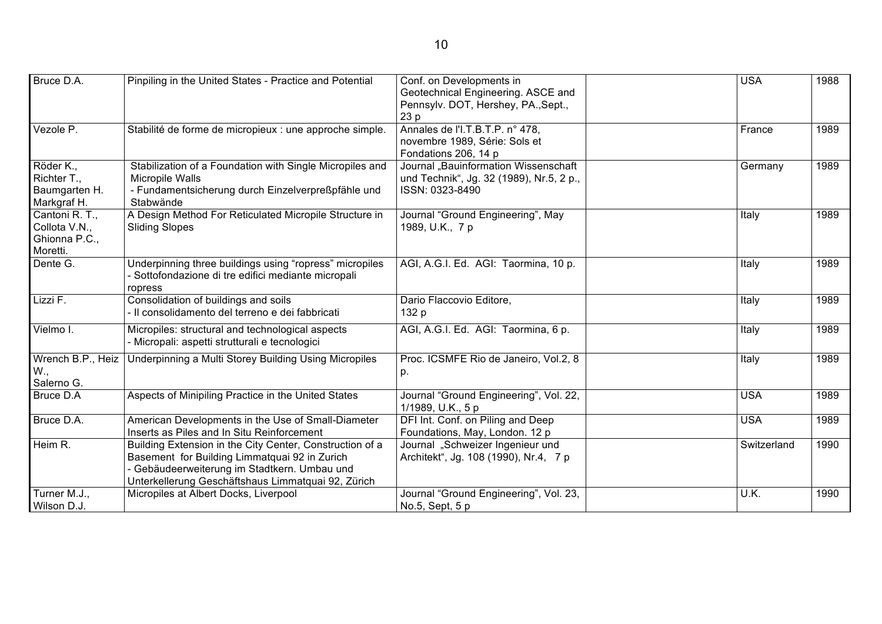| | | | | | |
|---|---|---|---|---|---|
| Bruce D.A. | Pinpiling in the United States - Practice and Potential | Conf. on Developments in Geotechnical Engineering. ASCE and Pennsylv. DOT, Hershey, PA.,Sept., 23 p | | USA | 1988 |
| Vezole P. | Stabilité de forme de micropieux : une approche simple. | Annales de l'I.T.B.T.P. n° 478, novembre 1989, Série: Sols et Fondations 206, 14 p | | France | 1989 |
| Röder K., Richter T., Baumgarten H. Markgraf H. | Stabilization of a Foundation with Single Micropiles and Micropile Walls - Fundamentsicherung durch Einzelverpreßpfähle und Stabwände | Journal „Bauinformation Wissenschaft und Technik", Jg. 32 (1989), Nr.5, 2 p., ISSN: 0323-8490 | | Germany | 1989 |
| Cantoni R. T., Collota V.N., Ghionna P.C., Moretti. | A Design Method For Reticulated Micropile Structure in Sliding Slopes | Journal "Ground Engineering", May 1989, U.K., 7 p | | Italy | 1989 |
| Dente G. | Underpinning three buildings using "ropress" micropiles - Sottofondazione di tre edifici mediante micropali ropress | AGI, A.G.I. Ed. AGI: Taormina, 10 p. | | Italy | 1989 |
| Lizzi F. | Consolidation of buildings and soils - Il consolidamento del terreno e dei fabbricati | Dario Flaccovio Editore, 132 p | | Italy | 1989 |
| Vielmo I. | Micropiles: structural and technological aspects - Micropali: aspetti strutturali e tecnologici | AGI, A.G.I. Ed. AGI: Taormina, 6 p. | | Italy | 1989 |
| Wrench B.P., Heiz W., Salerno G. | Underpinning a Multi Storey Building Using Micropiles | Proc. ICSMFE Rio de Janeiro, Vol.2, 8 p. | | Italy | 1989 |
| Bruce D.A | Aspects of Minipiling Practice in the United States | Journal "Ground Engineering", Vol. 22, 1/1989, U.K., 5 p | | USA | 1989 |
| Bruce D.A. | American Developments in the Use of Small-Diameter Inserts as Piles and In Situ Reinforcement | DFI Int. Conf. on Piling and Deep Foundations, May, London. 12 p | | USA | 1989 |
| Heim R. | Building Extension in the City Center, Construction of a Basement for Building Limmatquai 92 in Zurich - Gebäudeerweiterung im Stadtkern. Umbau und Unterkellerung Geschäftshaus Limmatquai 92, Zürich | Journal „Schweizer Ingenieur und Architekt", Jg. 108 (1990), Nr.4, 7 p | | Switzerland | 1990 |
| Turner M.J., Wilson D.J. | Micropiles at Albert Docks, Liverpool | Journal "Ground Engineering", Vol. 23, No.5, Sept, 5 p | | U.K. | 1990 |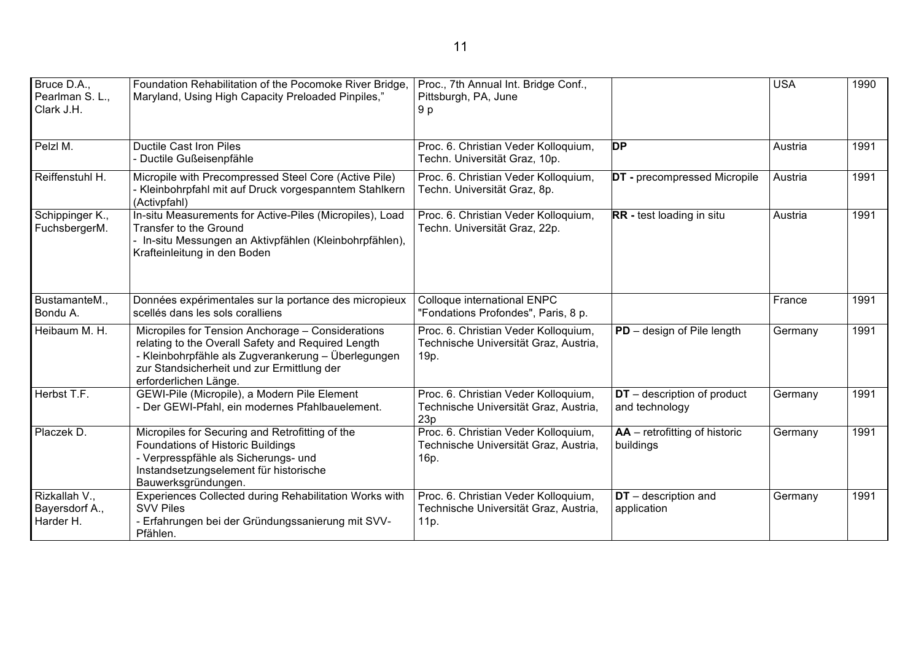| | | | | | |
|---|---|---|---|---|---|
| Bruce D.A., Pearlman S. L., Clark J.H. | Foundation Rehabilitation of the Pocomoke River Bridge, Maryland, Using High Capacity Preloaded Pinpiles," | Proc., 7th Annual Int. Bridge Conf., Pittsburgh, PA, June 9 p | | USA | 1990 |
| Pelzl M. | Ductile Cast Iron Piles - Ductile Gußeisenpfähle | Proc. 6. Christian Veder Kolloquium, Techn. Universität Graz, 10p. | **DP** | Austria | 1991 |
| Reiffenstuhl H. | Micropile with Precompressed Steel Core (Active Pile) - Kleinbohrpfahl mit auf Druck vorgespanntem Stahlkern (Activpfahl) | Proc. 6. Christian Veder Kolloquium, Techn. Universität Graz, 8p. | **DT -** precompressed Micropile | Austria | 1991 |
| Schippinger K., FuchsbergerM. | In-situ Measurements for Active-Piles (Micropiles), Load Transfer to the Ground - In-situ Messungen an Aktivpfählen (Kleinbohrpfählen), Krafteinleitung in den Boden | Proc. 6. Christian Veder Kolloquium, Techn. Universität Graz, 22p. | **RR -** test loading in situ | Austria | 1991 |
| BustamanteM., Bondu A. | Données expérimentales sur la portance des micropieux scellés dans les sols coralliens | Colloque international ENPC "Fondations Profondes", Paris, 8 p. | | France | 1991 |
| Heibaum M. H. | Micropiles for Tension Anchorage – Considerations relating to the Overall Safety and Required Length - Kleinbohrpfähle als Zugverankerung – Überlegungen zur Standsicherheit und zur Ermittlung der erforderlichen Länge. | Proc. 6. Christian Veder Kolloquium, Technische Universität Graz, Austria, 19p. | **PD** – design of Pile length | Germany | 1991 |
| Herbst T.F. | GEWI-Pile (Micropile), a Modern Pile Element - Der GEWI-Pfahl, ein modernes Pfahlbauelement. | Proc. 6. Christian Veder Kolloquium, Technische Universität Graz, Austria, 23p | **DT** – description of product and technology | Germany | 1991 |
| Placzek D. | Micropiles for Securing and Retrofitting of the Foundations of Historic Buildings - Verpresspfähle als Sicherungs- und Instandsetzungselement für historische Bauwerksgründungen. | Proc. 6. Christian Veder Kolloquium, Technische Universität Graz, Austria, 16p. | **AA** – retrofitting of historic buildings | Germany | 1991 |
| Rizkallah V., Bayersdorf A., Harder H. | Experiences Collected during Rehabilitation Works with SVV Piles - Erfahrungen bei der Gründungssanierung mit SVV-Pfählen. | Proc. 6. Christian Veder Kolloquium, Technische Universität Graz, Austria, 11p. | **DT** – description and application | Germany | 1991 |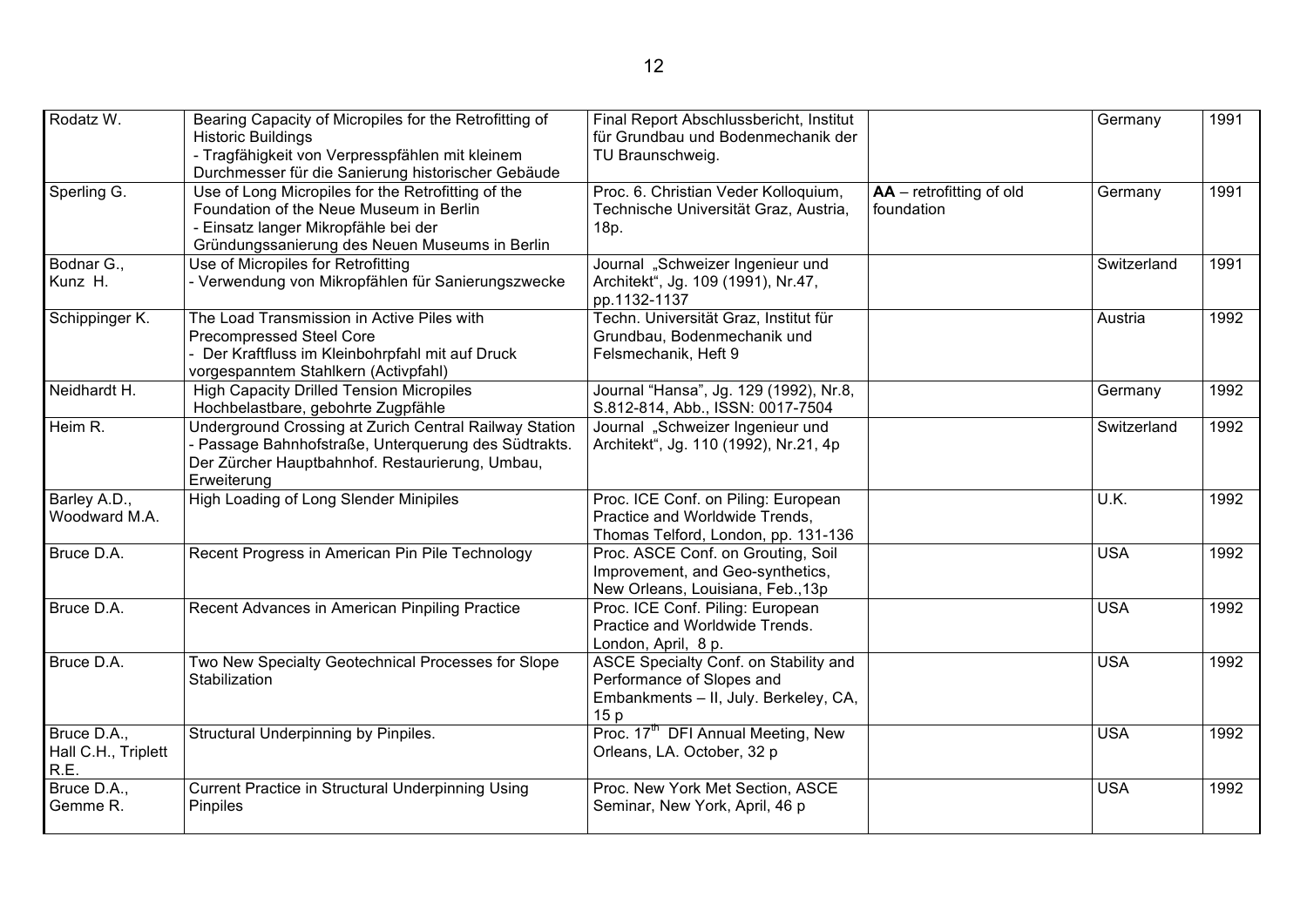| | | | | | |
|---|---|---|---|---|---|
| Rodatz W. | Bearing Capacity of Micropiles for the Retrofitting of Historic Buildings<br>- Tragfähigkeit von Verpresspfählen mit kleinem Durchmesser für die Sanierung historischer Gebäude | Final Report Abschlussbericht, Institut für Grundbau und Bodenmechanik der TU Braunschweig. | | Germany | 1991 |
| Sperling G. | Use of Long Micropiles for the Retrofitting of the Foundation of the Neue Museum in Berlin<br>- Einsatz langer Mikropfähle bei der Gründungssanierung des Neuen Museums in Berlin | Proc. 6. Christian Veder Kolloquium, Technische Universität Graz, Austria, 18p. | **AA** – retrofitting of old foundation | Germany | 1991 |
| Bodnar G., Kunz H. | Use of Micropiles for Retrofitting<br>- Verwendung von Mikropfählen für Sanierungszwecke | Journal „Schweizer Ingenieur und Architekt", Jg. 109 (1991), Nr.47, pp.1132-1137 | | Switzerland | 1991 |
| Schippinger K. | The Load Transmission in Active Piles with Precompressed Steel Core<br>- Der Kraftfluss im Kleinbohrpfahl mit auf Druck vorgespanntem Stahlkern (Activpfahl) | Techn. Universität Graz, Institut für Grundbau, Bodenmechanik und Felsmechanik, Heft 9 | | Austria | 1992 |
| Neidhardt H. | High Capacity Drilled Tension Micropiles<br>Hochbelastbare, gebohrte Zugpfähle | Journal "Hansa", Jg. 129 (1992), Nr.8, S.812-814, Abb., ISSN: 0017-7504 | | Germany | 1992 |
| Heim R. | Underground Crossing at Zurich Central Railway Station<br>- Passage Bahnhofstraße, Unterquerung des Südtrakts. Der Zürcher Hauptbahnhof. Restaurierung, Umbau, Erweiterung | Journal „Schweizer Ingenieur und Architekt", Jg. 110 (1992), Nr.21, 4p | | Switzerland | 1992 |
| Barley A.D., Woodward M.A. | High Loading of Long Slender Minipiles | Proc. ICE Conf. on Piling: European Practice and Worldwide Trends, Thomas Telford, London, pp. 131-136 | | U.K. | 1992 |
| Bruce D.A. | Recent Progress in American Pin Pile Technology | Proc. ASCE Conf. on Grouting, Soil Improvement, and Geo-synthetics, New Orleans, Louisiana, Feb.,13p | | USA | 1992 |
| Bruce D.A. | Recent Advances in American Pinpiling Practice | Proc. ICE Conf. Piling: European Practice and Worldwide Trends. London, April, 8 p. | | USA | 1992 |
| Bruce D.A. | Two New Specialty Geotechnical Processes for Slope Stabilization | ASCE Specialty Conf. on Stability and Performance of Slopes and Embankments – II, July. Berkeley, CA, 15 p | | USA | 1992 |
| Bruce D.A., Hall C.H., Triplett R.E. | Structural Underpinning by Pinpiles. | Proc. 17th DFI Annual Meeting, New Orleans, LA. October, 32 p | | USA | 1992 |
| Bruce D.A., Gemme R. | Current Practice in Structural Underpinning Using Pinpiles | Proc. New York Met Section, ASCE Seminar, New York, April, 46 p | | USA | 1992 |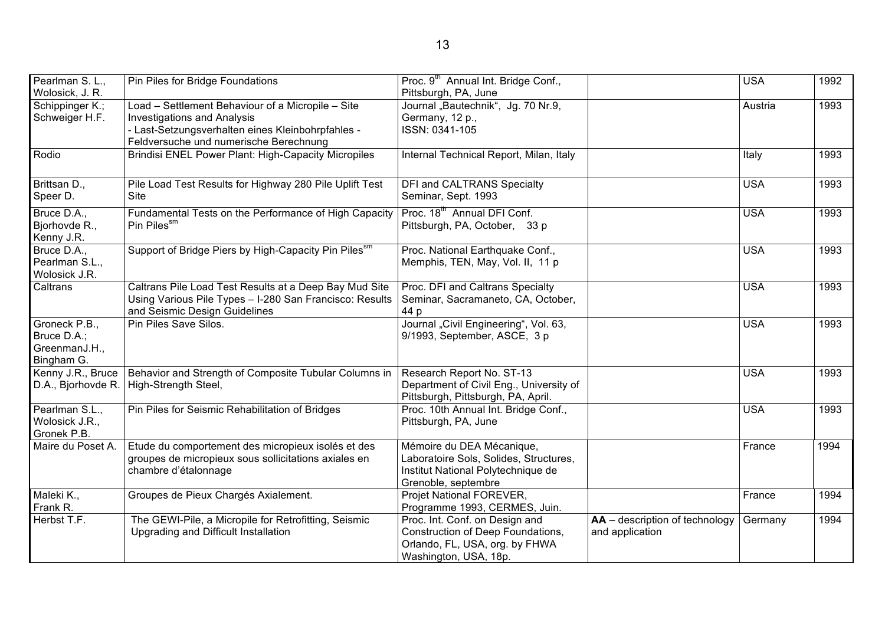| | | | | | |
|---|---|---|---|---|---|
| Pearlman S. L., Wolosick, J. R. | Pin Piles for Bridge Foundations | Proc. 9[th] Annual Int. Bridge Conf., Pittsburgh, PA, June | | USA | 1992 |
| Schippinger K.; Schweiger H.F. | Load – Settlement Behaviour of a Micropile – Site Investigations and Analysis - Last-Setzungsverhalten eines Kleinbohrpfahles - Feldversuche und numerische Berechnung | Journal „Bautechnik", Jg. 70 Nr.9, Germany, 12 p., ISSN: 0341-105 | | Austria | 1993 |
| Rodio | Brindisi ENEL Power Plant: High-Capacity Micropiles | Internal Technical Report, Milan, Italy | | Italy | 1993 |
| Brittsan D., Speer D. | Pile Load Test Results for Highway 280 Pile Uplift Test Site | DFI and CALTRANS Specialty Seminar, Sept. 1993 | | USA | 1993 |
| Bruce D.A., Bjorhovde R., Kenny J.R. | Fundamental Tests on the Performance of High Capacity Pin Piles[sm] | Proc. 18[th] Annual DFI Conf. Pittsburgh, PA, October, 33 p | | USA | 1993 |
| Bruce D.A., Pearlman S.L., Wolosick J.R. | Support of Bridge Piers by High-Capacity Pin Piles[sm] | Proc. National Earthquake Conf., Memphis, TEN, May, Vol. II, 11 p | | USA | 1993 |
| Caltrans | Caltrans Pile Load Test Results at a Deep Bay Mud Site Using Various Pile Types – I-280 San Francisco: Results and Seismic Design Guidelines | Proc. DFI and Caltrans Specialty Seminar, Sacramaneto, CA, October, 44 p | | USA | 1993 |
| Groneck P.B., Bruce D.A.; GreenmanJ.H., Bingham G. | Pin Piles Save Silos. | Journal „Civil Engineering", Vol. 63, 9/1993, September, ASCE, 3 p | | USA | 1993 |
| Kenny J.R., Bruce D.A., Bjorhovde R. | Behavior and Strength of Composite Tubular Columns in High-Strength Steel, | Research Report No. ST-13 Department of Civil Eng., University of Pittsburgh, Pittsburgh, PA, April. | | USA | 1993 |
| Pearlman S.L., Wolosick J.R., Gronek P.B. | Pin Piles for Seismic Rehabilitation of Bridges | Proc. 10th Annual Int. Bridge Conf., Pittsburgh, PA, June | | USA | 1993 |
| Maire du Poset A. | Etude du comportement des micropieux isolés et des groupes de micropieux sous sollicitations axiales en chambre d'étalonnage | Mémoire du DEA Mécanique, Laboratoire Sols, Solides, Structures, Institut National Polytechnique de Grenoble, septembre | | France | 1994 |
| Maleki K., Frank R. | Groupes de Pieux Chargés Axialement. | Projet National FOREVER, Programme 1993, CERMES, Juin. | | France | 1994 |
| Herbst T.F. | The GEWI-Pile, a Micropile for Retrofitting, Seismic Upgrading and Difficult Installation | Proc. Int. Conf. on Design and Construction of Deep Foundations, Orlando, FL, USA, org. by FHWA Washington, USA, 18p. | **AA** – description of technology and application | Germany | 1994 |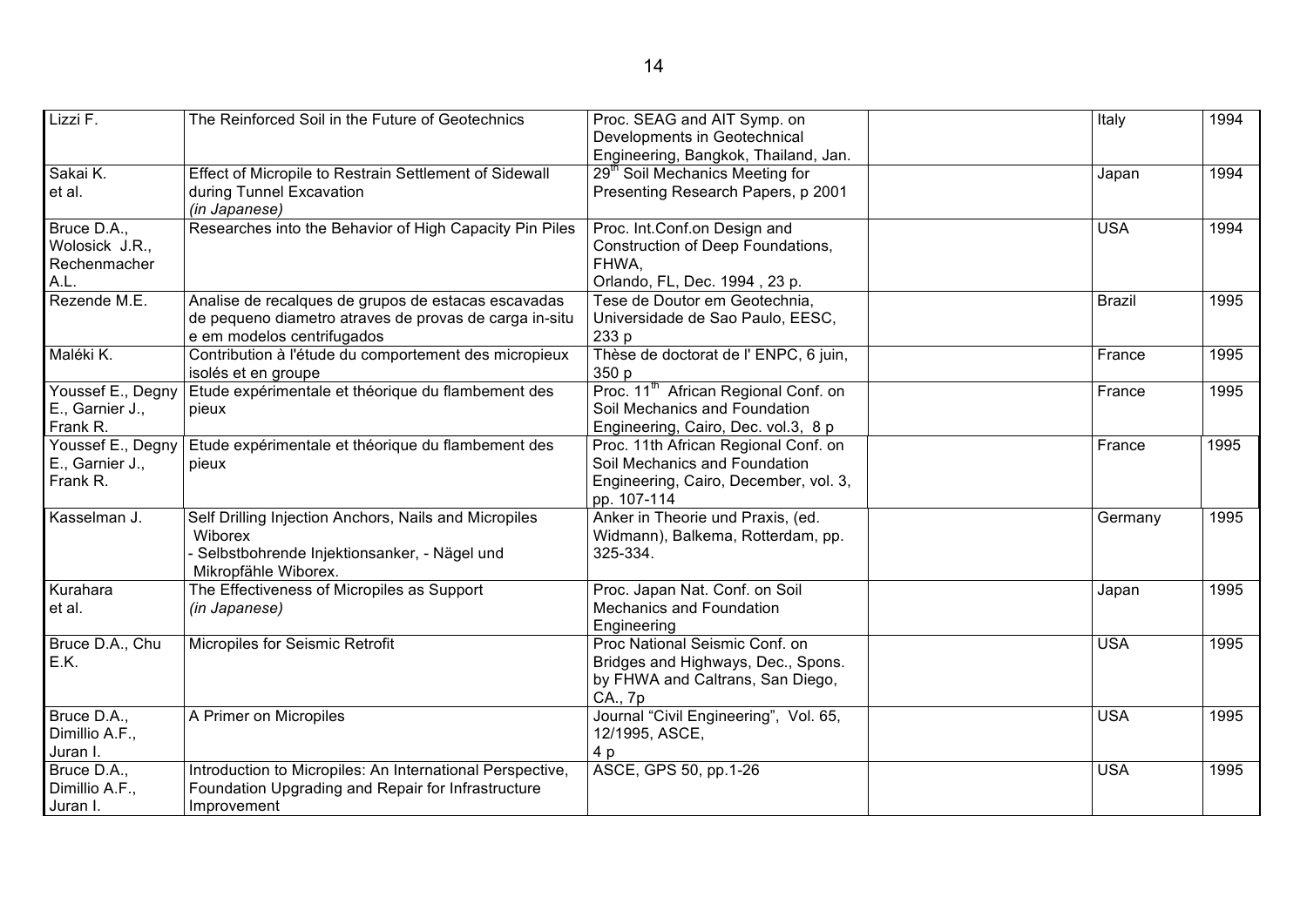| | | | | | |
|---|---|---|---|---|---|
| Lizzi F. | The Reinforced Soil in the Future of Geotechnics | Proc. SEAG and AIT Symp. on Developments in Geotechnical Engineering, Bangkok, Thailand, Jan. | | Italy | 1994 |
| Sakai K. et al. | Effect of Micropile to Restrain Settlement of Sidewall during Tunnel Excavation *(in Japanese)* | 29[th] Soil Mechanics Meeting for Presenting Research Papers, p 2001 | | Japan | 1994 |
| Bruce D.A., Wolosick J.R., Rechenmacher A.L. | Researches into the Behavior of High Capacity Pin Piles | Proc. Int.Conf.on Design and Construction of Deep Foundations, FHWA, Orlando, FL, Dec. 1994 , 23 p. | | USA | 1994 |
| Rezende M.E. | Analise de recalques de grupos de estacas escavadas de pequeno diametro atraves de provas de carga in-situ e em modelos centrifugados | Tese de Doutor em Geotechnia, Universidade de Sao Paulo, EESC, 233 p | | Brazil | 1995 |
| Maléki K. | Contribution à l'étude du comportement des micropieux isolés et en groupe | Thèse de doctorat de l' ENPC, 6 juin, 350 p | | France | 1995 |
| Youssef E., Degny E., Garnier J., Frank R. | Etude expérimentale et théorique du flambement des pieux | Proc. 11[th] African Regional Conf. on Soil Mechanics and Foundation Engineering, Cairo, Dec. vol.3, 8 p | | France | 1995 |
| Youssef E., Degny E., Garnier J., Frank R. | Etude expérimentale et théorique du flambement des pieux | Proc. 11th African Regional Conf. on Soil Mechanics and Foundation Engineering, Cairo, December, vol. 3, pp. 107-114 | | France | 1995 |
| Kasselman J. | Self Drilling Injection Anchors, Nails and Micropiles Wiborex - Selbstbohrende Injektionsanker, - Nägel und Mikropfähle Wiborex. | Anker in Theorie und Praxis, (ed. Widmann), Balkema, Rotterdam, pp. 325-334. | | Germany | 1995 |
| Kurahara et al. | The Effectiveness of Micropiles as Support *(in Japanese)* | Proc. Japan Nat. Conf. on Soil Mechanics and Foundation Engineering | | Japan | 1995 |
| Bruce D.A., Chu E.K. | Micropiles for Seismic Retrofit | Proc National Seismic Conf. on Bridges and Highways, Dec., Spons. by FHWA and Caltrans, San Diego, CA., 7p | | USA | 1995 |
| Bruce D.A., Dimillio A.F., Juran I. | A Primer on Micropiles | Journal "Civil Engineering", Vol. 65, 12/1995, ASCE, 4 p | | USA | 1995 |
| Bruce D.A., Dimillio A.F., Juran I. | Introduction to Micropiles: An International Perspective, Foundation Upgrading and Repair for Infrastructure Improvement | ASCE, GPS 50, pp.1-26 | | USA | 1995 |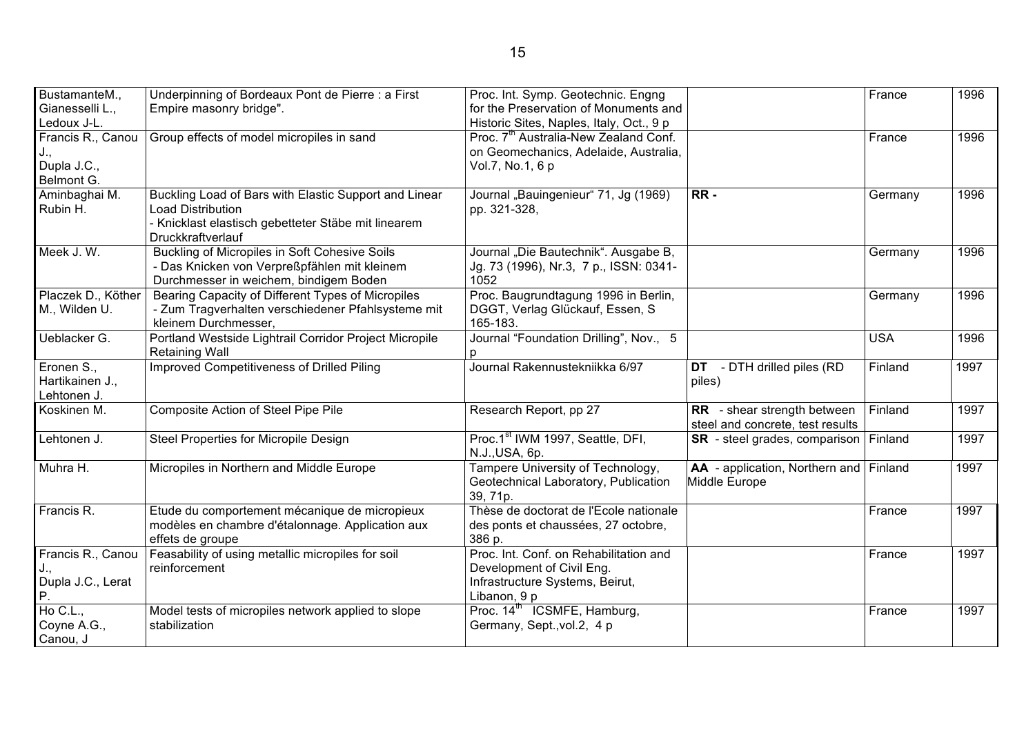| | | | | | |
|---|---|---|---|---|---|
| BustamanteM., Gianesselli L., Ledoux J-L. | Underpinning of Bordeaux Pont de Pierre : a First Empire masonry bridge". | Proc. Int. Symp. Geotechnic. Engng for the Preservation of Monuments and Historic Sites, Naples, Italy, Oct., 9 p | | France | 1996 |
| Francis R., Canou J., Dupla J.C., Belmont G. | Group effects of model micropiles in sand | Proc. 7th Australia-New Zealand Conf. on Geomechanics, Adelaide, Australia, Vol.7, No.1, 6 p | | France | 1996 |
| Aminbaghai M. Rubin H. | Buckling Load of Bars with Elastic Support and Linear Load Distribution - Knicklast elastisch gebetteter Stäbe mit linearem Druckkraftverlauf | Journal „Bauingenieur" 71, Jg (1969) pp. 321-328, | **RR** - | Germany | 1996 |
| Meek J. W. | Buckling of Micropiles in Soft Cohesive Soils - Das Knicken von Verpreßpfählen mit kleinem Durchmesser in weichem, bindigem Boden | Journal „Die Bautechnik". Ausgabe B, Jg. 73 (1996), Nr.3, 7 p., ISSN: 0341-1052 | | Germany | 1996 |
| Placzek D., Köther M., Wilden U. | Bearing Capacity of Different Types of Micropiles - Zum Tragverhalten verschiedener Pfahlsysteme mit kleinem Durchmesser, | Proc. Baugrundtagung 1996 in Berlin, DGGT, Verlag Glückauf, Essen, S 165-183. | | Germany | 1996 |
| Ueblacker G. | Portland Westside Lightrail Corridor Project Micropile Retaining Wall | Journal "Foundation Drilling", Nov., 5 p | | USA | 1996 |
| Eronen S., Hartikainen J., Lehtonen J. | Improved Competitiveness of Drilled Piling | Journal Rakennustekniikka 6/97 | **DT** - DTH drilled piles (RD piles) | Finland | 1997 |
| Koskinen M. | Composite Action of Steel Pipe Pile | Research Report, pp 27 | **RR** - shear strength between steel and concrete, test results | Finland | 1997 |
| Lehtonen J. | Steel Properties for Micropile Design | Proc.1st IWM 1997, Seattle, DFI, N.J.,USA, 6p. | **SR** - steel grades, comparison | Finland | 1997 |
| Muhra H. | Micropiles in Northern and Middle Europe | Tampere University of Technology, Geotechnical Laboratory, Publication 39, 71p. | **AA** - application, Northern and Middle Europe | Finland | 1997 |
| Francis R. | Etude du comportement mécanique de micropieux modèles en chambre d'étalonnage. Application aux effets de groupe | Thèse de doctorat de l'Ecole nationale des ponts et chaussées, 27 octobre, 386 p. | | France | 1997 |
| Francis R., Canou J., Dupla J.C., Lerat P. | Feasability of using metallic micropiles for soil reinforcement | Proc. Int. Conf. on Rehabilitation and Development of Civil Eng. Infrastructure Systems, Beirut, Libanon, 9 p | | France | 1997 |
| Ho C.L., Coyne A.G., Canou, J | Model tests of micropiles network applied to slope stabilization | Proc. 14th ICSMFE, Hamburg, Germany, Sept.,vol.2, 4 p | | France | 1997 |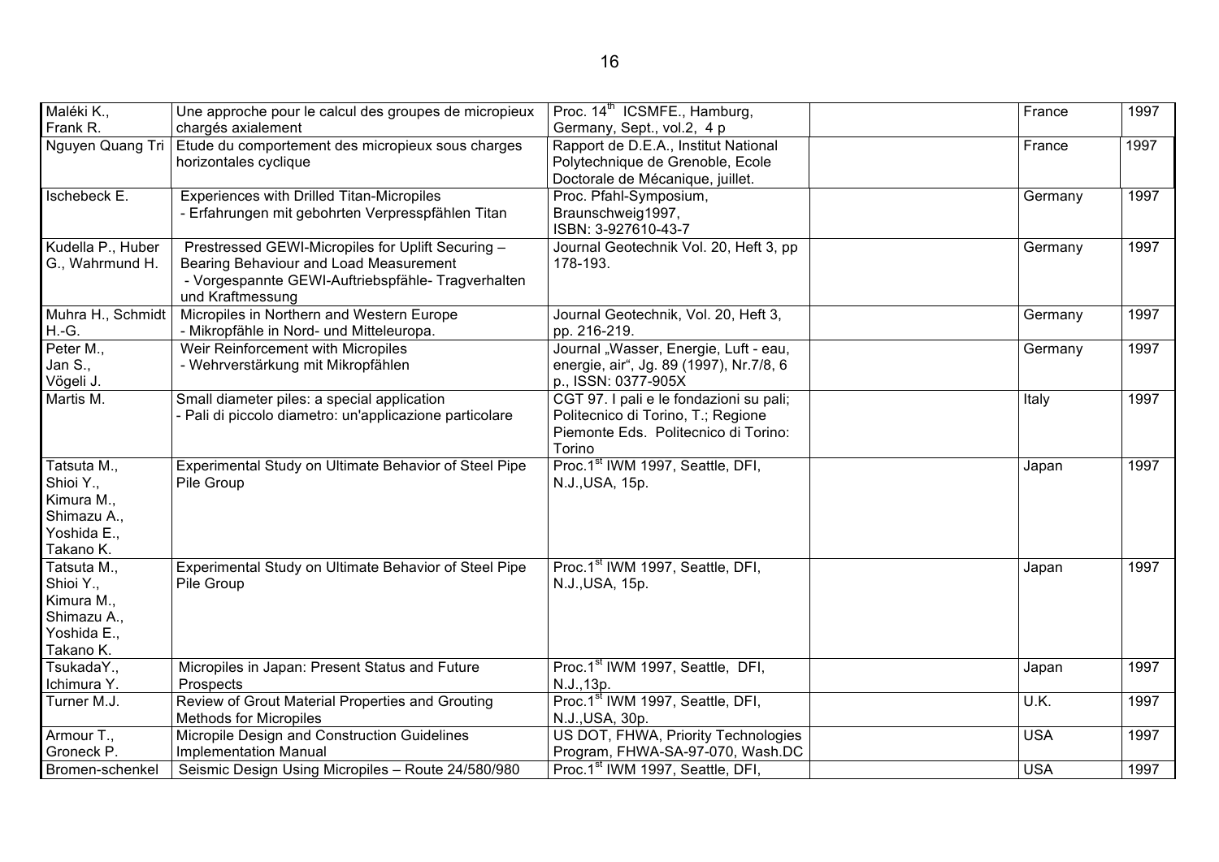| | | | | | |
|---|---|---|---|---|---|
| Maléki K., Frank R. | Une approche pour le calcul des groupes de micropieux chargés axialement | Proc. 14th ICSMFE., Hamburg, Germany, Sept., vol.2, 4 p | | France | 1997 |
| Nguyen Quang Tri | Etude du comportement des micropieux sous charges horizontales cyclique | Rapport de D.E.A., Institut National Polytechnique de Grenoble, Ecole Doctorale de Mécanique, juillet. | | France | 1997 |
| Ischebeck E. | Experiences with Drilled Titan-Micropiles - Erfahrungen mit gebohrten Verpresspfählen Titan | Proc. Pfahl-Symposium, Braunschweig1997, ISBN: 3-927610-43-7 | | Germany | 1997 |
| Kudella P., Huber G., Wahrmund H. | Prestressed GEWI-Micropiles for Uplift Securing – Bearing Behaviour and Load Measurement - Vorgespannte GEWI-Auftriebspfähle- Tragverhalten und Kraftmessung | Journal Geotechnik Vol. 20, Heft 3, pp 178-193. | | Germany | 1997 |
| Muhra H., Schmidt H.-G. | Micropiles in Northern and Western Europe - Mikropfähle in Nord- und Mitteleuropa. | Journal Geotechnik, Vol. 20, Heft 3, pp. 216-219. | | Germany | 1997 |
| Peter M., Jan S., Vögeli J. | Weir Reinforcement with Micropiles - Wehrverstärkung mit Mikropfählen | Journal „Wasser, Energie, Luft - eau, energie, air", Jg. 89 (1997), Nr.7/8, 6 p., ISSN: 0377-905X | | Germany | 1997 |
| Martis M. | Small diameter piles: a special application - Pali di piccolo diametro: un'applicazione particolare | CGT 97. I pali e le fondazioni su pali; Politecnico di Torino, T.; Regione Piemonte Eds. Politecnico di Torino: Torino | | Italy | 1997 |
| Tatsuta M., Shioi Y., Kimura M., Shimazu A., Yoshida E., Takano K. | Experimental Study on Ultimate Behavior of Steel Pipe Pile Group | Proc.1st IWM 1997, Seattle, DFI, N.J.,USA, 15p. | | Japan | 1997 |
| Tatsuta M., Shioi Y., Kimura M., Shimazu A., Yoshida E., Takano K. | Experimental Study on Ultimate Behavior of Steel Pipe Pile Group | Proc.1st IWM 1997, Seattle, DFI, N.J.,USA, 15p. | | Japan | 1997 |
| TsukadaY., Ichimura Y. | Micropiles in Japan: Present Status and Future Prospects | Proc.1st IWM 1997, Seattle, DFI, N.J.,13p. | | Japan | 1997 |
| Turner M.J. | Review of Grout Material Properties and Grouting Methods for Micropiles | Proc.1st IWM 1997, Seattle, DFI, N.J.,USA, 30p. | | U.K. | 1997 |
| Armour T., Groneck P. | Micropile Design and Construction Guidelines Implementation Manual | US DOT, FHWA, Priority Technologies Program, FHWA-SA-97-070, Wash.DC | | USA | 1997 |
| Bromen-schenkel | Seismic Design Using Micropiles – Route 24/580/980 | Proc.1st IWM 1997, Seattle, DFI, | | USA | 1997 |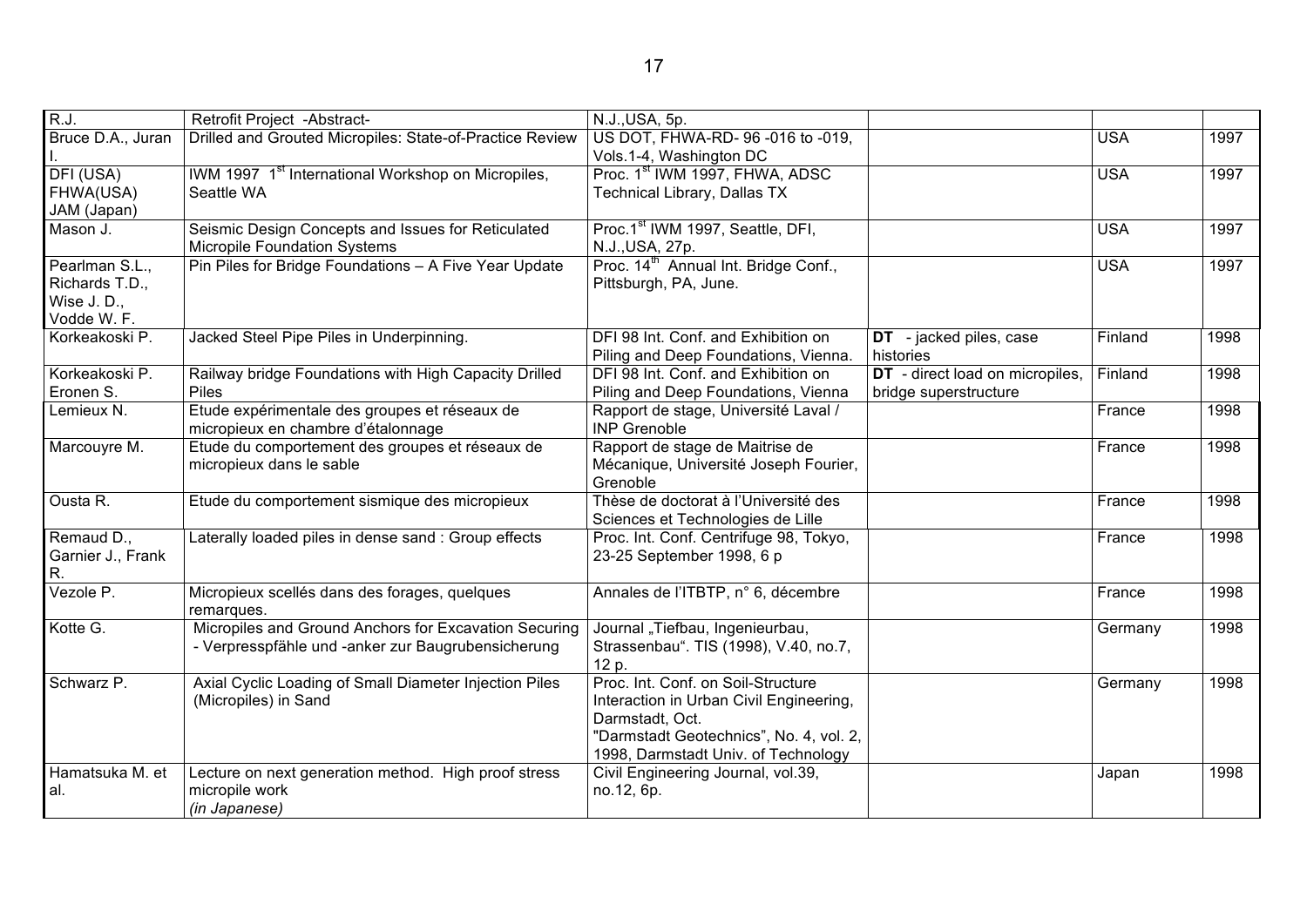| | | | | | |
|---|---|---|---|---|---|
| R.J. | Retrofit Project -Abstract- | N.J.,USA, 5p. | | | |
| Bruce D.A., Juran I. | Drilled and Grouted Micropiles: State-of-Practice Review | US DOT, FHWA-RD- 96 -016 to -019, Vols.1-4, Washington DC | | USA | 1997 |
| DFI (USA) FHWA(USA) JAM (Japan) | IWM 1997 1st International Workshop on Micropiles, Seattle WA | Proc. 1st IWM 1997, FHWA, ADSC Technical Library, Dallas TX | | USA | 1997 |
| Mason J. | Seismic Design Concepts and Issues for Reticulated Micropile Foundation Systems | Proc.1st IWM 1997, Seattle, DFI, N.J.,USA, 27p. | | USA | 1997 |
| Pearlman S.L., Richards T.D., Wise J. D., Vodde W. F. | Pin Piles for Bridge Foundations – A Five Year Update | Proc. 14th Annual Int. Bridge Conf., Pittsburgh, PA, June. | | USA | 1997 |
| Korkeakoski P. | Jacked Steel Pipe Piles in Underpinning. | DFI 98 Int. Conf. and Exhibition on Piling and Deep Foundations, Vienna. | **DT** - jacked piles, case histories | Finland | 1998 |
| Korkeakoski P. Eronen S. | Railway bridge Foundations with High Capacity Drilled Piles | DFI 98 Int. Conf. and Exhibition on Piling and Deep Foundations, Vienna | **DT** - direct load on micropiles, bridge superstructure | Finland | 1998 |
| Lemieux N. | Etude expérimentale des groupes et réseaux de micropieux en chambre d'étalonnage | Rapport de stage, Université Laval / INP Grenoble | | France | 1998 |
| Marcouyre M. | Etude du comportement des groupes et réseaux de micropieux dans le sable | Rapport de stage de Maitrise de Mécanique, Université Joseph Fourier, Grenoble | | France | 1998 |
| Ousta R. | Etude du comportement sismique des micropieux | Thèse de doctorat à l'Université des Sciences et Technologies de Lille | | France | 1998 |
| Remaud D., Garnier J., Frank R. | Laterally loaded piles in dense sand : Group effects | Proc. Int. Conf. Centrifuge 98, Tokyo, 23-25 September 1998, 6 p | | France | 1998 |
| Vezole P. | Micropieux scellés dans des forages, quelques remarques. | Annales de l'ITBTP, n° 6, décembre | | France | 1998 |
| Kotte G. | Micropiles and Ground Anchors for Excavation Securing - Verpresspfähle und -anker zur Baugrubensicherung | Journal „Tiefbau, Ingenieurbau, Strassenbau". TIS (1998), V.40, no.7, 12 p. | | Germany | 1998 |
| Schwarz P. | Axial Cyclic Loading of Small Diameter Injection Piles (Micropiles) in Sand | Proc. Int. Conf. on Soil-Structure Interaction in Urban Civil Engineering, Darmstadt, Oct. "Darmstadt Geotechnics", No. 4, vol. 2, 1998, Darmstadt Univ. of Technology | | Germany | 1998 |
| Hamatsuka M. et al. | Lecture on next generation method. High proof stress micropile work *(in Japanese)* | Civil Engineering Journal, vol.39, no.12, 6p. | | Japan | 1998 |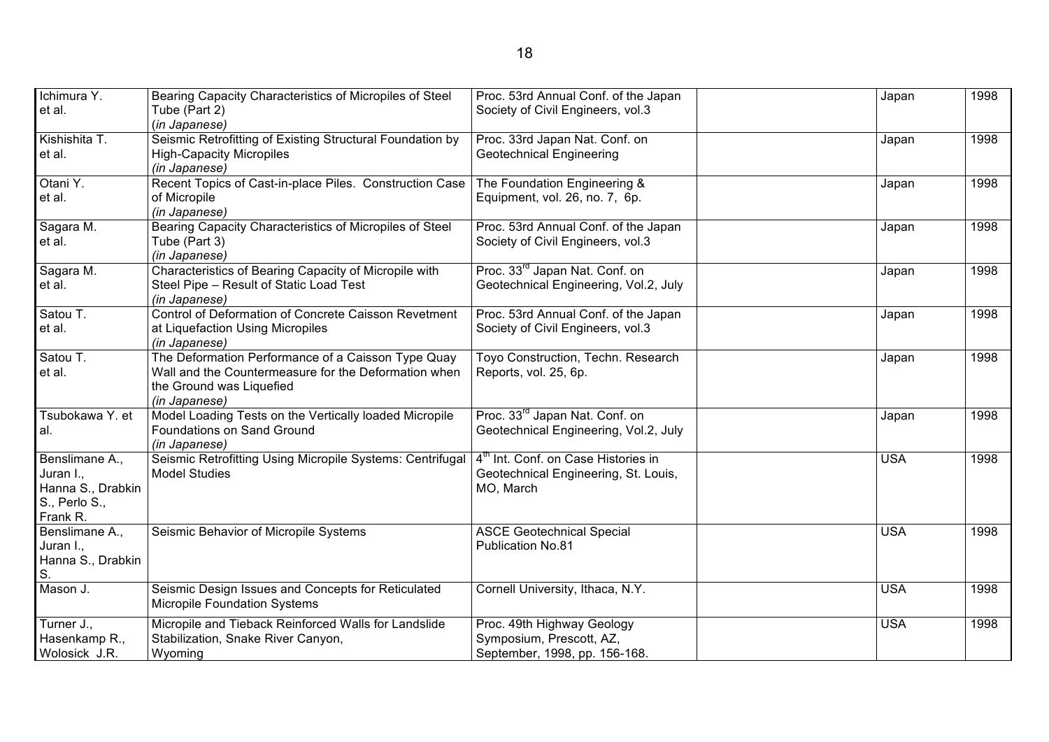| | | | | | |
|---|---|---|---|---|---|
| Ichimura Y. et al. | Bearing Capacity Characteristics of Micropiles of Steel Tube (Part 2) *(in Japanese)* | Proc. 53rd Annual Conf. of the Japan Society of Civil Engineers, vol.3 | | Japan | 1998 |
| Kishishita T. et al. | Seismic Retrofitting of Existing Structural Foundation by High-Capacity Micropiles *(in Japanese)* | Proc. 33rd Japan Nat. Conf. on Geotechnical Engineering | | Japan | 1998 |
| Otani Y. et al. | Recent Topics of Cast-in-place Piles. Construction Case of Micropile *(in Japanese)* | The Foundation Engineering & Equipment, vol. 26, no. 7, 6p. | | Japan | 1998 |
| Sagara M. et al. | Bearing Capacity Characteristics of Micropiles of Steel Tube (Part 3) *(in Japanese)* | Proc. 53rd Annual Conf. of the Japan Society of Civil Engineers, vol.3 | | Japan | 1998 |
| Sagara M. et al. | Characteristics of Bearing Capacity of Micropile with Steel Pipe – Result of Static Load Test *(in Japanese)* | Proc. 33rd Japan Nat. Conf. on Geotechnical Engineering, Vol.2, July | | Japan | 1998 |
| Satou T. et al. | Control of Deformation of Concrete Caisson Revetment at Liquefaction Using Micropiles *(in Japanese)* | Proc. 53rd Annual Conf. of the Japan Society of Civil Engineers, vol.3 | | Japan | 1998 |
| Satou T. et al. | The Deformation Performance of a Caisson Type Quay Wall and the Countermeasure for the Deformation when the Ground was Liquefied *(in Japanese)* | Toyo Construction, Techn. Research Reports, vol. 25, 6p. | | Japan | 1998 |
| Tsubokawa Y. et al. | Model Loading Tests on the Vertically loaded Micropile Foundations on Sand Ground *(in Japanese)* | Proc. 33rd Japan Nat. Conf. on Geotechnical Engineering, Vol.2, July | | Japan | 1998 |
| Benslimane A., Juran I., Hanna S., Drabkin S., Perlo S., Frank R. | Seismic Retrofitting Using Micropile Systems: Centrifugal Model Studies | 4th Int. Conf. on Case Histories in Geotechnical Engineering, St. Louis, MO, March | | USA | 1998 |
| Benslimane A., Juran I., Hanna S., Drabkin S. | Seismic Behavior of Micropile Systems | ASCE Geotechnical Special Publication No.81 | | USA | 1998 |
| Mason J. | Seismic Design Issues and Concepts for Reticulated Micropile Foundation Systems | Cornell University, Ithaca, N.Y. | | USA | 1998 |
| Turner J., Hasenkamp R., Wolosick J.R. | Micropile and Tieback Reinforced Walls for Landslide Stabilization, Snake River Canyon, Wyoming | Proc. 49th Highway Geology Symposium, Prescott, AZ, September, 1998, pp. 156-168. | | USA | 1998 |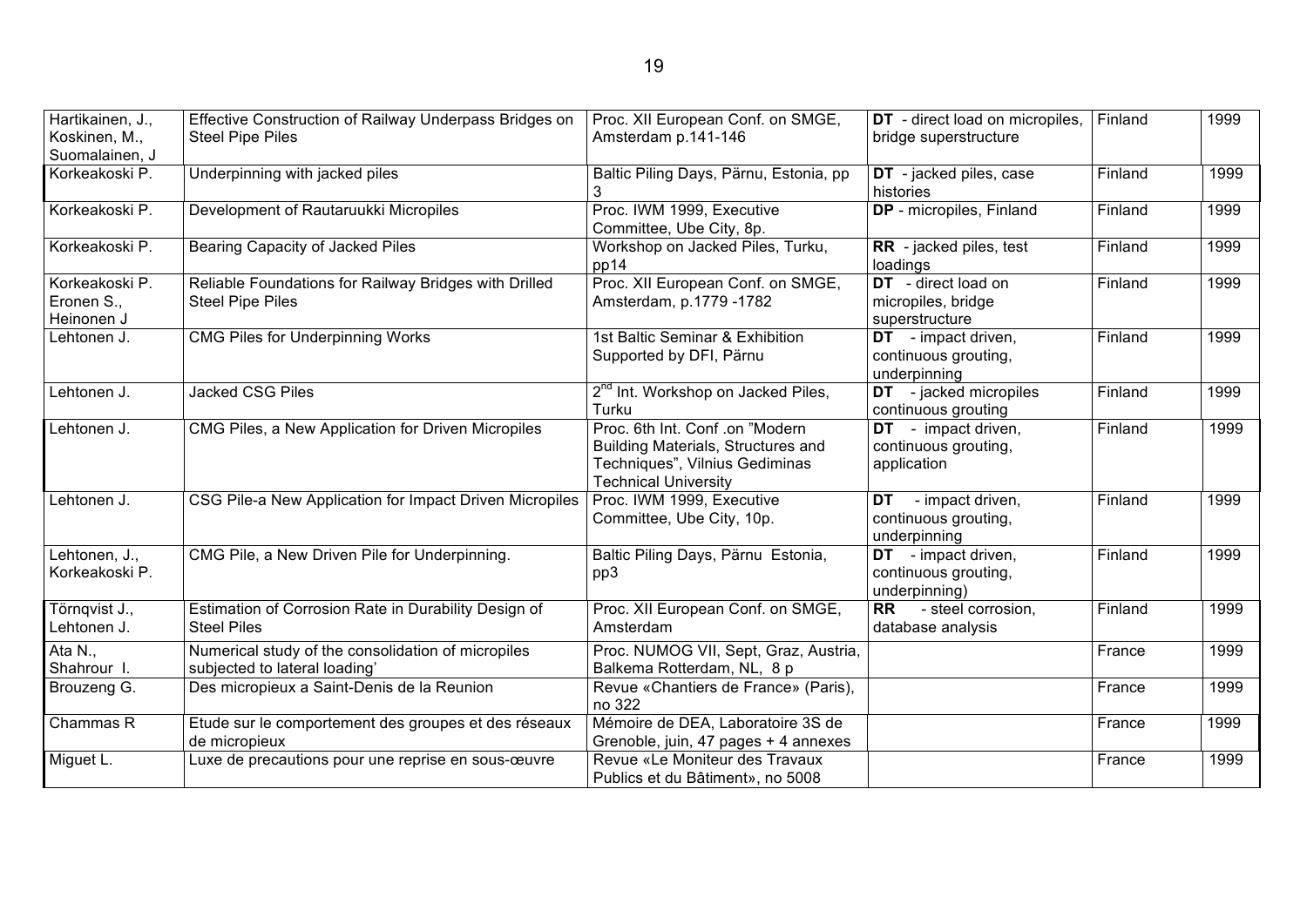| | | | | | |
|---|---|---|---|---|---|
| Hartikainen, J., Koskinen, M., Suomalainen, J | Effective Construction of Railway Underpass Bridges on Steel Pipe Piles | Proc. XII European Conf. on SMGE, Amsterdam p.141-146 | **DT** - direct load on micropiles, bridge superstructure | Finland | 1999 |
| Korkeakoski P. | Underpinning with jacked piles | Baltic Piling Days, Pärnu, Estonia, pp 3 | **DT** - jacked piles, case histories | Finland | 1999 |
| Korkeakoski P. | Development of Rautaruukki Micropiles | Proc. IWM 1999, Executive Committee, Ube City, 8p. | **DP** - micropiles, Finland | Finland | 1999 |
| Korkeakoski P. | Bearing Capacity of Jacked Piles | Workshop on Jacked Piles, Turku, pp14 | **RR** - jacked piles, test loadings | Finland | 1999 |
| Korkeakoski P. Eronen S., Heinonen J | Reliable Foundations for Railway Bridges with Drilled Steel Pipe Piles | Proc. XII European Conf. on SMGE, Amsterdam, p.1779 -1782 | **DT** - direct load on micropiles, bridge superstructure | Finland | 1999 |
| Lehtonen J. | CMG Piles for Underpinning Works | 1st Baltic Seminar & Exhibition Supported by DFI, Pärnu | **DT** - impact driven, continuous grouting, underpinning | Finland | 1999 |
| Lehtonen J. | Jacked CSG Piles | 2nd Int. Workshop on Jacked Piles, Turku | **DT** - jacked micropiles continuous grouting | Finland | 1999 |
| Lehtonen J. | CMG Piles, a New Application for Driven Micropiles | Proc. 6th Int. Conf .on "Modern Building Materials, Structures and Techniques", Vilnius Gediminas Technical University | **DT** - impact driven, continuous grouting, application | Finland | 1999 |
| Lehtonen J. | CSG Pile-a New Application for Impact Driven Micropiles | Proc. IWM 1999, Executive Committee, Ube City, 10p. | **DT** - impact driven, continuous grouting, underpinning | Finland | 1999 |
| Lehtonen, J., Korkeakoski P. | CMG Pile, a New Driven Pile for Underpinning. | Baltic Piling Days, Pärnu Estonia, pp3 | **DT** - impact driven, continuous grouting, underpinning) | Finland | 1999 |
| Törnqvist J., Lehtonen J. | Estimation of Corrosion Rate in Durability Design of Steel Piles | Proc. XII European Conf. on SMGE, Amsterdam | **RR** - steel corrosion, database analysis | Finland | 1999 |
| Ata N., Shahrour I. | Numerical study of the consolidation of micropiles subjected to lateral loading' | Proc. NUMOG VII, Sept, Graz, Austria, Balkema Rotterdam, NL, 8 p | | France | 1999 |
| Brouzeng G. | Des micropieux a Saint-Denis de la Reunion | Revue «Chantiers de France» (Paris), no 322 | | France | 1999 |
| Chammas R | Etude sur le comportement des groupes et des réseaux de micropieux | Mémoire de DEA, Laboratoire 3S de Grenoble, juin, 47 pages + 4 annexes | | France | 1999 |
| Miguet L. | Luxe de precautions pour une reprise en sous-œuvre | Revue «Le Moniteur des Travaux Publics et du Bâtiment», no 5008 | | France | 1999 |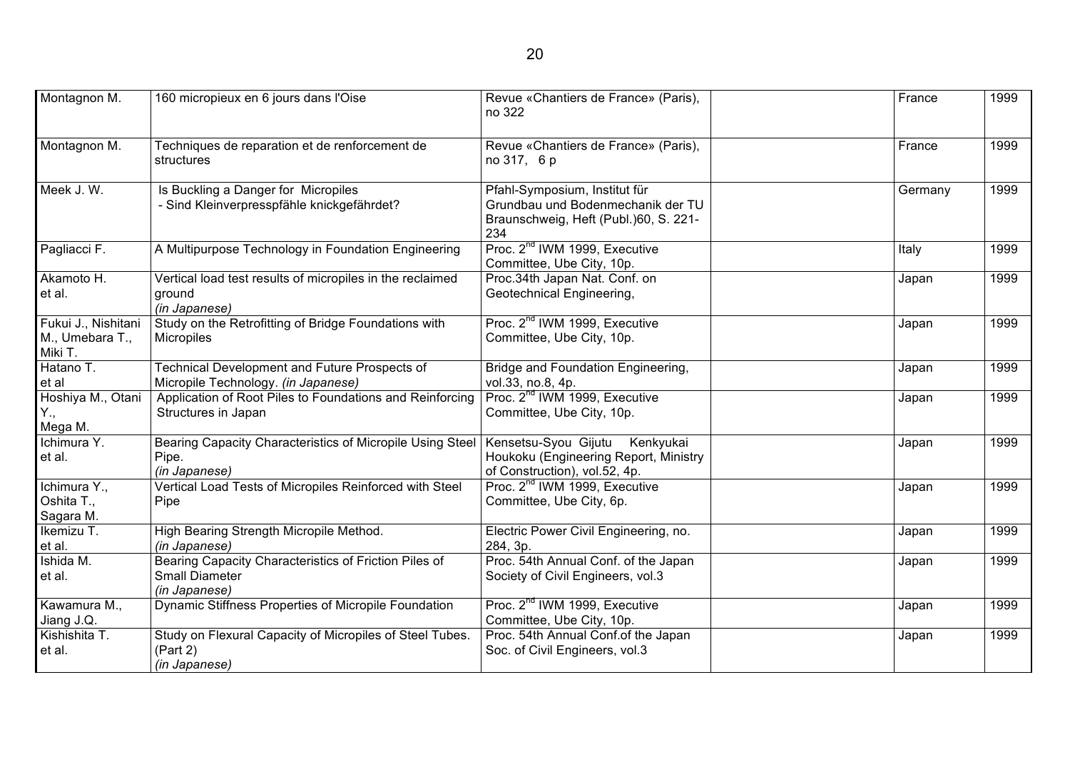| | | | | | |
|---|---|---|---|---|---|
| Montagnon M. | 160 micropieux en 6 jours dans l'Oise | Revue «Chantiers de France» (Paris), no 322 | | France | 1999 |
| Montagnon M. | Techniques de reparation et de renforcement de structures | Revue «Chantiers de France» (Paris), no 317, 6 p | | France | 1999 |
| Meek J. W. | Is Buckling a Danger for Micropiles - Sind Kleinverpresspfähle knickgefährdet? | Pfahl-Symposium, Institut für Grundbau und Bodenmechanik der TU Braunschweig, Heft (Publ.)60, S. 221-234 | | Germany | 1999 |
| Pagliacci F. | A Multipurpose Technology in Foundation Engineering | Proc. 2nd IWM 1999, Executive Committee, Ube City, 10p. | | Italy | 1999 |
| Akamoto H. et al. | Vertical load test results of micropiles in the reclaimed ground *(in Japanese)* | Proc.34th Japan Nat. Conf. on Geotechnical Engineering, | | Japan | 1999 |
| Fukui J., Nishitani M., Umebara T., Miki T. | Study on the Retrofitting of Bridge Foundations with Micropiles | Proc. 2nd IWM 1999, Executive Committee, Ube City, 10p. | | Japan | 1999 |
| Hatano T. et al | Technical Development and Future Prospects of Micropile Technology. *(in Japanese)* | Bridge and Foundation Engineering, vol.33, no.8, 4p. | | Japan | 1999 |
| Hoshiya M., Otani Y., Mega M. | Application of Root Piles to Foundations and Reinforcing Structures in Japan | Proc. 2nd IWM 1999, Executive Committee, Ube City, 10p. | | Japan | 1999 |
| Ichimura Y. et al. | Bearing Capacity Characteristics of Micropile Using Steel Pipe. *(in Japanese)* | Kensetsu-Syou Gijutu Kenkyukai Houkoku (Engineering Report, Ministry of Construction), vol.52, 4p. | | Japan | 1999 |
| Ichimura Y., Oshita T., Sagara M. | Vertical Load Tests of Micropiles Reinforced with Steel Pipe | Proc. 2nd IWM 1999, Executive Committee, Ube City, 6p. | | Japan | 1999 |
| Ikemizu T. et al. | High Bearing Strength Micropile Method. *(in Japanese)* | Electric Power Civil Engineering, no. 284, 3p. | | Japan | 1999 |
| Ishida M. et al. | Bearing Capacity Characteristics of Friction Piles of Small Diameter *(in Japanese)* | Proc. 54th Annual Conf. of the Japan Society of Civil Engineers, vol.3 | | Japan | 1999 |
| Kawamura M., Jiang J.Q. | Dynamic Stiffness Properties of Micropile Foundation | Proc. 2nd IWM 1999, Executive Committee, Ube City, 10p. | | Japan | 1999 |
| Kishishita T. et al. | Study on Flexural Capacity of Micropiles of Steel Tubes. (Part 2) *(in Japanese)* | Proc. 54th Annual Conf.of the Japan Soc. of Civil Engineers, vol.3 | | Japan | 1999 |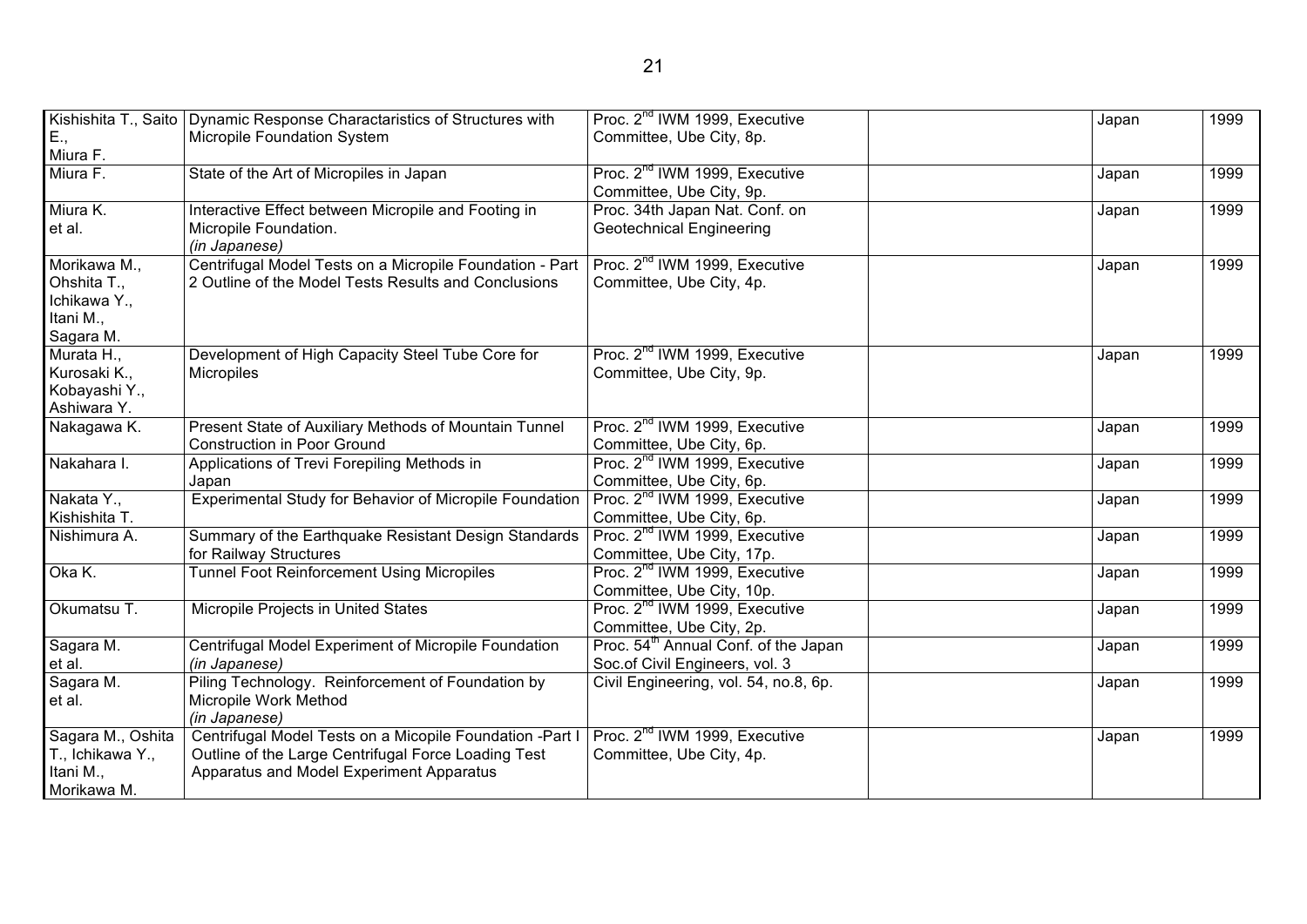| | | | | | |
|---|---|---|---|---|---|
| Kishishita T., Saito E., Miura F. | Dynamic Response Charactaristics of Structures with Micropile Foundation System | Proc. 2nd IWM 1999, Executive Committee, Ube City, 8p. | | Japan | 1999 |
| Miura F. | State of the Art of Micropiles in Japan | Proc. 2nd IWM 1999, Executive Committee, Ube City, 9p. | | Japan | 1999 |
| Miura K. et al. | Interactive Effect between Micropile and Footing in Micropile Foundation. *(in Japanese)* | Proc. 34th Japan Nat. Conf. on Geotechnical Engineering | | Japan | 1999 |
| Morikawa M., Ohshita T., Ichikawa Y., Itani M., Sagara M. | Centrifugal Model Tests on a Micropile Foundation - Part 2 Outline of the Model Tests Results and Conclusions | Proc. 2nd IWM 1999, Executive Committee, Ube City, 4p. | | Japan | 1999 |
| Murata H., Kurosaki K., Kobayashi Y., Ashiwara Y. | Development of High Capacity Steel Tube Core for Micropiles | Proc. 2nd IWM 1999, Executive Committee, Ube City, 9p. | | Japan | 1999 |
| Nakagawa K. | Present State of Auxiliary Methods of Mountain Tunnel Construction in Poor Ground | Proc. 2nd IWM 1999, Executive Committee, Ube City, 6p. | | Japan | 1999 |
| Nakahara I. | Applications of Trevi Forepiling Methods in Japan | Proc. 2nd IWM 1999, Executive Committee, Ube City, 6p. | | Japan | 1999 |
| Nakata Y., Kishishita T. | Experimental Study for Behavior of Micropile Foundation | Proc. 2nd IWM 1999, Executive Committee, Ube City, 6p. | | Japan | 1999 |
| Nishimura A. | Summary of the Earthquake Resistant Design Standards for Railway Structures | Proc. 2nd IWM 1999, Executive Committee, Ube City, 17p. | | Japan | 1999 |
| Oka K. | Tunnel Foot Reinforcement Using Micropiles | Proc. 2nd IWM 1999, Executive Committee, Ube City, 10p. | | Japan | 1999 |
| Okumatsu T. | Micropile Projects in United States | Proc. 2nd IWM 1999, Executive Committee, Ube City, 2p. | | Japan | 1999 |
| Sagara M. et al. | Centrifugal Model Experiment of Micropile Foundation *(in Japanese)* | Proc. 54th Annual Conf. of the Japan Soc.of Civil Engineers, vol. 3 | | Japan | 1999 |
| Sagara M. et al. | Piling Technology. Reinforcement of Foundation by Micropile Work Method *(in Japanese)* | Civil Engineering, vol. 54, no.8, 6p. | | Japan | 1999 |
| Sagara M., Oshita T., Ichikawa Y., Itani M., Morikawa M. | Centrifugal Model Tests on a Micopile Foundation -Part I Outline of the Large Centrifugal Force Loading Test Apparatus and Model Experiment Apparatus | Proc. 2nd IWM 1999, Executive Committee, Ube City, 4p. | | Japan | 1999 |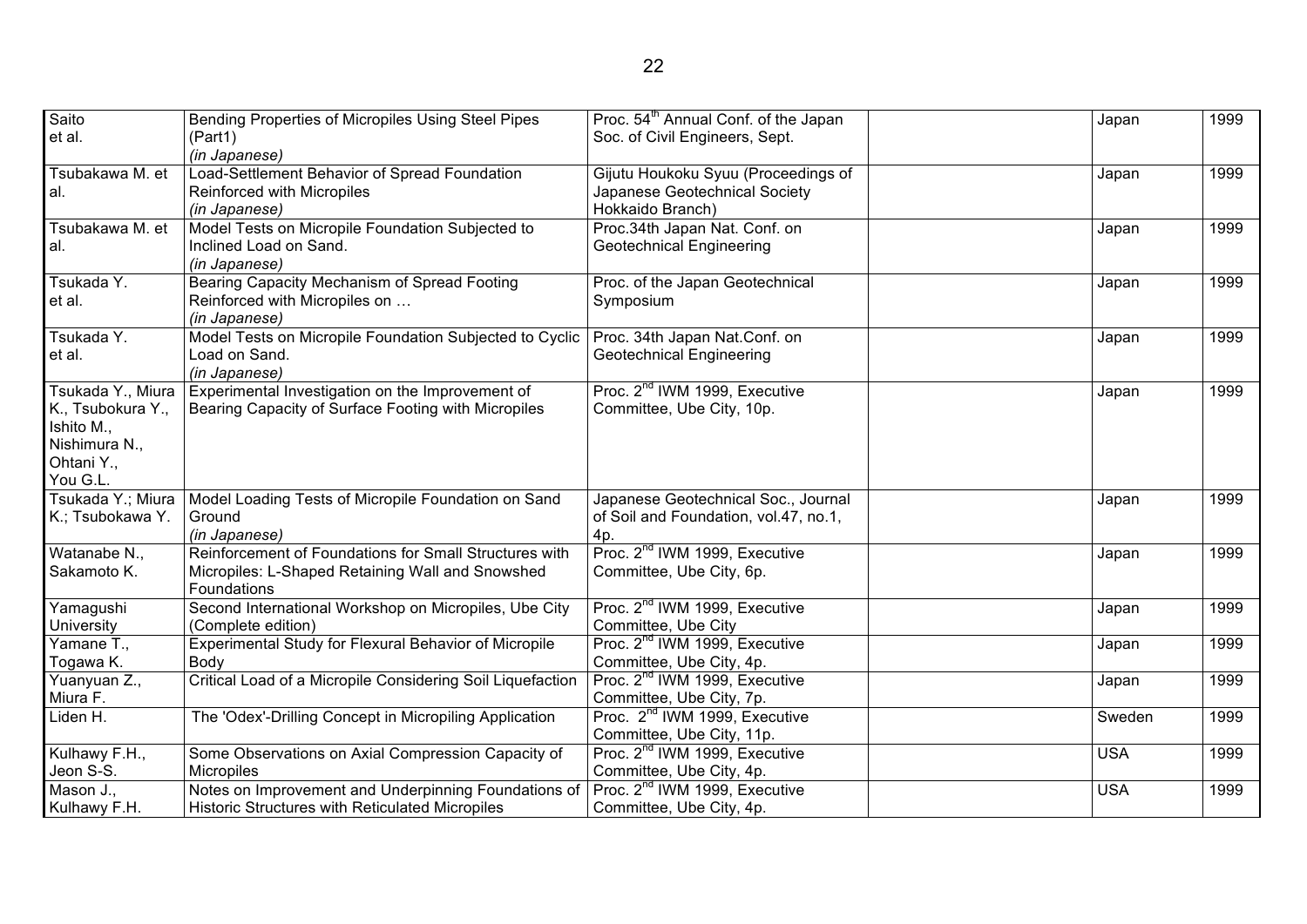| | | | | | |
|---|---|---|---|---|---|
| Saito et al. | Bending Properties of Micropiles Using Steel Pipes (Part1) *(in Japanese)* | Proc. 54th Annual Conf. of the Japan Soc. of Civil Engineers, Sept. | | Japan | 1999 |
| Tsubakawa M. et al. | Load-Settlement Behavior of Spread Foundation Reinforced with Micropiles *(in Japanese)* | Gijutu Houkoku Syuu (Proceedings of Japanese Geotechnical Society Hokkaido Branch) | | Japan | 1999 |
| Tsubakawa M. et al. | Model Tests on Micropile Foundation Subjected to Inclined Load on Sand. *(in Japanese)* | Proc.34th Japan Nat. Conf. on Geotechnical Engineering | | Japan | 1999 |
| Tsukada Y. et al. | Bearing Capacity Mechanism of Spread Footing Reinforced with Micropiles on … *(in Japanese)* | Proc. of the Japan Geotechnical Symposium | | Japan | 1999 |
| Tsukada Y. et al. | Model Tests on Micropile Foundation Subjected to Cyclic Load on Sand. *(in Japanese)* | Proc. 34th Japan Nat.Conf. on Geotechnical Engineering | | Japan | 1999 |
| Tsukada Y., Miura K., Tsubokura Y., Ishito M., Nishimura N., Ohtani Y., You G.L. | Experimental Investigation on the Improvement of Bearing Capacity of Surface Footing with Micropiles | Proc. 2nd IWM 1999, Executive Committee, Ube City, 10p. | | Japan | 1999 |
| Tsukada Y.; Miura K.; Tsubokawa Y. | Model Loading Tests of Micropile Foundation on Sand Ground *(in Japanese)* | Japanese Geotechnical Soc., Journal of Soil and Foundation, vol.47, no.1, 4p. | | Japan | 1999 |
| Watanabe N., Sakamoto K. | Reinforcement of Foundations for Small Structures with Micropiles: L-Shaped Retaining Wall and Snowshed Foundations | Proc. 2nd IWM 1999, Executive Committee, Ube City, 6p. | | Japan | 1999 |
| Yamagushi University | Second International Workshop on Micropiles, Ube City (Complete edition) | Proc. 2nd IWM 1999, Executive Committee, Ube City | | Japan | 1999 |
| Yamane T., Togawa K. | Experimental Study for Flexural Behavior of Micropile Body | Proc. 2nd IWM 1999, Executive Committee, Ube City, 4p. | | Japan | 1999 |
| Yuanyuan Z., Miura F. | Critical Load of a Micropile Considering Soil Liquefaction | Proc. 2nd IWM 1999, Executive Committee, Ube City, 7p. | | Japan | 1999 |
| Liden H. | The 'Odex'-Drilling Concept in Micropiling Application | Proc. 2nd IWM 1999, Executive Committee, Ube City, 11p. | | Sweden | 1999 |
| Kulhawy F.H., Jeon S-S. | Some Observations on Axial Compression Capacity of Micropiles | Proc. 2nd IWM 1999, Executive Committee, Ube City, 4p. | | USA | 1999 |
| Mason J., Kulhawy F.H. | Notes on Improvement and Underpinning Foundations of Historic Structures with Reticulated Micropiles | Proc. 2nd IWM 1999, Executive Committee, Ube City, 4p. | | USA | 1999 |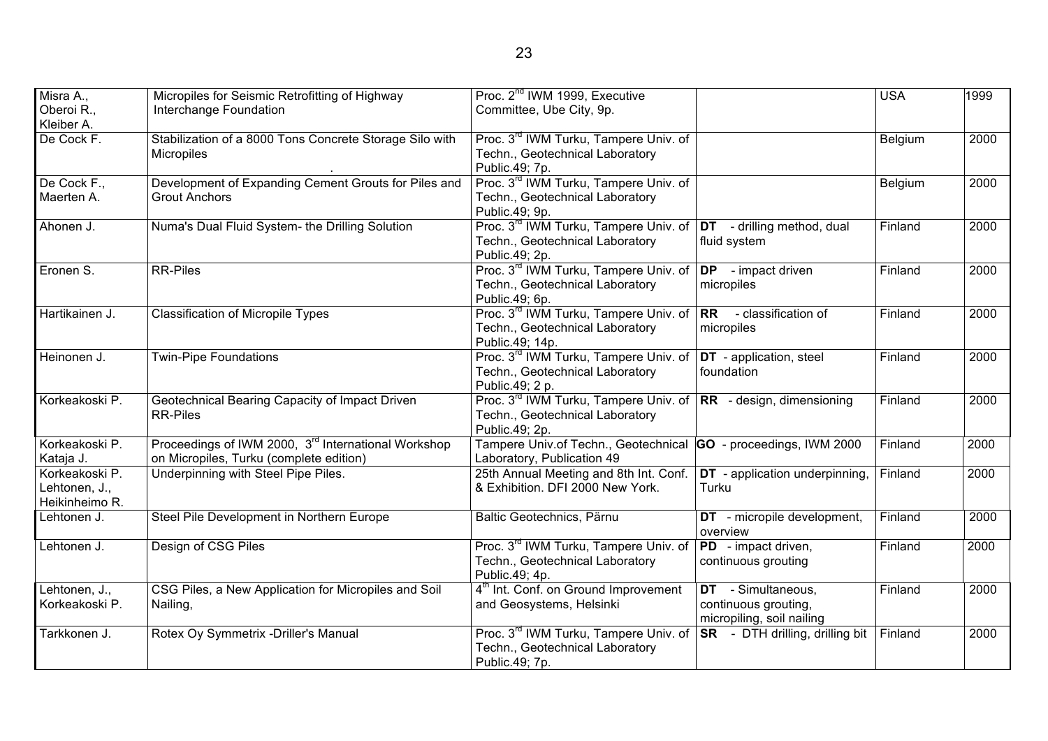| | | | | | |
|---|---|---|---|---|---|
| Misra A., Oberoi R., Kleiber A. | Micropiles for Seismic Retrofitting of Highway Interchange Foundation | Proc. 2nd IWM 1999, Executive Committee, Ube City, 9p. | | USA | 1999 |
| De Cock F. | Stabilization of a 8000 Tons Concrete Storage Silo with Micropiles . | Proc. 3rd IWM Turku, Tampere Univ. of Techn., Geotechnical Laboratory Public.49; 7p. | | Belgium | 2000 |
| De Cock F., Maerten A. | Development of Expanding Cement Grouts for Piles and Grout Anchors | Proc. 3rd IWM Turku, Tampere Univ. of Techn., Geotechnical Laboratory Public.49; 9p. | | Belgium | 2000 |
| Ahonen J. | Numa's Dual Fluid System- the Drilling Solution | Proc. 3rd IWM Turku, Tampere Univ. of Techn., Geotechnical Laboratory Public.49; 2p. | **DT** - drilling method, dual fluid system | Finland | 2000 |
| Eronen S. | RR-Piles | Proc. 3rd IWM Turku, Tampere Univ. of Techn., Geotechnical Laboratory Public.49; 6p. | **DP** - impact driven micropiles | Finland | 2000 |
| Hartikainen J. | Classification of Micropile Types | Proc. 3rd IWM Turku, Tampere Univ. of Techn., Geotechnical Laboratory Public.49; 14p. | **RR** - classification of micropiles | Finland | 2000 |
| Heinonen J. | Twin-Pipe Foundations | Proc. 3rd IWM Turku, Tampere Univ. of Techn., Geotechnical Laboratory Public.49; 2 p. | **DT** - application, steel foundation | Finland | 2000 |
| Korkeakoski P. | Geotechnical Bearing Capacity of Impact Driven RR-Piles | Proc. 3rd IWM Turku, Tampere Univ. of Techn., Geotechnical Laboratory Public.49; 2p. | **RR** - design, dimensioning | Finland | 2000 |
| Korkeakoski P. Kataja J. | Proceedings of IWM 2000, 3rd International Workshop on Micropiles, Turku (complete edition) | Tampere Univ.of Techn., Geotechnical Laboratory, Publication 49 | **GO** - proceedings, IWM 2000 | Finland | 2000 |
| Korkeakoski P. Lehtonen, J., Heikinheimo R. | Underpinning with Steel Pipe Piles. | 25th Annual Meeting and 8th Int. Conf. & Exhibition. DFI 2000 New York. | **DT** - application underpinning, Turku | Finland | 2000 |
| Lehtonen J. | Steel Pile Development in Northern Europe | Baltic Geotechnics, Pärnu | **DT** - micropile development, overview | Finland | 2000 |
| Lehtonen J. | Design of CSG Piles | Proc. 3rd IWM Turku, Tampere Univ. of Techn., Geotechnical Laboratory Public.49; 4p. | **PD** - impact driven, continuous grouting | Finland | 2000 |
| Lehtonen, J., Korkeakoski P. | CSG Piles, a New Application for Micropiles and Soil Nailing, | 4th Int. Conf. on Ground Improvement and Geosystems, Helsinki | **DT** - Simultaneous, continuous grouting, micropiling, soil nailing | Finland | 2000 |
| Tarkkonen J. | Rotex Oy Symmetrix -Driller's Manual | Proc. 3rd IWM Turku, Tampere Univ. of Techn., Geotechnical Laboratory Public.49; 7p. | **SR** - DTH drilling, drilling bit | Finland | 2000 |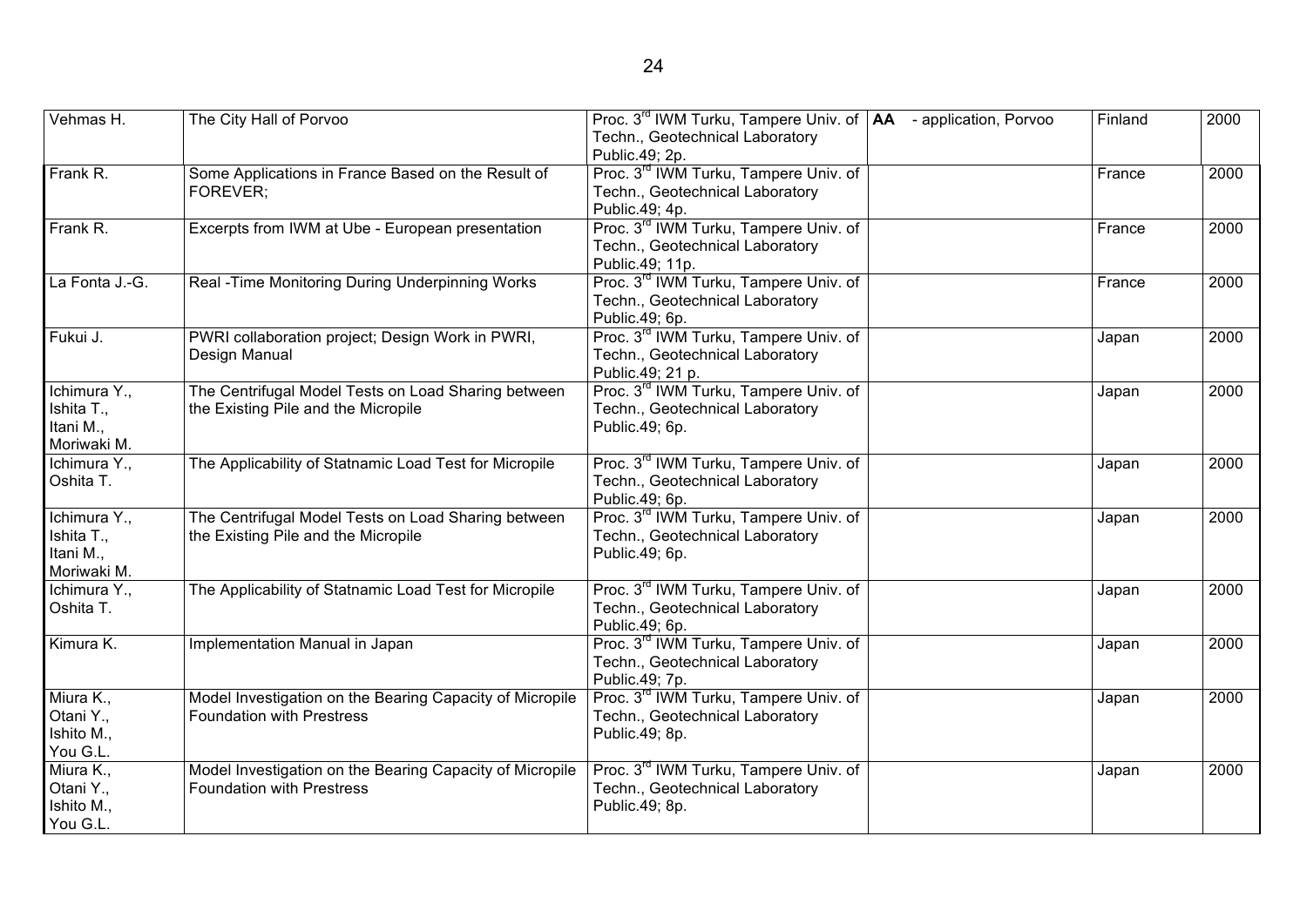| | | | | | |
|---|---|---|---|---|---|
| Vehmas H. | The City Hall of Porvoo | Proc. 3rd IWM Turku, Tampere Univ. of Techn., Geotechnical Laboratory Public.49; 2p. | **AA** - application, Porvoo | Finland | 2000 |
| Frank R. | Some Applications in France Based on the Result of FOREVER; | Proc. 3rd IWM Turku, Tampere Univ. of Techn., Geotechnical Laboratory Public.49; 4p. | | France | 2000 |
| Frank R. | Excerpts from IWM at Ube - European presentation | Proc. 3rd IWM Turku, Tampere Univ. of Techn., Geotechnical Laboratory Public.49; 11p. | | France | 2000 |
| La Fonta J.-G. | Real -Time Monitoring During Underpinning Works | Proc. 3rd IWM Turku, Tampere Univ. of Techn., Geotechnical Laboratory Public.49; 6p. | | France | 2000 |
| Fukui J. | PWRI collaboration project; Design Work in PWRI, Design Manual | Proc. 3rd IWM Turku, Tampere Univ. of Techn., Geotechnical Laboratory Public.49; 21 p. | | Japan | 2000 |
| Ichimura Y., Ishita T., Itani M., Moriwaki M. | The Centrifugal Model Tests on Load Sharing between the Existing Pile and the Micropile | Proc. 3rd IWM Turku, Tampere Univ. of Techn., Geotechnical Laboratory Public.49; 6p. | | Japan | 2000 |
| Ichimura Y., Oshita T. | The Applicability of Statnamic Load Test for Micropile | Proc. 3rd IWM Turku, Tampere Univ. of Techn., Geotechnical Laboratory Public.49; 6p. | | Japan | 2000 |
| Ichimura Y., Ishita T., Itani M., Moriwaki M. | The Centrifugal Model Tests on Load Sharing between the Existing Pile and the Micropile | Proc. 3rd IWM Turku, Tampere Univ. of Techn., Geotechnical Laboratory Public.49; 6p. | | Japan | 2000 |
| Ichimura Y., Oshita T. | The Applicability of Statnamic Load Test for Micropile | Proc. 3rd IWM Turku, Tampere Univ. of Techn., Geotechnical Laboratory Public.49; 6p. | | Japan | 2000 |
| Kimura K. | Implementation Manual in Japan | Proc. 3rd IWM Turku, Tampere Univ. of Techn., Geotechnical Laboratory Public.49; 7p. | | Japan | 2000 |
| Miura K., Otani Y., Ishito M., You G.L. | Model Investigation on the Bearing Capacity of Micropile Foundation with Prestress | Proc. 3rd IWM Turku, Tampere Univ. of Techn., Geotechnical Laboratory Public.49; 8p. | | Japan | 2000 |
| Miura K., Otani Y., Ishito M., You G.L. | Model Investigation on the Bearing Capacity of Micropile Foundation with Prestress | Proc. 3rd IWM Turku, Tampere Univ. of Techn., Geotechnical Laboratory Public.49; 8p. | | Japan | 2000 |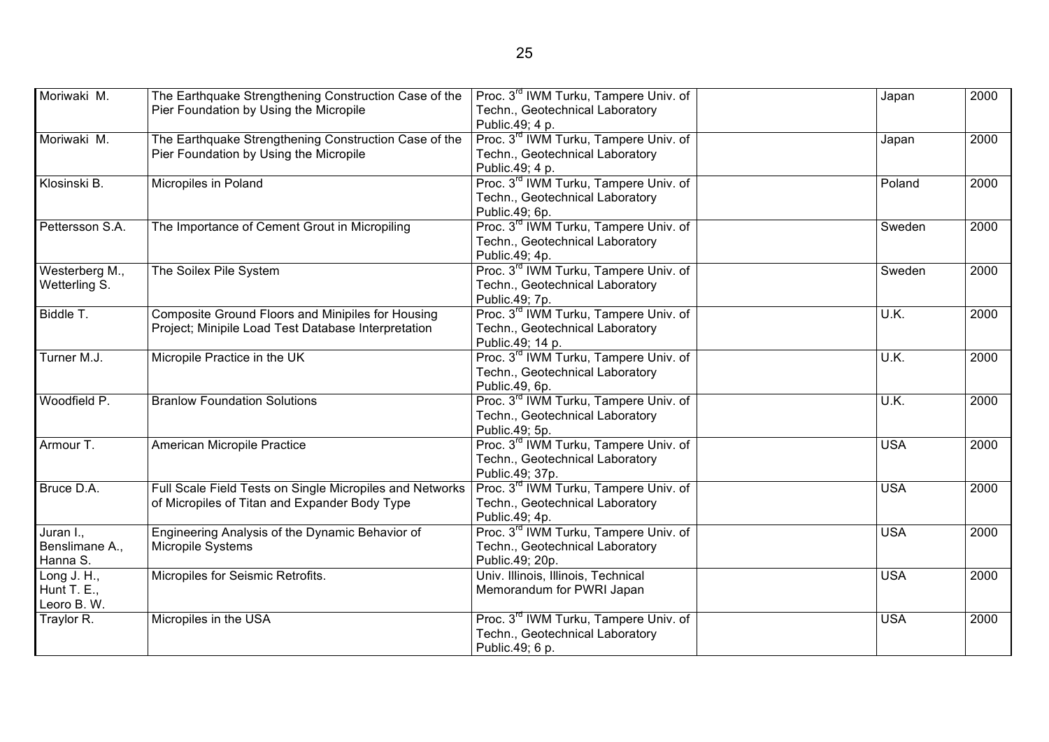| | | | | | |
|---|---|---|---|---|---|
| Moriwaki M. | The Earthquake Strengthening Construction Case of the Pier Foundation by Using the Micropile | Proc. 3$^{rd}$ IWM Turku, Tampere Univ. of Techn., Geotechnical Laboratory Public.49; 4 p. | | Japan | 2000 |
| Moriwaki M. | The Earthquake Strengthening Construction Case of the Pier Foundation by Using the Micropile | Proc. 3$^{rd}$ IWM Turku, Tampere Univ. of Techn., Geotechnical Laboratory Public.49; 4 p. | | Japan | 2000 |
| Klosinski B. | Micropiles in Poland | Proc. 3$^{rd}$ IWM Turku, Tampere Univ. of Techn., Geotechnical Laboratory Public.49; 6p. | | Poland | 2000 |
| Pettersson S.A. | The Importance of Cement Grout in Micropiling | Proc. 3$^{rd}$ IWM Turku, Tampere Univ. of Techn., Geotechnical Laboratory Public.49; 4p. | | Sweden | 2000 |
| Westerberg M., Wetterling S. | The Soilex Pile System | Proc. 3$^{rd}$ IWM Turku, Tampere Univ. of Techn., Geotechnical Laboratory Public.49; 7p. | | Sweden | 2000 |
| Biddle T. | Composite Ground Floors and Minipiles for Housing Project; Minipile Load Test Database Interpretation | Proc. 3$^{rd}$ IWM Turku, Tampere Univ. of Techn., Geotechnical Laboratory Public.49; 14 p. | | U.K. | 2000 |
| Turner M.J. | Micropile Practice in the UK | Proc. 3$^{rd}$ IWM Turku, Tampere Univ. of Techn., Geotechnical Laboratory Public.49, 6p. | | U.K. | 2000 |
| Woodfield P. | Branlow Foundation Solutions | Proc. 3$^{rd}$ IWM Turku, Tampere Univ. of Techn., Geotechnical Laboratory Public.49; 5p. | | U.K. | 2000 |
| Armour T. | American Micropile Practice | Proc. 3$^{rd}$ IWM Turku, Tampere Univ. of Techn., Geotechnical Laboratory Public.49; 37p. | | USA | 2000 |
| Bruce D.A. | Full Scale Field Tests on Single Micropiles and Networks of Micropiles of Titan and Expander Body Type | Proc. 3$^{rd}$ IWM Turku, Tampere Univ. of Techn., Geotechnical Laboratory Public.49; 4p. | | USA | 2000 |
| Juran I., Benslimane A., Hanna S. | Engineering Analysis of the Dynamic Behavior of Micropile Systems | Proc. 3$^{rd}$ IWM Turku, Tampere Univ. of Techn., Geotechnical Laboratory Public.49; 20p. | | USA | 2000 |
| Long J. H., Hunt T. E., Leoro B. W. | Micropiles for Seismic Retrofits. | Univ. Illinois, Illinois, Technical Memorandum for PWRI Japan | | USA | 2000 |
| Traylor R. | Micropiles in the USA | Proc. 3$^{rd}$ IWM Turku, Tampere Univ. of Techn., Geotechnical Laboratory Public.49; 6 p. | | USA | 2000 |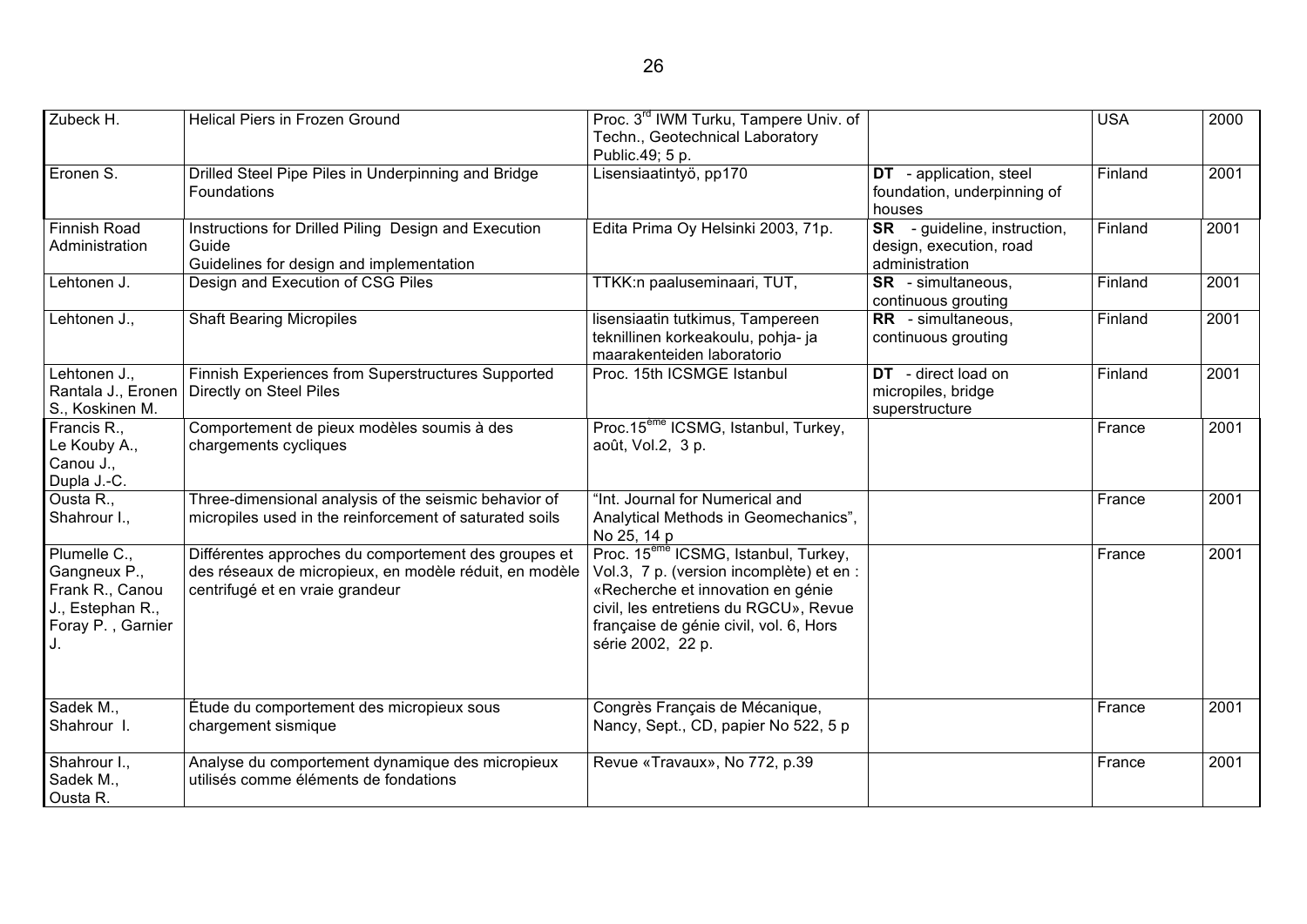| | | | | | |
|---|---|---|---|---|---|
| Zubeck H. | Helical Piers in Frozen Ground | Proc. 3rd IWM Turku, Tampere Univ. of Techn., Geotechnical Laboratory Public.49; 5 p. | | USA | 2000 |
| Eronen S. | Drilled Steel Pipe Piles in Underpinning and Bridge Foundations | Lisensiaatintyö, pp170 | **DT** - application, steel foundation, underpinning of houses | Finland | 2001 |
| Finnish Road Administration | Instructions for Drilled Piling Design and Execution Guide<br>Guidelines for design and implementation | Edita Prima Oy Helsinki 2003, 71p. | **SR** - guideline, instruction, design, execution, road administration | Finland | 2001 |
| Lehtonen J. | Design and Execution of CSG Piles | TTKK:n paaluseminaari, TUT, | **SR** - simultaneous, continuous grouting | Finland | 2001 |
| Lehtonen J., | Shaft Bearing Micropiles | lisensiaatin tutkimus, Tampereen teknillinen korkeakoulu, pohja- ja maarakenteiden laboratorio | **RR** - simultaneous, continuous grouting | Finland | 2001 |
| Lehtonen J., Rantala J., Eronen S., Koskinen M. | Finnish Experiences from Superstructures Supported Directly on Steel Piles | Proc. 15th ICSMGE Istanbul | **DT** - direct load on micropiles, bridge superstructure | Finland | 2001 |
| Francis R., Le Kouby A., Canou J., Dupla J.-C. | Comportement de pieux modèles soumis à des chargements cycliques | Proc.15ème ICSMG, Istanbul, Turkey, août, Vol.2, 3 p. | | France | 2001 |
| Ousta R., Shahrour I., | Three-dimensional analysis of the seismic behavior of micropiles used in the reinforcement of saturated soils | "Int. Journal for Numerical and Analytical Methods in Geomechanics", No 25, 14 p | | France | 2001 |
| Plumelle C., Gangneux P., Frank R., Canou J., Estephan R., Foray P. , Garnier J. | Différentes approches du comportement des groupes et des réseaux de micropieux, en modèle réduit, en modèle centrifugé et en vraie grandeur | Proc. 15ème ICSMG, Istanbul, Turkey, Vol.3, 7 p. (version incomplète) et en : «Recherche et innovation en génie civil, les entretiens du RGCU», Revue française de génie civil, vol. 6, Hors série 2002, 22 p. | | France | 2001 |
| Sadek M., Shahrour I. | Étude du comportement des micropieux sous chargement sismique | Congrès Français de Mécanique, Nancy, Sept., CD, papier No 522, 5 p | | France | 2001 |
| Shahrour I., Sadek M., Ousta R. | Analyse du comportement dynamique des micropieux utilisés comme éléments de fondations | Revue «Travaux», No 772, p.39 | | France | 2001 |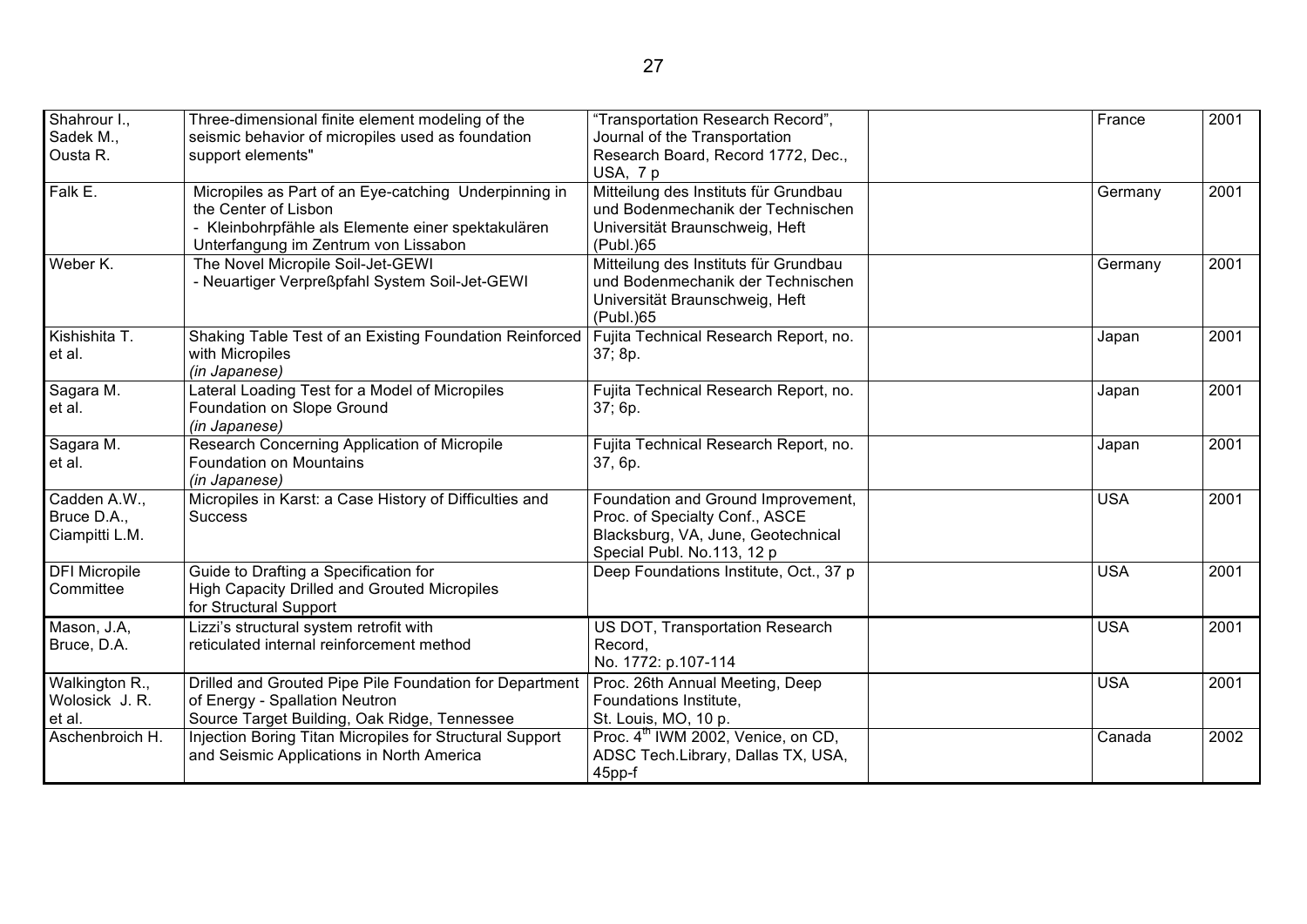| | | | | | |
|---|---|---|---|---|---|
| Shahrour I., Sadek M., Ousta R. | Three-dimensional finite element modeling of the seismic behavior of micropiles used as foundation support elements" | "Transportation Research Record", Journal of the Transportation Research Board, Record 1772, Dec., USA, 7 p | | France | 2001 |
| Falk E. | Micropiles as Part of an Eye-catching Underpinning in the Center of Lisbon - Kleinbohrpfähle als Elemente einer spektakulären Unterfangung im Zentrum von Lissabon | Mitteilung des Instituts für Grundbau und Bodenmechanik der Technischen Universität Braunschweig, Heft (Publ.)65 | | Germany | 2001 |
| Weber K. | The Novel Micropile Soil-Jet-GEWI - Neuartiger Verpreßpfahl System Soil-Jet-GEWI | Mitteilung des Instituts für Grundbau und Bodenmechanik der Technischen Universität Braunschweig, Heft (Publ.)65 | | Germany | 2001 |
| Kishishita T. et al. | Shaking Table Test of an Existing Foundation Reinforced with Micropiles *(in Japanese)* | Fujita Technical Research Report, no. 37; 8p. | | Japan | 2001 |
| Sagara M. et al. | Lateral Loading Test for a Model of Micropiles Foundation on Slope Ground *(in Japanese)* | Fujita Technical Research Report, no. 37; 6p. | | Japan | 2001 |
| Sagara M. et al. | Research Concerning Application of Micropile Foundation on Mountains *(in Japanese)* | Fujita Technical Research Report, no. 37, 6p. | | Japan | 2001 |
| Cadden A.W., Bruce D.A., Ciampitti L.M. | Micropiles in Karst: a Case History of Difficulties and Success | Foundation and Ground Improvement, Proc. of Specialty Conf., ASCE Blacksburg, VA, June, Geotechnical Special Publ. No.113, 12 p | | USA | 2001 |
| DFI Micropile Committee | Guide to Drafting a Specification for High Capacity Drilled and Grouted Micropiles for Structural Support | Deep Foundations Institute, Oct., 37 p | | USA | 2001 |
| Mason, J.A, Bruce, D.A. | Lizzi's structural system retrofit with reticulated internal reinforcement method | US DOT, Transportation Research Record, No. 1772: p.107-114 | | USA | 2001 |
| Walkington R., Wolosick J. R. et al. | Drilled and Grouted Pipe Pile Foundation for Department of Energy - Spallation Neutron Source Target Building, Oak Ridge, Tennessee | Proc. 26th Annual Meeting, Deep Foundations Institute, St. Louis, MO, 10 p. | | USA | 2001 |
| Aschenbroich H. | Injection Boring Titan Micropiles for Structural Support and Seismic Applications in North America | Proc. 4th IWM 2002, Venice, on CD, ADSC Tech.Library, Dallas TX, USA, 45pp-f | | Canada | 2002 |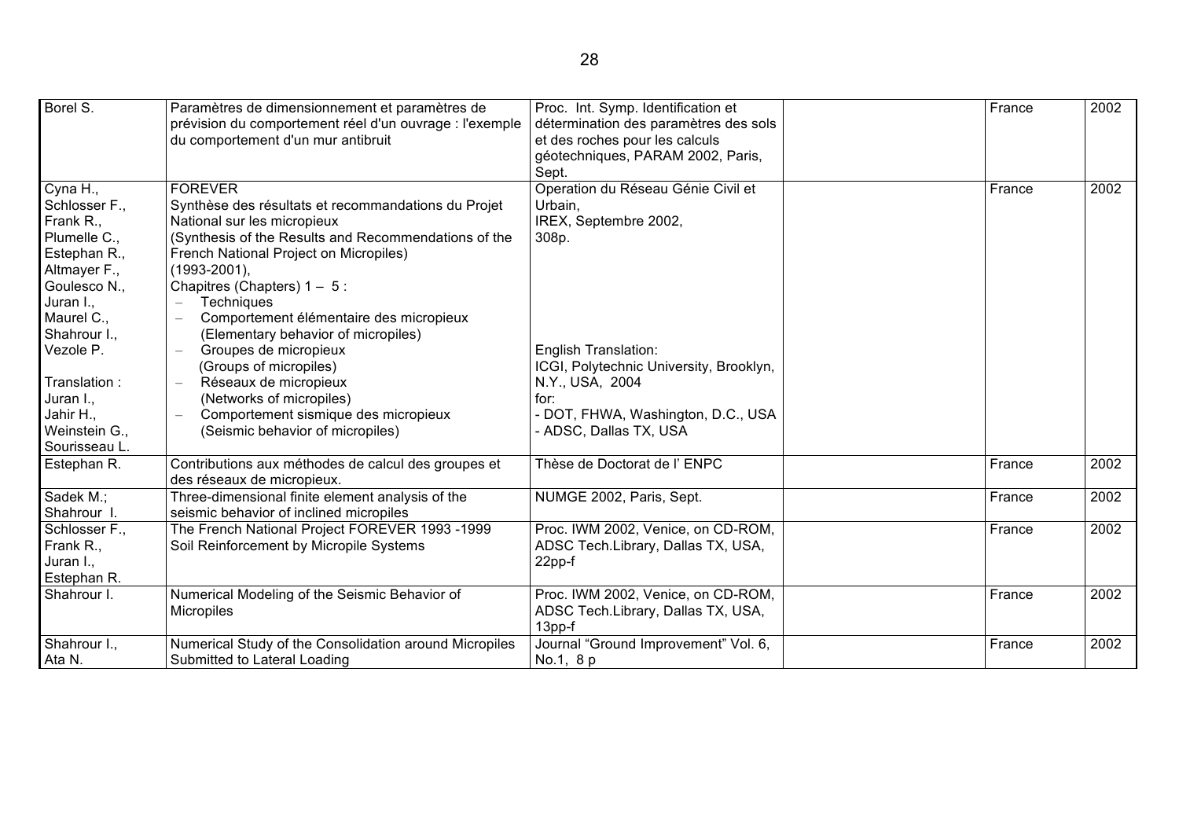| | | | | | |
|---|---|---|---|---|---|
| Borel S. | Paramètres de dimensionnement et paramètres de prévision du comportement réel d'un ouvrage : l'exemple du comportement d'un mur antibruit | Proc. Int. Symp. Identification et détermination des paramètres des sols et des roches pour les calculs géotechniques, PARAM 2002, Paris, Sept. | | France | 2002 |
| Cyna H., Schlosser F., Frank R., Plumelle C., Estephan R., Altmayer F., Goulesco N., Juran I., Maurel C., Shahrour I., Vezole P.<br><br>Translation : Juran I., Jahir H., Weinstein G., Sourisseau L. | FOREVER<br>Synthèse des résultats et recommandations du Projet National sur les micropieux<br>(Synthesis of the Results and Recommendations of the French National Project on Micropiles)<br>(1993-2001),<br>Chapitres (Chapters) 1 – 5 :<br>– Techniques<br>– Comportement élémentaire des micropieux (Elementary behavior of micropiles)<br>– Groupes de micropieux (Groups of micropiles)<br>– Réseaux de micropieux (Networks of micropiles)<br>– Comportement sismique des micropieux (Seismic behavior of micropiles) | Operation du Réseau Génie Civil et Urbain,<br>IREX, Septembre 2002,<br>308p.<br><br>English Translation:<br>ICGI, Polytechnic University, Brooklyn, N.Y., USA, 2004<br>for:<br>- DOT, FHWA, Washington, D.C., USA<br>- ADSC, Dallas TX, USA | | France | 2002 |
| Estephan R. | Contributions aux méthodes de calcul des groupes et des réseaux de micropieux. | Thèse de Doctorat de l' ENPC | | France | 2002 |
| Sadek M.; Shahrour I. | Three-dimensional finite element analysis of the seismic behavior of inclined micropiles | NUMGE 2002, Paris, Sept. | | France | 2002 |
| Schlosser F., Frank R., Juran I., Estephan R. | The French National Project FOREVER 1993 -1999 Soil Reinforcement by Micropile Systems | Proc. IWM 2002, Venice, on CD-ROM, ADSC Tech.Library, Dallas TX, USA, 22pp-f | | France | 2002 |
| Shahrour I. | Numerical Modeling of the Seismic Behavior of Micropiles | Proc. IWM 2002, Venice, on CD-ROM, ADSC Tech.Library, Dallas TX, USA, 13pp-f | | France | 2002 |
| Shahrour I., Ata N. | Numerical Study of the Consolidation around Micropiles Submitted to Lateral Loading | Journal "Ground Improvement" Vol. 6, No.1, 8 p | | France | 2002 |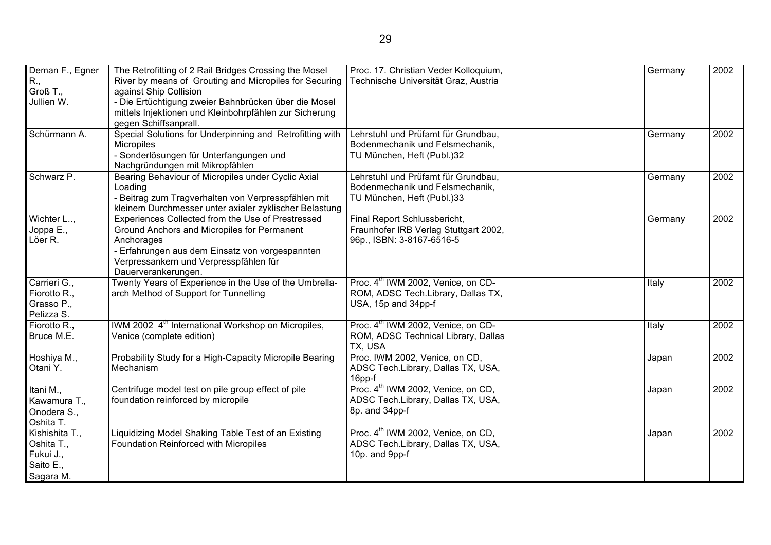| | | | | | |
|---|---|---|---|---|---|
| Deman F., Egner R., Groß T., Jullien W. | The Retrofitting of 2 Rail Bridges Crossing the Mosel River by means of Grouting and Micropiles for Securing against Ship Collision - Die Ertüchtigung zweier Bahnbrücken über die Mosel mittels Injektionen und Kleinbohrpfählen zur Sicherung gegen Schiffsanprall. | Proc. 17. Christian Veder Kolloquium, Technische Universität Graz, Austria | | Germany | 2002 |
| Schürmann A. | Special Solutions for Underpinning and Retrofitting with Micropiles - Sonderlösungen für Unterfangungen und Nachgründungen mit Mikropfählen | Lehrstuhl und Prüfamt für Grundbau, Bodenmechanik und Felsmechanik, TU München, Heft (Publ.)32 | | Germany | 2002 |
| Schwarz P. | Bearing Behaviour of Micropiles under Cyclic Axial Loading - Beitrag zum Tragverhalten von Verpresspfählen mit kleinem Durchmesser unter axialer zyklischer Belastung | Lehrstuhl und Prüfamt für Grundbau, Bodenmechanik und Felsmechanik, TU München, Heft (Publ.)33 | | Germany | 2002 |
| Wichter L.., Joppa E., Löer R. | Experiences Collected from the Use of Prestressed Ground Anchors and Micropiles for Permanent Anchorages - Erfahrungen aus dem Einsatz von vorgespannten Verpressankern und Verpresspfählen für Dauerverankerungen. | Final Report Schlussbericht, Fraunhofer IRB Verlag Stuttgart 2002, 96p., ISBN: 3-8167-6516-5 | | Germany | 2002 |
| Carrieri G., Fiorotto R., Grasso P., Pelizza S. | Twenty Years of Experience in the Use of the Umbrella-arch Method of Support for Tunnelling | Proc. 4th IWM 2002, Venice, on CD-ROM, ADSC Tech.Library, Dallas TX, USA, 15p and 34pp-f | | Italy | 2002 |
| Fiorotto R., Bruce M.E. | IWM 2002 4th International Workshop on Micropiles, Venice (complete edition) | Proc. 4th IWM 2002, Venice, on CD-ROM, ADSC Technical Library, Dallas TX, USA | | Italy | 2002 |
| Hoshiya M., Otani Y. | Probability Study for a High-Capacity Micropile Bearing Mechanism | Proc. IWM 2002, Venice, on CD, ADSC Tech.Library, Dallas TX, USA, 16pp-f | | Japan | 2002 |
| Itani M., Kawamura T., Onodera S., Oshita T. | Centrifuge model test on pile group effect of pile foundation reinforced by micropile | Proc. 4th IWM 2002, Venice, on CD, ADSC Tech.Library, Dallas TX, USA, 8p. and 34pp-f | | Japan | 2002 |
| Kishishita T., Oshita T., Fukui J., Saito E., Sagara M. | Liquidizing Model Shaking Table Test of an Existing Foundation Reinforced with Micropiles | Proc. 4th IWM 2002, Venice, on CD, ADSC Tech.Library, Dallas TX, USA, 10p. and 9pp-f | | Japan | 2002 |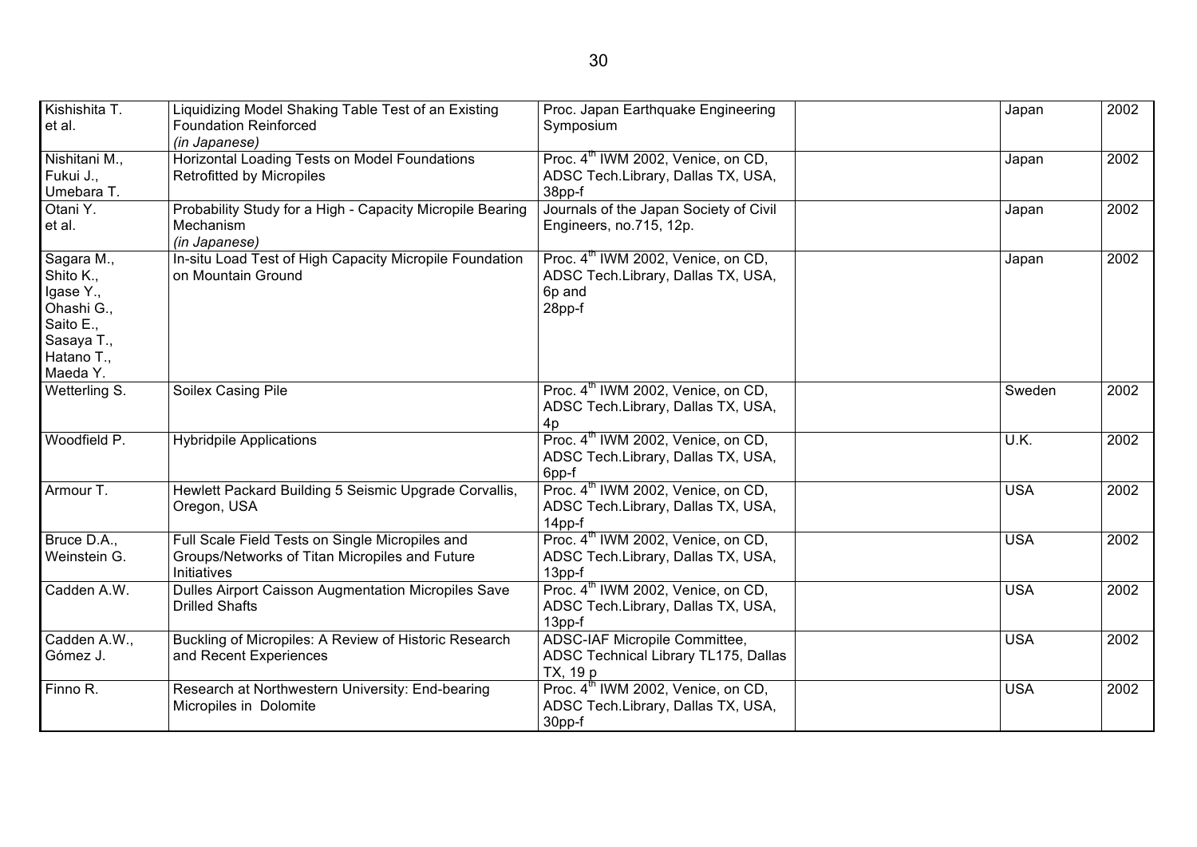| | | | | | |
|---|---|---|---|---|---|
| Kishishita T. et al. | Liquidizing Model Shaking Table Test of an Existing Foundation Reinforced *(in Japanese)* | Proc. Japan Earthquake Engineering Symposium | | Japan | 2002 |
| Nishitani M., Fukui J., Umebara T. | Horizontal Loading Tests on Model Foundations Retrofitted by Micropiles | Proc. 4th IWM 2002, Venice, on CD, ADSC Tech.Library, Dallas TX, USA, 38pp-f | | Japan | 2002 |
| Otani Y. et al. | Probability Study for a High - Capacity Micropile Bearing Mechanism *(in Japanese)* | Journals of the Japan Society of Civil Engineers, no.715, 12p. | | Japan | 2002 |
| Sagara M., Shito K., Igase Y., Ohashi G., Saito E., Sasaya T., Hatano T., Maeda Y. | In-situ Load Test of High Capacity Micropile Foundation on Mountain Ground | Proc. 4th IWM 2002, Venice, on CD, ADSC Tech.Library, Dallas TX, USA, 6p and 28pp-f | | Japan | 2002 |
| Wetterling S. | Soilex Casing Pile | Proc. 4th IWM 2002, Venice, on CD, ADSC Tech.Library, Dallas TX, USA, 4p | | Sweden | 2002 |
| Woodfield P. | Hybridpile Applications | Proc. 4th IWM 2002, Venice, on CD, ADSC Tech.Library, Dallas TX, USA, 6pp-f | | U.K. | 2002 |
| Armour T. | Hewlett Packard Building 5 Seismic Upgrade Corvallis, Oregon, USA | Proc. 4th IWM 2002, Venice, on CD, ADSC Tech.Library, Dallas TX, USA, 14pp-f | | USA | 2002 |
| Bruce D.A., Weinstein G. | Full Scale Field Tests on Single Micropiles and Groups/Networks of Titan Micropiles and Future Initiatives | Proc. 4th IWM 2002, Venice, on CD, ADSC Tech.Library, Dallas TX, USA, 13pp-f | | USA | 2002 |
| Cadden A.W. | Dulles Airport Caisson Augmentation Micropiles Save Drilled Shafts | Proc. 4th IWM 2002, Venice, on CD, ADSC Tech.Library, Dallas TX, USA, 13pp-f | | USA | 2002 |
| Cadden A.W., Gómez J. | Buckling of Micropiles: A Review of Historic Research and Recent Experiences | ADSC-IAF Micropile Committee, ADSC Technical Library TL175, Dallas TX, 19 p | | USA | 2002 |
| Finno R. | Research at Northwestern University: End-bearing Micropiles in Dolomite | Proc. 4th IWM 2002, Venice, on CD, ADSC Tech.Library, Dallas TX, USA, 30pp-f | | USA | 2002 |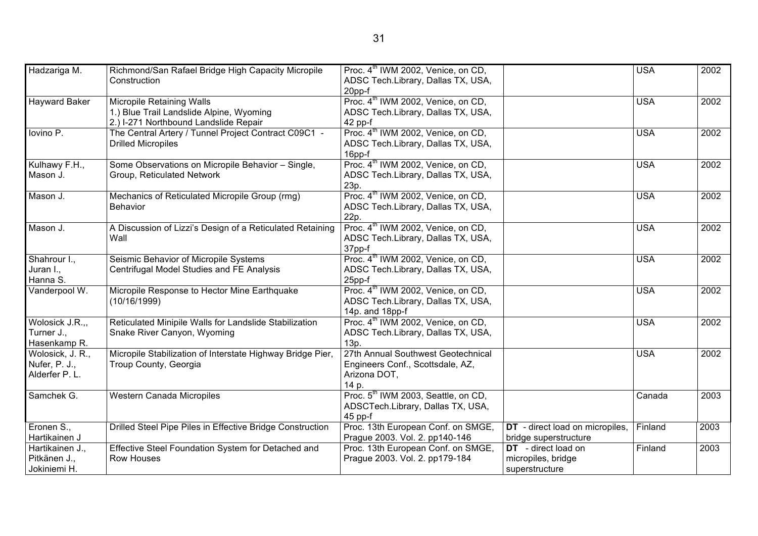| | | | | | |
|---|---|---|---|---|---|
| Hadzariga M. | Richmond/San Rafael Bridge High Capacity Micropile Construction | Proc. 4th IWM 2002, Venice, on CD, ADSC Tech.Library, Dallas TX, USA, 20pp-f | | USA | 2002 |
| Hayward Baker | Micropile Retaining Walls<br>1.) Blue Trail Landslide Alpine, Wyoming<br>2.) I-271 Northbound Landslide Repair | Proc. 4th IWM 2002, Venice, on CD, ADSC Tech.Library, Dallas TX, USA, 42 pp-f | | USA | 2002 |
| Iovino P. | The Central Artery / Tunnel Project Contract C09C1 - Drilled Micropiles | Proc. 4th IWM 2002, Venice, on CD, ADSC Tech.Library, Dallas TX, USA, 16pp-f | | USA | 2002 |
| Kulhawy F.H., Mason J. | Some Observations on Micropile Behavior – Single, Group, Reticulated Network | Proc. 4th IWM 2002, Venice, on CD, ADSC Tech.Library, Dallas TX, USA, 23p. | | USA | 2002 |
| Mason J. | Mechanics of Reticulated Micropile Group (rmg) Behavior | Proc. 4th IWM 2002, Venice, on CD, ADSC Tech.Library, Dallas TX, USA, 22p. | | USA | 2002 |
| Mason J. | A Discussion of Lizzi's Design of a Reticulated Retaining Wall | Proc. 4th IWM 2002, Venice, on CD, ADSC Tech.Library, Dallas TX, USA, 37pp-f | | USA | 2002 |
| Shahrour I., Juran I., Hanna S. | Seismic Behavior of Micropile Systems Centrifugal Model Studies and FE Analysis | Proc. 4th IWM 2002, Venice, on CD, ADSC Tech.Library, Dallas TX, USA, 25pp-f | | USA | 2002 |
| Vanderpool W. | Micropile Response to Hector Mine Earthquake (10/16/1999) | Proc. 4th IWM 2002, Venice, on CD, ADSC Tech.Library, Dallas TX, USA, 14p. and 18pp-f | | USA | 2002 |
| Wolosick J.R.,, Turner J., Hasenkamp R. | Reticulated Minipile Walls for Landslide Stabilization Snake River Canyon, Wyoming | Proc. 4th IWM 2002, Venice, on CD, ADSC Tech.Library, Dallas TX, USA, 13p. | | USA | 2002 |
| Wolosick, J. R., Nufer, P. J., Alderfer P. L. | Micropile Stabilization of Interstate Highway Bridge Pier, Troup County, Georgia | 27th Annual Southwest Geotechnical Engineers Conf., Scottsdale, AZ, Arizona DOT, 14 p. | | USA | 2002 |
| Samchek G. | Western Canada Micropiles | Proc. 5th IWM 2003, Seattle, on CD, ADSCTech.Library, Dallas TX, USA, 45 pp-f | | Canada | 2003 |
| Eronen S., Hartikainen J | Drilled Steel Pipe Piles in Effective Bridge Construction | Proc. 13th European Conf. on SMGE, Prague 2003. Vol. 2. pp140-146 | **DT** - direct load on micropiles, bridge superstructure | Finland | 2003 |
| Hartikainen J., Pitkänen J., Jokiniemi H. | Effective Steel Foundation System for Detached and Row Houses | Proc. 13th European Conf. on SMGE, Prague 2003. Vol. 2. pp179-184 | **DT** - direct load on micropiles, bridge superstructure | Finland | 2003 |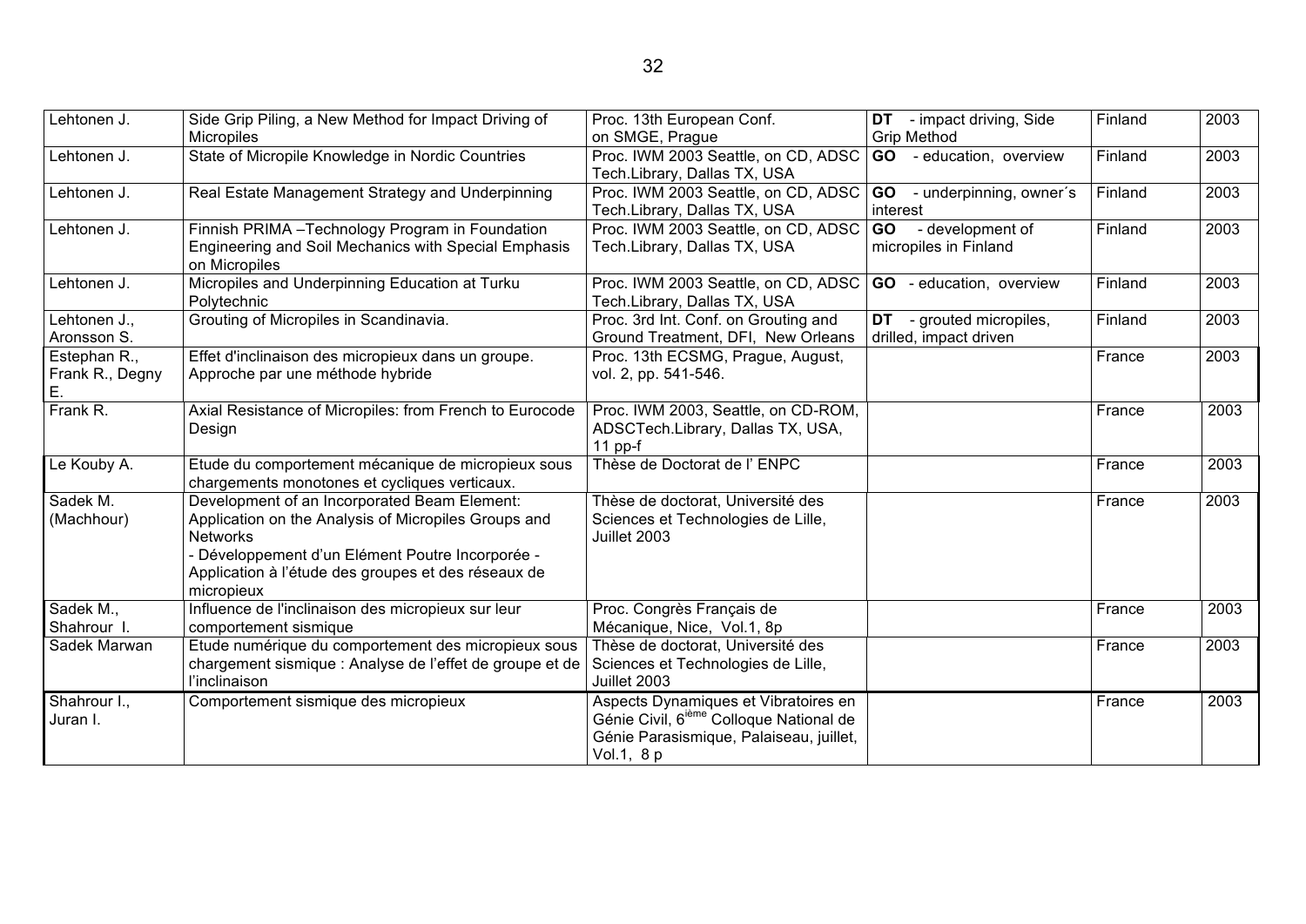| | | | | | |
|---|---|---|---|---|---|
| Lehtonen J. | Side Grip Piling, a New Method for Impact Driving of Micropiles | Proc. 13th European Conf. on SMGE, Prague | **DT** - impact driving, Side Grip Method | Finland | 2003 |
| Lehtonen J. | State of Micropile Knowledge in Nordic Countries | Proc. IWM 2003 Seattle, on CD, ADSC Tech.Library, Dallas TX, USA | **GO** - education, overview | Finland | 2003 |
| Lehtonen J. | Real Estate Management Strategy and Underpinning | Proc. IWM 2003 Seattle, on CD, ADSC Tech.Library, Dallas TX, USA | **GO** - underpinning, owner´s interest | Finland | 2003 |
| Lehtonen J. | Finnish PRIMA –Technology Program in Foundation Engineering and Soil Mechanics with Special Emphasis on Micropiles | Proc. IWM 2003 Seattle, on CD, ADSC Tech.Library, Dallas TX, USA | **GO** - development of micropiles in Finland | Finland | 2003 |
| Lehtonen J. | Micropiles and Underpinning Education at Turku Polytechnic | Proc. IWM 2003 Seattle, on CD, ADSC Tech.Library, Dallas TX, USA | **GO** - education, overview | Finland | 2003 |
| Lehtonen J., Aronsson S. | Grouting of Micropiles in Scandinavia. | Proc. 3rd Int. Conf. on Grouting and Ground Treatment, DFI, New Orleans | **DT** - grouted micropiles, drilled, impact driven | Finland | 2003 |
| Estephan R., Frank R., Degny E. | Effet d'inclinaison des micropieux dans un groupe. Approche par une méthode hybride | Proc. 13th ECSMG, Prague, August, vol. 2, pp. 541-546. | | France | 2003 |
| Frank R. | Axial Resistance of Micropiles: from French to Eurocode Design | Proc. IWM 2003, Seattle, on CD-ROM, ADSCTech.Library, Dallas TX, USA, 11 pp-f | | France | 2003 |
| Le Kouby A. | Etude du comportement mécanique de micropieux sous chargements monotones et cycliques verticaux. | Thèse de Doctorat de l' ENPC | | France | 2003 |
| Sadek M. (Machhour) | Development of an Incorporated Beam Element: Application on the Analysis of Micropiles Groups and Networks - Développement d'un Elément Poutre Incorporée - Application à l'étude des groupes et des réseaux de micropieux | Thèse de doctorat, Université des Sciences et Technologies de Lille, Juillet 2003 | | France | 2003 |
| Sadek M., Shahrour I. | Influence de l'inclinaison des micropieux sur leur comportement sismique | Proc. Congrès Français de Mécanique, Nice, Vol.1, 8p | | France | 2003 |
| Sadek Marwan | Etude numérique du comportement des micropieux sous chargement sismique : Analyse de l'effet de groupe et de l'inclinaison | Thèse de doctorat, Université des Sciences et Technologies de Lille, Juillet 2003 | | France | 2003 |
| Shahrour I., Juran I. | Comportement sismique des micropieux | Aspects Dynamiques et Vibratoires en Génie Civil, 6ième Colloque National de Génie Parasismique, Palaiseau, juillet, Vol.1, 8 p | | France | 2003 |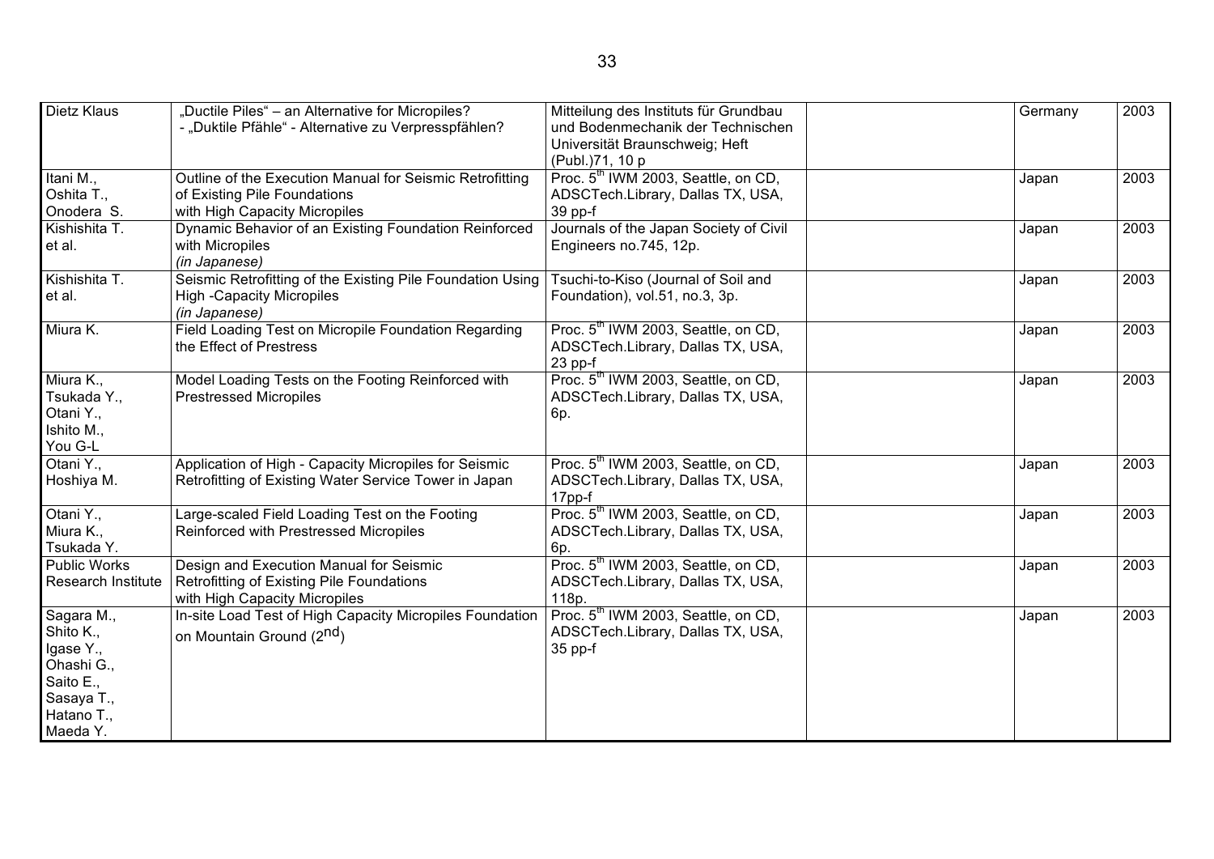| | | | | | |
|---|---|---|---|---|---|
| Dietz Klaus | „Ductile Piles" – an Alternative for Micropiles? - „Duktile Pfähle" - Alternative zu Verpresspfählen? | Mitteilung des Instituts für Grundbau und Bodenmechanik der Technischen Universität Braunschweig; Heft (Publ.)71, 10 p | | Germany | 2003 |
| Itani M., Oshita T., Onodera S. | Outline of the Execution Manual for Seismic Retrofitting of Existing Pile Foundations with High Capacity Micropiles | Proc. 5[th] IWM 2003, Seattle, on CD, ADSCTech.Library, Dallas TX, USA, 39 pp-f | | Japan | 2003 |
| Kishishita T. et al. | Dynamic Behavior of an Existing Foundation Reinforced with Micropiles *(in Japanese)* | Journals of the Japan Society of Civil Engineers no.745, 12p. | | Japan | 2003 |
| Kishishita T. et al. | Seismic Retrofitting of the Existing Pile Foundation Using High -Capacity Micropiles *(in Japanese)* | Tsuchi-to-Kiso (Journal of Soil and Foundation), vol.51, no.3, 3p. | | Japan | 2003 |
| Miura K. | Field Loading Test on Micropile Foundation Regarding the Effect of Prestress | Proc. 5[th] IWM 2003, Seattle, on CD, ADSCTech.Library, Dallas TX, USA, 23 pp-f | | Japan | 2003 |
| Miura K., Tsukada Y., Otani Y., Ishito M., You G-L | Model Loading Tests on the Footing Reinforced with Prestressed Micropiles | Proc. 5[th] IWM 2003, Seattle, on CD, ADSCTech.Library, Dallas TX, USA, 6p. | | Japan | 2003 |
| Otani Y., Hoshiya M. | Application of High - Capacity Micropiles for Seismic Retrofitting of Existing Water Service Tower in Japan | Proc. 5[th] IWM 2003, Seattle, on CD, ADSCTech.Library, Dallas TX, USA, 17pp-f | | Japan | 2003 |
| Otani Y., Miura K., Tsukada Y. | Large-scaled Field Loading Test on the Footing Reinforced with Prestressed Micropiles | Proc. 5[th] IWM 2003, Seattle, on CD, ADSCTech.Library, Dallas TX, USA, 6p. | | Japan | 2003 |
| Public Works Research Institute | Design and Execution Manual for Seismic Retrofitting of Existing Pile Foundations with High Capacity Micropiles | Proc. 5[th] IWM 2003, Seattle, on CD, ADSCTech.Library, Dallas TX, USA, 118p. | | Japan | 2003 |
| Sagara M., Shito K., Igase Y., Ohashi G., Saito E., Sasaya T., Hatano T., Maeda Y. | In-site Load Test of High Capacity Micropiles Foundation on Mountain Ground (2[nd]) | Proc. 5[th] IWM 2003, Seattle, on CD, ADSCTech.Library, Dallas TX, USA, 35 pp-f | | Japan | 2003 |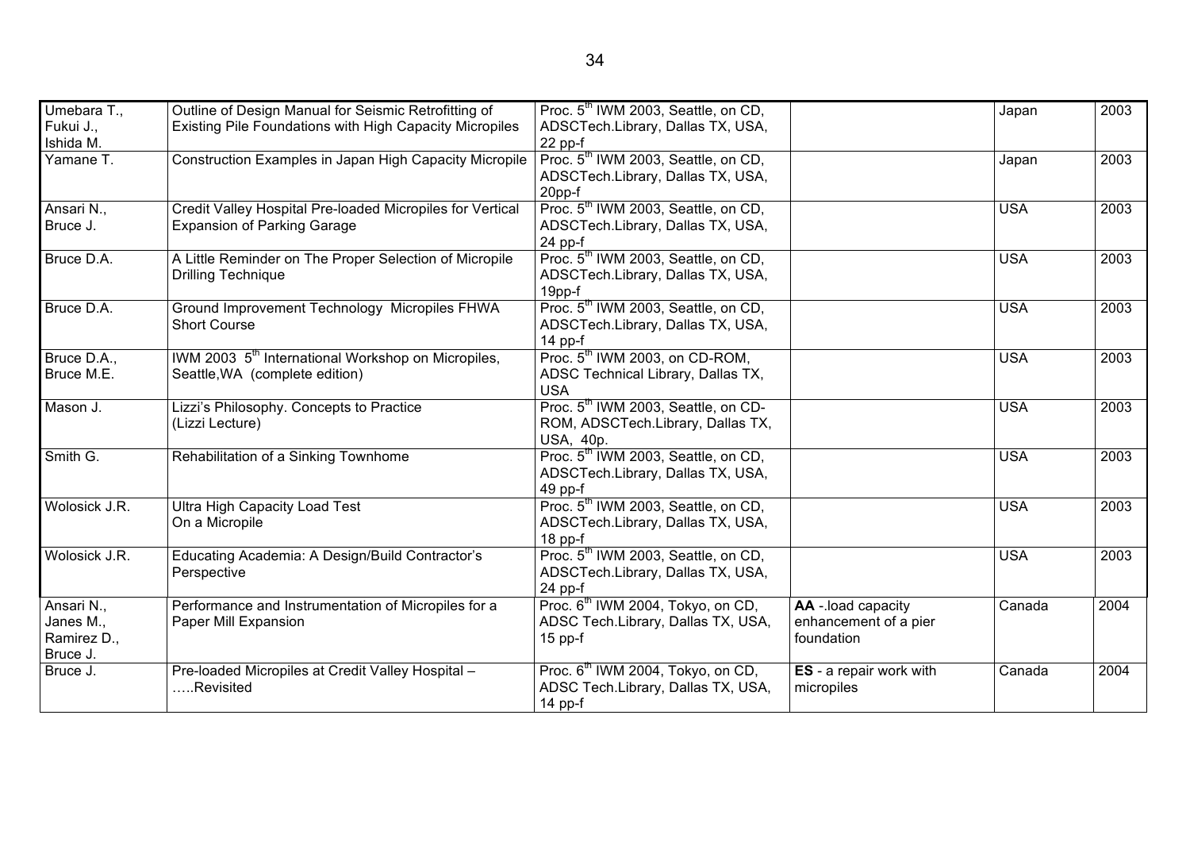| | | | | | |
|---|---|---|---|---|---|
| Umebara T., Fukui J., Ishida M. | Outline of Design Manual for Seismic Retrofitting of Existing Pile Foundations with High Capacity Micropiles | Proc. 5th IWM 2003, Seattle, on CD, ADSCTech.Library, Dallas TX, USA, 22 pp-f | | Japan | 2003 |
| Yamane T. | Construction Examples in Japan High Capacity Micropile | Proc. 5th IWM 2003, Seattle, on CD, ADSCTech.Library, Dallas TX, USA, 20pp-f | | Japan | 2003 |
| Ansari N., Bruce J. | Credit Valley Hospital Pre-loaded Micropiles for Vertical Expansion of Parking Garage | Proc. 5th IWM 2003, Seattle, on CD, ADSCTech.Library, Dallas TX, USA, 24 pp-f | | USA | 2003 |
| Bruce D.A. | A Little Reminder on The Proper Selection of Micropile Drilling Technique | Proc. 5th IWM 2003, Seattle, on CD, ADSCTech.Library, Dallas TX, USA, 19pp-f | | USA | 2003 |
| Bruce D.A. | Ground Improvement Technology Micropiles FHWA Short Course | Proc. 5th IWM 2003, Seattle, on CD, ADSCTech.Library, Dallas TX, USA, 14 pp-f | | USA | 2003 |
| Bruce D.A., Bruce M.E. | IWM 2003 5th International Workshop on Micropiles, Seattle,WA (complete edition) | Proc. 5th IWM 2003, on CD-ROM, ADSC Technical Library, Dallas TX, USA | | USA | 2003 |
| Mason J. | Lizzi's Philosophy. Concepts to Practice (Lizzi Lecture) | Proc. 5th IWM 2003, Seattle, on CD-ROM, ADSCTech.Library, Dallas TX, USA, 40p. | | USA | 2003 |
| Smith G. | Rehabilitation of a Sinking Townhome | Proc. 5th IWM 2003, Seattle, on CD, ADSCTech.Library, Dallas TX, USA, 49 pp-f | | USA | 2003 |
| Wolosick J.R. | Ultra High Capacity Load Test On a Micropile | Proc. 5th IWM 2003, Seattle, on CD, ADSCTech.Library, Dallas TX, USA, 18 pp-f | | USA | 2003 |
| Wolosick J.R. | Educating Academia: A Design/Build Contractor's Perspective | Proc. 5th IWM 2003, Seattle, on CD, ADSCTech.Library, Dallas TX, USA, 24 pp-f | | USA | 2003 |
| Ansari N., Janes M., Ramirez D., Bruce J. | Performance and Instrumentation of Micropiles for a Paper Mill Expansion | Proc. 6th IWM 2004, Tokyo, on CD, ADSC Tech.Library, Dallas TX, USA, 15 pp-f | **AA** -.load capacity enhancement of a pier foundation | Canada | 2004 |
| Bruce J. | Pre-loaded Micropiles at Credit Valley Hospital – …..Revisited | Proc. 6th IWM 2004, Tokyo, on CD, ADSC Tech.Library, Dallas TX, USA, 14 pp-f | **ES** - a repair work with micropiles | Canada | 2004 |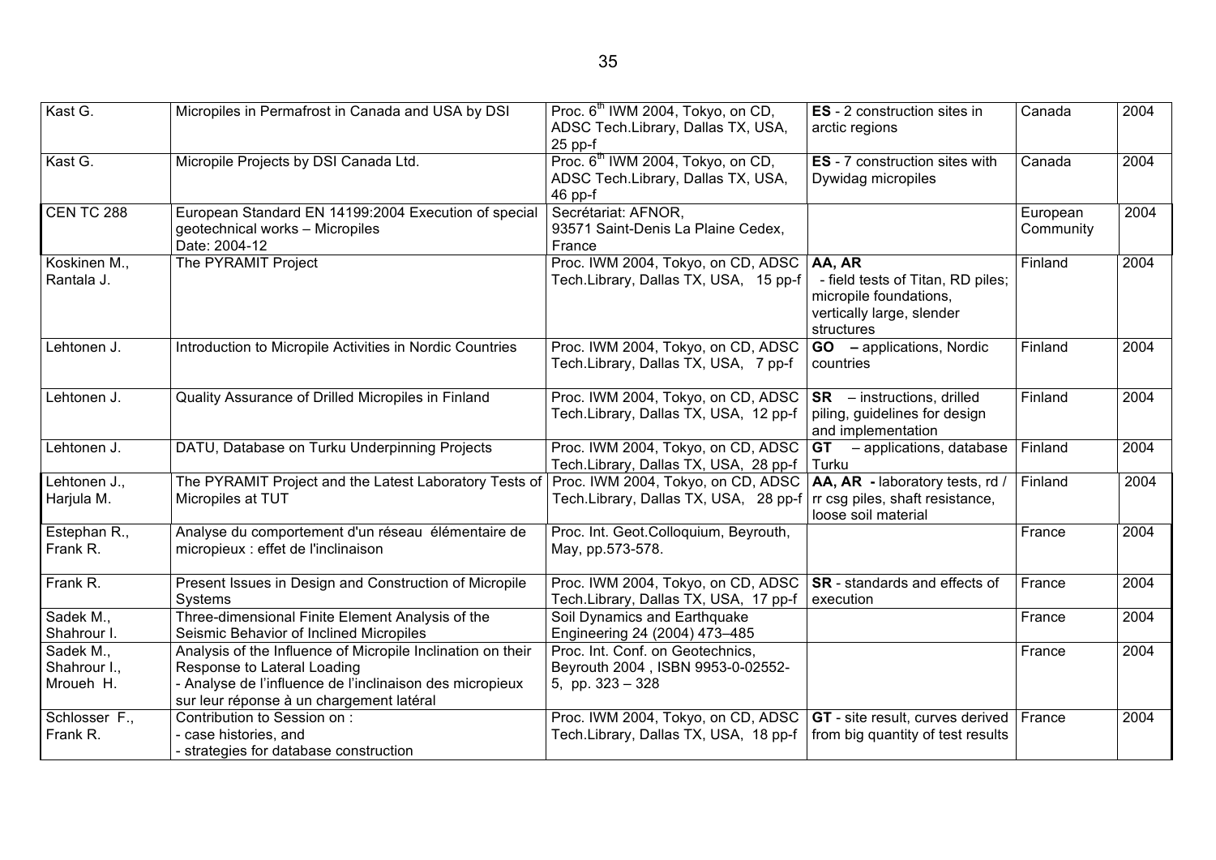| | | | | | |
|---|---|---|---|---|---|
| Kast G. | Micropiles in Permafrost in Canada and USA by DSI | Proc. 6th IWM 2004, Tokyo, on CD, ADSC Tech.Library, Dallas TX, USA, 25 pp-f | **ES** - 2 construction sites in arctic regions | Canada | 2004 |
| Kast G. | Micropile Projects by DSI Canada Ltd. | Proc. 6th IWM 2004, Tokyo, on CD, ADSC Tech.Library, Dallas TX, USA, 46 pp-f | **ES** - 7 construction sites with Dywidag micropiles | Canada | 2004 |
| CEN TC 288 | European Standard EN 14199:2004 Execution of special geotechnical works – Micropiles Date: 2004-12 | Secrétariat: AFNOR, 93571 Saint-Denis La Plaine Cedex, France | | European Community | 2004 |
| Koskinen M., Rantala J. | The PYRAMIT Project | Proc. IWM 2004, Tokyo, on CD, ADSC Tech.Library, Dallas TX, USA, 15 pp-f | **AA, AR** - field tests of Titan, RD piles; micropile foundations, vertically large, slender structures | Finland | 2004 |
| Lehtonen J. | Introduction to Micropile Activities in Nordic Countries | Proc. IWM 2004, Tokyo, on CD, ADSC Tech.Library, Dallas TX, USA, 7 pp-f | **GO** – applications, Nordic countries | Finland | 2004 |
| Lehtonen J. | Quality Assurance of Drilled Micropiles in Finland | Proc. IWM 2004, Tokyo, on CD, ADSC Tech.Library, Dallas TX, USA, 12 pp-f | **SR** – instructions, drilled piling, guidelines for design and implementation | Finland | 2004 |
| Lehtonen J. | DATU, Database on Turku Underpinning Projects | Proc. IWM 2004, Tokyo, on CD, ADSC Tech.Library, Dallas TX, USA, 28 pp-f | **GT** – applications, database Turku | Finland | 2004 |
| Lehtonen J., Harjula M. | The PYRAMIT Project and the Latest Laboratory Tests of Micropiles at TUT | Proc. IWM 2004, Tokyo, on CD, ADSC Tech.Library, Dallas TX, USA, 28 pp-f | **AA, AR** - laboratory tests, rd / rr csg piles, shaft resistance, loose soil material | Finland | 2004 |
| Estephan R., Frank R. | Analyse du comportement d'un réseau élémentaire de micropieux : effet de l'inclinaison | Proc. Int. Geot.Colloquium, Beyrouth, May, pp.573-578. | | France | 2004 |
| Frank R. | Present Issues in Design and Construction of Micropile Systems | Proc. IWM 2004, Tokyo, on CD, ADSC Tech.Library, Dallas TX, USA, 17 pp-f | **SR** - standards and effects of execution | France | 2004 |
| Sadek M., Shahrour I. | Three-dimensional Finite Element Analysis of the Seismic Behavior of Inclined Micropiles | Soil Dynamics and Earthquake Engineering 24 (2004) 473–485 | | France | 2004 |
| Sadek M., Shahrour I., Mroueh H. | Analysis of the Influence of Micropile Inclination on their Response to Lateral Loading - Analyse de l'influence de l'inclinaison des micropieux sur leur réponse à un chargement latéral | Proc. Int. Conf. on Geotechnics, Beyrouth 2004 , ISBN 9953-0-02552-5, pp. 323 – 328 | | France | 2004 |
| Schlosser F., Frank R. | Contribution to Session on : - case histories, and - strategies for database construction | Proc. IWM 2004, Tokyo, on CD, ADSC Tech.Library, Dallas TX, USA, 18 pp-f | **GT** - site result, curves derived from big quantity of test results | France | 2004 |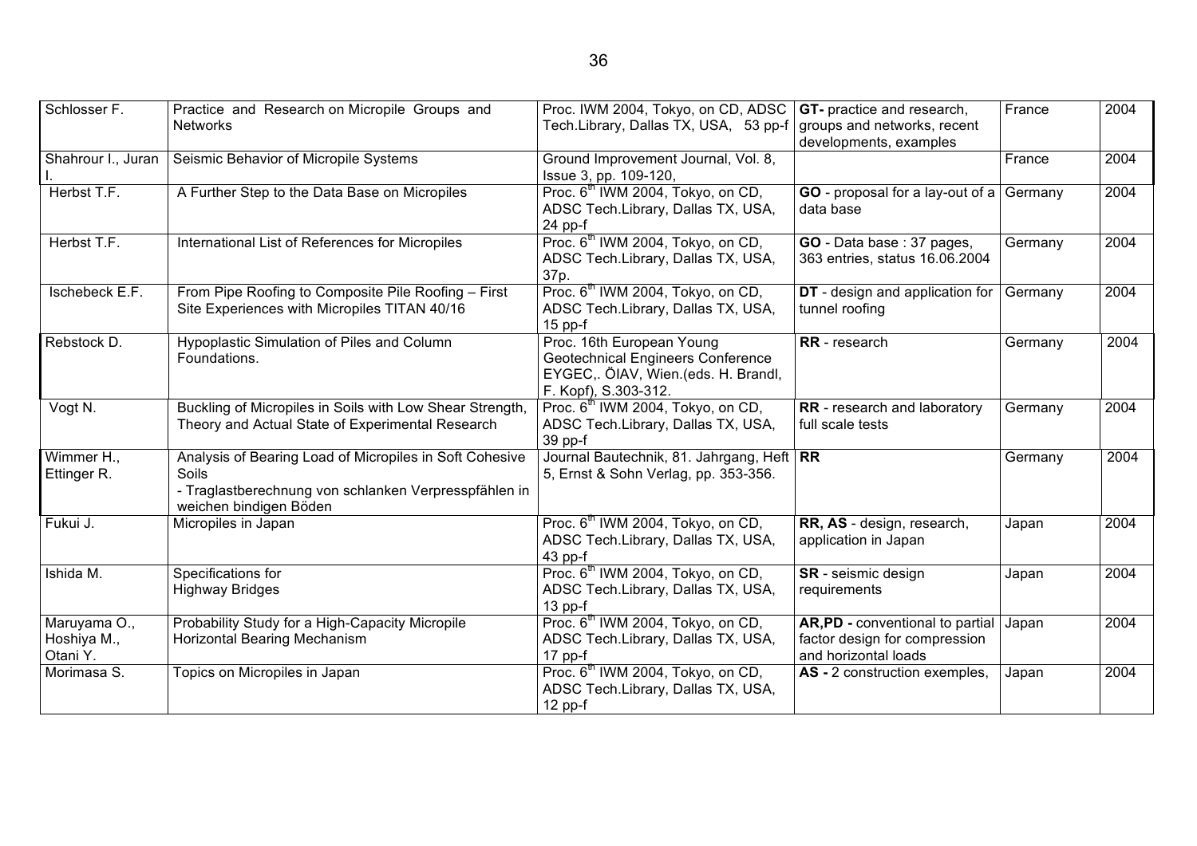| Schlosser F. | Practice and Research on Micropile Groups and Networks | Proc. IWM 2004, Tokyo, on CD, ADSC Tech.Library, Dallas TX, USA, 53 pp-f | **GT-** practice and research, groups and networks, recent developments, examples | France | 2004 |
|---|---|---|---|---|---|
| Shahrour I., Juran I. | Seismic Behavior of Micropile Systems | Ground Improvement Journal, Vol. 8, Issue 3, pp. 109-120, | | France | 2004 |
| Herbst T.F. | A Further Step to the Data Base on Micropiles | Proc. 6[th] IWM 2004, Tokyo, on CD, ADSC Tech.Library, Dallas TX, USA, 24 pp-f | **GO** - proposal for a lay-out of a data base | Germany | 2004 |
| Herbst T.F. | International List of References for Micropiles | Proc. 6[th] IWM 2004, Tokyo, on CD, ADSC Tech.Library, Dallas TX, USA, 37p. | **GO** - Data base : 37 pages, 363 entries, status 16.06.2004 | Germany | 2004 |
| Ischebeck E.F. | From Pipe Roofing to Composite Pile Roofing – First Site Experiences with Micropiles TITAN 40/16 | Proc. 6[th] IWM 2004, Tokyo, on CD, ADSC Tech.Library, Dallas TX, USA, 15 pp-f | **DT** - design and application for tunnel roofing | Germany | 2004 |
| Rebstock D. | Hypoplastic Simulation of Piles and Column Foundations. | Proc. 16th European Young Geotechnical Engineers Conference EYGEC,. ÖIAV, Wien.(eds. H. Brandl, F. Kopf), S.303-312. | **RR** - research | Germany | 2004 |
| Vogt N. | Buckling of Micropiles in Soils with Low Shear Strength, Theory and Actual State of Experimental Research | Proc. 6[th] IWM 2004, Tokyo, on CD, ADSC Tech.Library, Dallas TX, USA, 39 pp-f | **RR** - research and laboratory full scale tests | Germany | 2004 |
| Wimmer H., Ettinger R. | Analysis of Bearing Load of Micropiles in Soft Cohesive Soils - Traglastberechnung von schlanken Verpresspfählen in weichen bindigen Böden | Journal Bautechnik, 81. Jahrgang, Heft 5, Ernst & Sohn Verlag, pp. 353-356. | **RR** | Germany | 2004 |
| Fukui J. | Micropiles in Japan | Proc. 6[th] IWM 2004, Tokyo, on CD, ADSC Tech.Library, Dallas TX, USA, 43 pp-f | **RR, AS** - design, research, application in Japan | Japan | 2004 |
| Ishida M. | Specifications for Highway Bridges | Proc. 6[th] IWM 2004, Tokyo, on CD, ADSC Tech.Library, Dallas TX, USA, 13 pp-f | **SR** - seismic design requirements | Japan | 2004 |
| Maruyama O., Hoshiya M., Otani Y. | Probability Study for a High-Capacity Micropile Horizontal Bearing Mechanism | Proc. 6[th] IWM 2004, Tokyo, on CD, ADSC Tech.Library, Dallas TX, USA, 17 pp-f | **AR,PD -** conventional to partial factor design for compression and horizontal loads | Japan | 2004 |
| Morimasa S. | Topics on Micropiles in Japan | Proc. 6[th] IWM 2004, Tokyo, on CD, ADSC Tech.Library, Dallas TX, USA, 12 pp-f | **AS -** 2 construction exemples, | Japan | 2004 |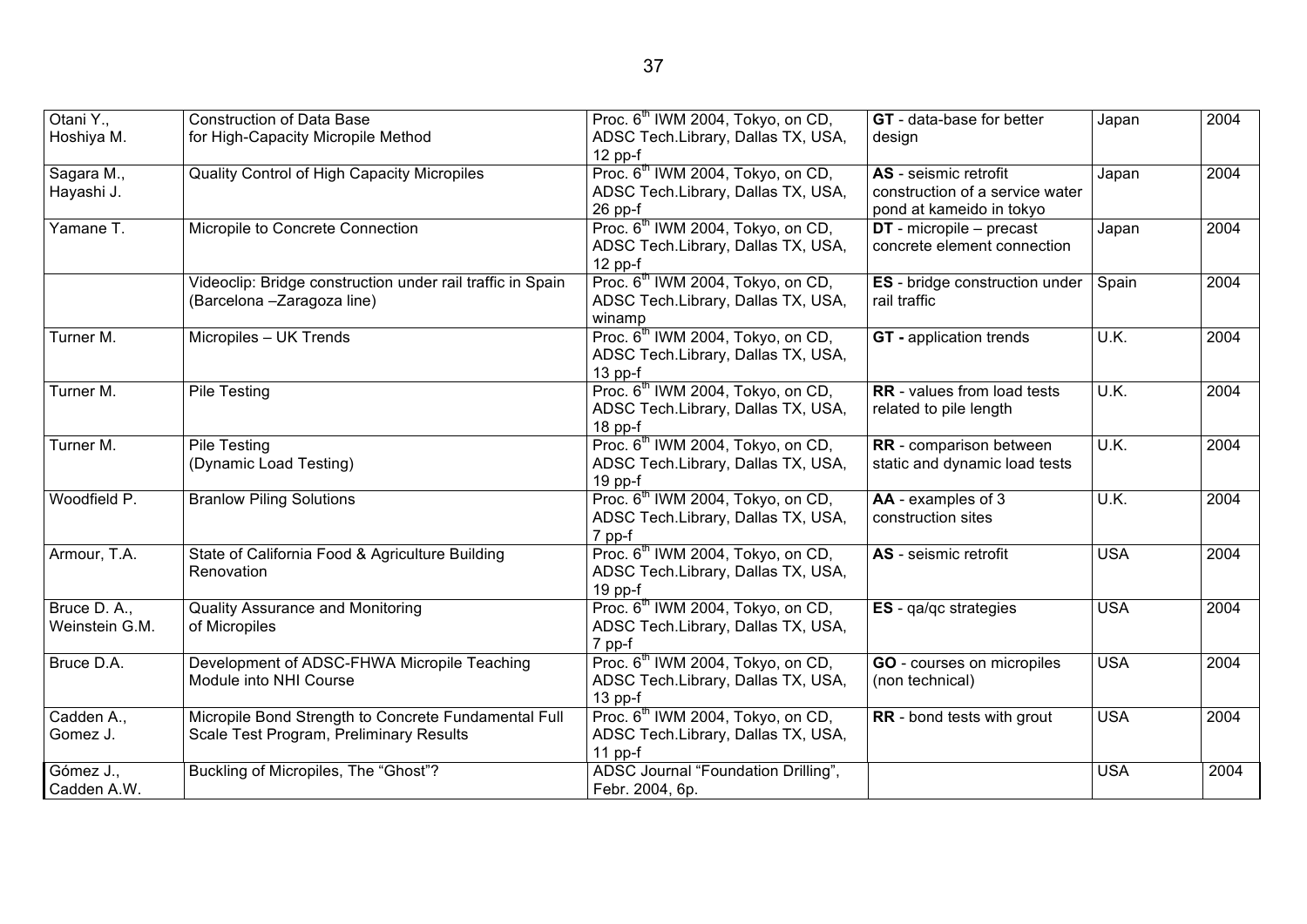| | | | | | |
|---|---|---|---|---|---|
| Otani Y., Hoshiya M. | Construction of Data Base for High-Capacity Micropile Method | Proc. 6th IWM 2004, Tokyo, on CD, ADSC Tech.Library, Dallas TX, USA, 12 pp-f | **GT** - data-base for better design | Japan | 2004 |
| Sagara M., Hayashi J. | Quality Control of High Capacity Micropiles | Proc. 6th IWM 2004, Tokyo, on CD, ADSC Tech.Library, Dallas TX, USA, 26 pp-f | **AS** - seismic retrofit construction of a service water pond at kameido in tokyo | Japan | 2004 |
| Yamane T. | Micropile to Concrete Connection | Proc. 6th IWM 2004, Tokyo, on CD, ADSC Tech.Library, Dallas TX, USA, 12 pp-f | **DT** - micropile – precast concrete element connection | Japan | 2004 |
| | Videoclip: Bridge construction under rail traffic in Spain (Barcelona –Zaragoza line) | Proc. 6th IWM 2004, Tokyo, on CD, ADSC Tech.Library, Dallas TX, USA, winamp | **ES** - bridge construction under rail traffic | Spain | 2004 |
| Turner M. | Micropiles – UK Trends | Proc. 6th IWM 2004, Tokyo, on CD, ADSC Tech.Library, Dallas TX, USA, 13 pp-f | **GT -** application trends | U.K. | 2004 |
| Turner M. | Pile Testing | Proc. 6th IWM 2004, Tokyo, on CD, ADSC Tech.Library, Dallas TX, USA, 18 pp-f | **RR** - values from load tests related to pile length | U.K. | 2004 |
| Turner M. | Pile Testing (Dynamic Load Testing) | Proc. 6th IWM 2004, Tokyo, on CD, ADSC Tech.Library, Dallas TX, USA, 19 pp-f | **RR** - comparison between static and dynamic load tests | U.K. | 2004 |
| Woodfield P. | Branlow Piling Solutions | Proc. 6th IWM 2004, Tokyo, on CD, ADSC Tech.Library, Dallas TX, USA, 7 pp-f | **AA** - examples of 3 construction sites | U.K. | 2004 |
| Armour, T.A. | State of California Food & Agriculture Building Renovation | Proc. 6th IWM 2004, Tokyo, on CD, ADSC Tech.Library, Dallas TX, USA, 19 pp-f | **AS** - seismic retrofit | USA | 2004 |
| Bruce D. A., Weinstein G.M. | Quality Assurance and Monitoring of Micropiles | Proc. 6th IWM 2004, Tokyo, on CD, ADSC Tech.Library, Dallas TX, USA, 7 pp-f | **ES** - qa/qc strategies | USA | 2004 |
| Bruce D.A. | Development of ADSC-FHWA Micropile Teaching Module into NHI Course | Proc. 6th IWM 2004, Tokyo, on CD, ADSC Tech.Library, Dallas TX, USA, 13 pp-f | **GO** - courses on micropiles (non technical) | USA | 2004 |
| Cadden A., Gomez J. | Micropile Bond Strength to Concrete Fundamental Full Scale Test Program, Preliminary Results | Proc. 6th IWM 2004, Tokyo, on CD, ADSC Tech.Library, Dallas TX, USA, 11 pp-f | **RR** - bond tests with grout | USA | 2004 |
| Gómez J., Cadden A.W. | Buckling of Micropiles, The "Ghost"? | ADSC Journal "Foundation Drilling", Febr. 2004, 6p. | | USA | 2004 |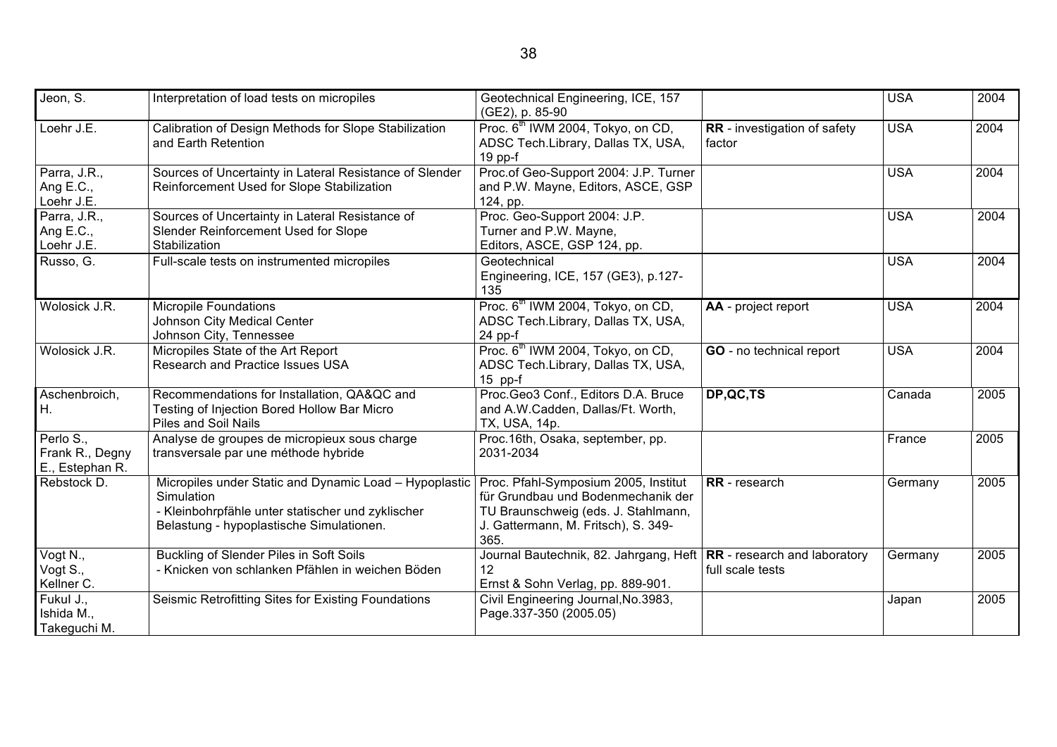| | | | | | |
|---|---|---|---|---|---|
| Jeon, S. | Interpretation of load tests on micropiles | Geotechnical Engineering, ICE, 157 (GE2), p. 85-90 | | USA | 2004 |
| Loehr J.E. | Calibration of Design Methods for Slope Stabilization and Earth Retention | Proc. 6th IWM 2004, Tokyo, on CD, ADSC Tech.Library, Dallas TX, USA, 19 pp-f | **RR** - investigation of safety factor | USA | 2004 |
| Parra, J.R., Ang E.C., Loehr J.E. | Sources of Uncertainty in Lateral Resistance of Slender Reinforcement Used for Slope Stabilization | Proc.of Geo-Support 2004: J.P. Turner and P.W. Mayne, Editors, ASCE, GSP 124, pp. | | USA | 2004 |
| Parra, J.R., Ang E.C., Loehr J.E. | Sources of Uncertainty in Lateral Resistance of Slender Reinforcement Used for Slope Stabilization | Proc. Geo-Support 2004: J.P. Turner and P.W. Mayne, Editors, ASCE, GSP 124, pp. | | USA | 2004 |
| Russo, G. | Full-scale tests on instrumented micropiles | Geotechnical Engineering, ICE, 157 (GE3), p.127-135 | | USA | 2004 |
| Wolosick J.R. | Micropile Foundations Johnson City Medical Center Johnson City, Tennessee | Proc. 6th IWM 2004, Tokyo, on CD, ADSC Tech.Library, Dallas TX, USA, 24 pp-f | **AA** - project report | USA | 2004 |
| Wolosick J.R. | Micropiles State of the Art Report Research and Practice Issues USA | Proc. 6th IWM 2004, Tokyo, on CD, ADSC Tech.Library, Dallas TX, USA, 15 pp-f | **GO** - no technical report | USA | 2004 |
| Aschenbroich, H. | Recommendations for Installation, QA&QC and Testing of Injection Bored Hollow Bar Micro Piles and Soil Nails | Proc.Geo3 Conf., Editors D.A. Bruce and A.W.Cadden, Dallas/Ft. Worth, TX, USA, 14p. | **DP,QC,TS** | Canada | 2005 |
| Perlo S., Frank R., Degny E., Estephan R. | Analyse de groupes de micropieux sous charge transversale par une méthode hybride | Proc.16th, Osaka, september, pp. 2031-2034 | | France | 2005 |
| Rebstock D. | Micropiles under Static and Dynamic Load – Hypoplastic Simulation - Kleinbohrpfähle unter statischer und zyklischer Belastung - hypoplastische Simulationen. | Proc. Pfahl-Symposium 2005, Institut für Grundbau und Bodenmechanik der TU Braunschweig (eds. J. Stahlmann, J. Gattermann, M. Fritsch), S. 349-365. | **RR** - research | Germany | 2005 |
| Vogt N., Vogt S., Kellner C. | Buckling of Slender Piles in Soft Soils - Knicken von schlanken Pfählen in weichen Böden | Journal Bautechnik, 82. Jahrgang, Heft 12 Ernst & Sohn Verlag, pp. 889-901. | **RR** - research and laboratory full scale tests | Germany | 2005 |
| Fukul J., Ishida M., Takeguchi M. | Seismic Retrofitting Sites for Existing Foundations | Civil Engineering Journal,No.3983, Page.337-350 (2005.05) | | Japan | 2005 |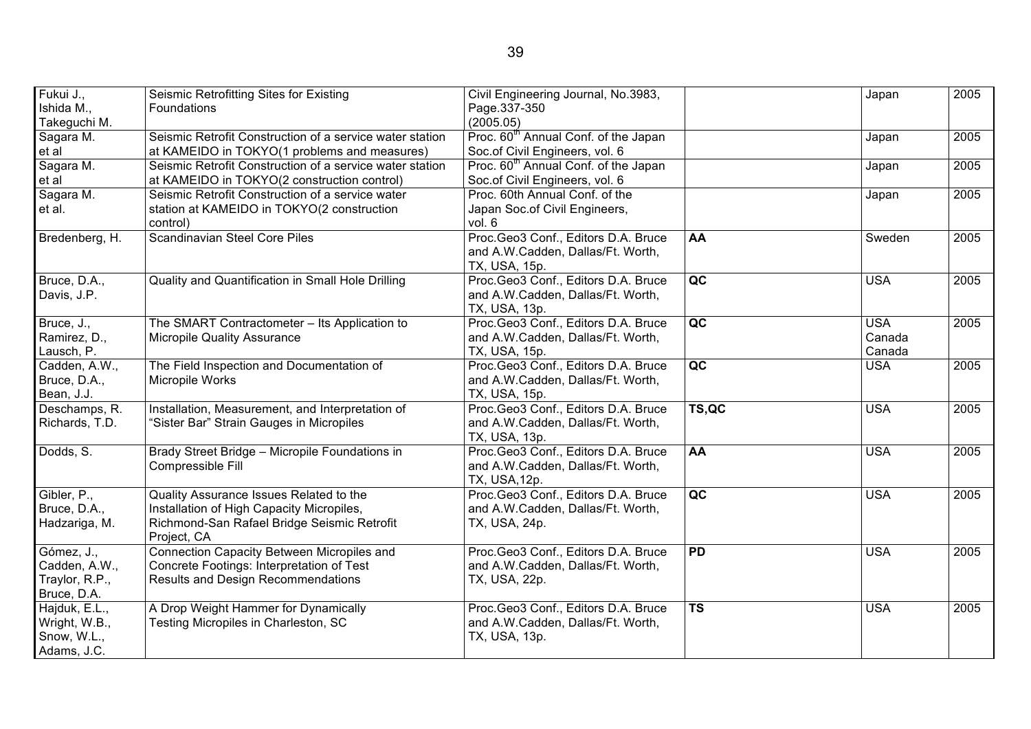| | | | | | |
|---|---|---|---|---|---|
| Fukui J., Ishida M., Takeguchi M. | Seismic Retrofitting Sites for Existing Foundations | Civil Engineering Journal, No.3983, Page.337-350 (2005.05) | | Japan | 2005 |
| Sagara M. et al | Seismic Retrofit Construction of a service water station at KAMEIDO in TOKYO(1 problems and measures) | Proc. 60$^{th}$ Annual Conf. of the Japan Soc.of Civil Engineers, vol. 6 | | Japan | 2005 |
| Sagara M. et al | Seismic Retrofit Construction of a service water station at KAMEIDO in TOKYO(2 construction control) | Proc. 60$^{th}$ Annual Conf. of the Japan Soc.of Civil Engineers, vol. 6 | | Japan | 2005 |
| Sagara M. et al. | Seismic Retrofit Construction of a service water station at KAMEIDO in TOKYO(2 construction control) | Proc. 60th Annual Conf. of the Japan Soc.of Civil Engineers, vol. 6 | | Japan | 2005 |
| Bredenberg, H. | Scandinavian Steel Core Piles | Proc.Geo3 Conf., Editors D.A. Bruce and A.W.Cadden, Dallas/Ft. Worth, TX, USA, 15p. | **AA** | Sweden | 2005 |
| Bruce, D.A., Davis, J.P. | Quality and Quantification in Small Hole Drilling | Proc.Geo3 Conf., Editors D.A. Bruce and A.W.Cadden, Dallas/Ft. Worth, TX, USA, 13p. | **QC** | USA | 2005 |
| Bruce, J., Ramirez, D., Lausch, P. | The SMART Contractometer – Its Application to Micropile Quality Assurance | Proc.Geo3 Conf., Editors D.A. Bruce and A.W.Cadden, Dallas/Ft. Worth, TX, USA, 15p. | **QC** | USA Canada Canada | 2005 |
| Cadden, A.W., Bruce, D.A., Bean, J.J. | The Field Inspection and Documentation of Micropile Works | Proc.Geo3 Conf., Editors D.A. Bruce and A.W.Cadden, Dallas/Ft. Worth, TX, USA, 15p. | **QC** | USA | 2005 |
| Deschamps, R. Richards, T.D. | Installation, Measurement, and Interpretation of "Sister Bar" Strain Gauges in Micropiles | Proc.Geo3 Conf., Editors D.A. Bruce and A.W.Cadden, Dallas/Ft. Worth, TX, USA, 13p. | **TS,QC** | USA | 2005 |
| Dodds, S. | Brady Street Bridge – Micropile Foundations in Compressible Fill | Proc.Geo3 Conf., Editors D.A. Bruce and A.W.Cadden, Dallas/Ft. Worth, TX, USA,12p. | **AA** | USA | 2005 |
| Gibler, P., Bruce, D.A., Hadzariga, M. | Quality Assurance Issues Related to the Installation of High Capacity Micropiles, Richmond-San Rafael Bridge Seismic Retrofit Project, CA | Proc.Geo3 Conf., Editors D.A. Bruce and A.W.Cadden, Dallas/Ft. Worth, TX, USA, 24p. | **QC** | USA | 2005 |
| Gómez, J., Cadden, A.W., Traylor, R.P., Bruce, D.A. | Connection Capacity Between Micropiles and Concrete Footings: Interpretation of Test Results and Design Recommendations | Proc.Geo3 Conf., Editors D.A. Bruce and A.W.Cadden, Dallas/Ft. Worth, TX, USA, 22p. | **PD** | USA | 2005 |
| Hajduk, E.L., Wright, W.B., Snow, W.L., Adams, J.C. | A Drop Weight Hammer for Dynamically Testing Micropiles in Charleston, SC | Proc.Geo3 Conf., Editors D.A. Bruce and A.W.Cadden, Dallas/Ft. Worth, TX, USA, 13p. | **TS** | USA | 2005 |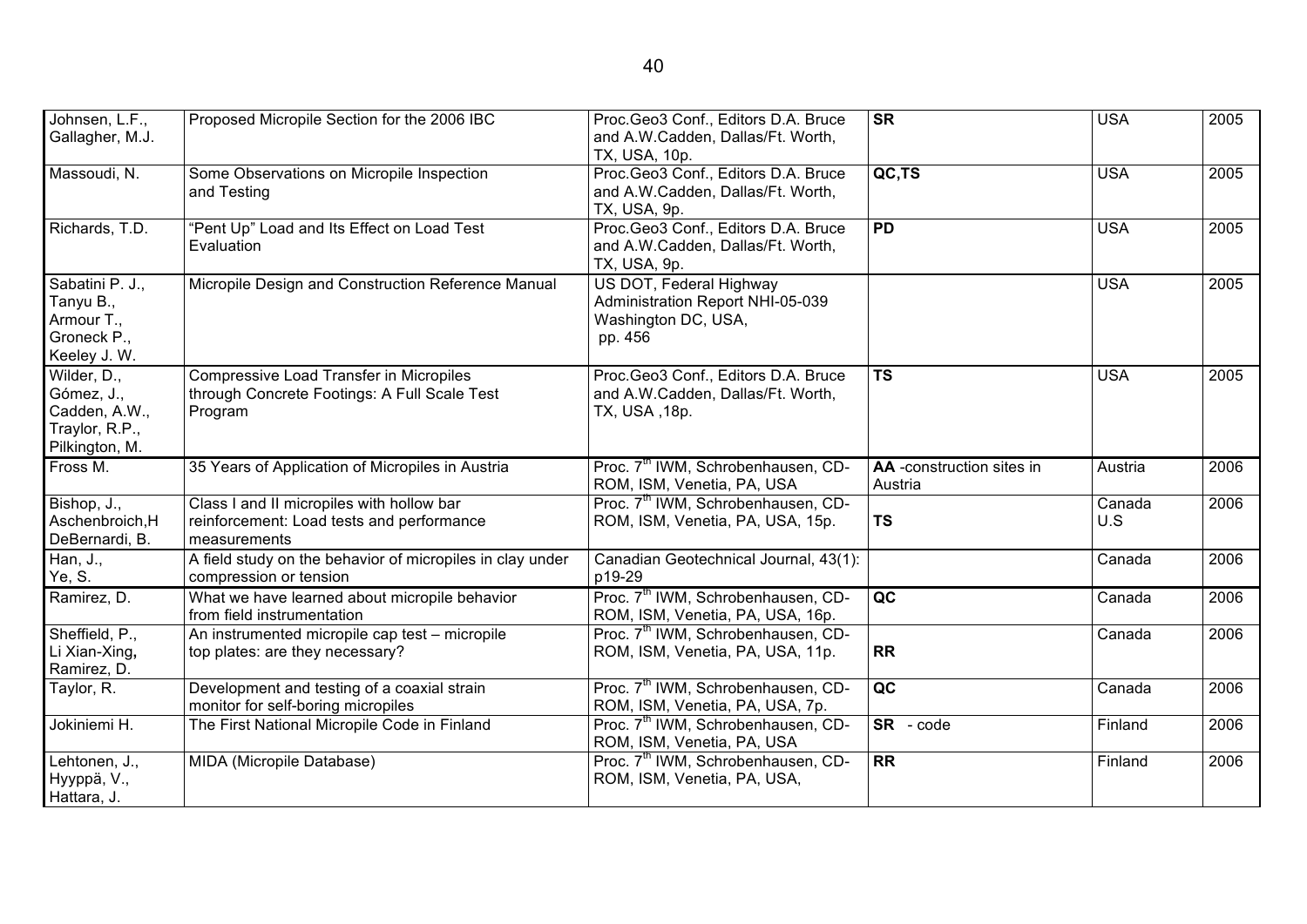| | | | | | |
|---|---|---|---|---|---|
| Johnsen, L.F., Gallagher, M.J. | Proposed Micropile Section for the 2006 IBC | Proc.Geo3 Conf., Editors D.A. Bruce and A.W.Cadden, Dallas/Ft. Worth, TX, USA, 10p. | **SR** | USA | 2005 |
| Massoudi, N. | Some Observations on Micropile Inspection and Testing | Proc.Geo3 Conf., Editors D.A. Bruce and A.W.Cadden, Dallas/Ft. Worth, TX, USA, 9p. | **QC,TS** | USA | 2005 |
| Richards, T.D. | "Pent Up" Load and Its Effect on Load Test Evaluation | Proc.Geo3 Conf., Editors D.A. Bruce and A.W.Cadden, Dallas/Ft. Worth, TX, USA, 9p. | **PD** | USA | 2005 |
| Sabatini P. J., Tanyu B., Armour T., Groneck P., Keeley J. W. | Micropile Design and Construction Reference Manual | US DOT, Federal Highway Administration Report NHI-05-039 Washington DC, USA, pp. 456 | | USA | 2005 |
| Wilder, D., Gómez, J., Cadden, A.W., Traylor, R.P., Pilkington, M. | Compressive Load Transfer in Micropiles through Concrete Footings: A Full Scale Test Program | Proc.Geo3 Conf., Editors D.A. Bruce and A.W.Cadden, Dallas/Ft. Worth, TX, USA ,18p. | **TS** | USA | 2005 |
| Fross M. | 35 Years of Application of Micropiles in Austria | Proc. 7th IWM, Schrobenhausen, CD-ROM, ISM, Venetia, PA, USA | **AA** -construction sites in Austria | Austria | 2006 |
| Bishop, J., Aschenbroich,H DeBernardi, B. | Class I and II micropiles with hollow bar reinforcement: Load tests and performance measurements | Proc. 7th IWM, Schrobenhausen, CD-ROM, ISM, Venetia, PA, USA, 15p. | **TS** | Canada U.S | 2006 |
| Han, J., Ye, S. | A field study on the behavior of micropiles in clay under compression or tension | Canadian Geotechnical Journal, 43(1): p19-29 | | Canada | 2006 |
| Ramirez, D. | What we have learned about micropile behavior from field instrumentation | Proc. 7th IWM, Schrobenhausen, CD-ROM, ISM, Venetia, PA, USA, 16p. | **QC** | Canada | 2006 |
| Sheffield, P., Li Xian-Xing, Ramirez, D. | An instrumented micropile cap test – micropile top plates: are they necessary? | Proc. 7th IWM, Schrobenhausen, CD-ROM, ISM, Venetia, PA, USA, 11p. | **RR** | Canada | 2006 |
| Taylor, R. | Development and testing of a coaxial strain monitor for self-boring micropiles | Proc. 7th IWM, Schrobenhausen, CD-ROM, ISM, Venetia, PA, USA, 7p. | **QC** | Canada | 2006 |
| Jokiniemi H. | The First National Micropile Code in Finland | Proc. 7th IWM, Schrobenhausen, CD-ROM, ISM, Venetia, PA, USA | **SR** - code | Finland | 2006 |
| Lehtonen, J., Hyyppä, V., Hattara, J. | MIDA (Micropile Database) | Proc. 7th IWM, Schrobenhausen, CD-ROM, ISM, Venetia, PA, USA, | **RR** | Finland | 2006 |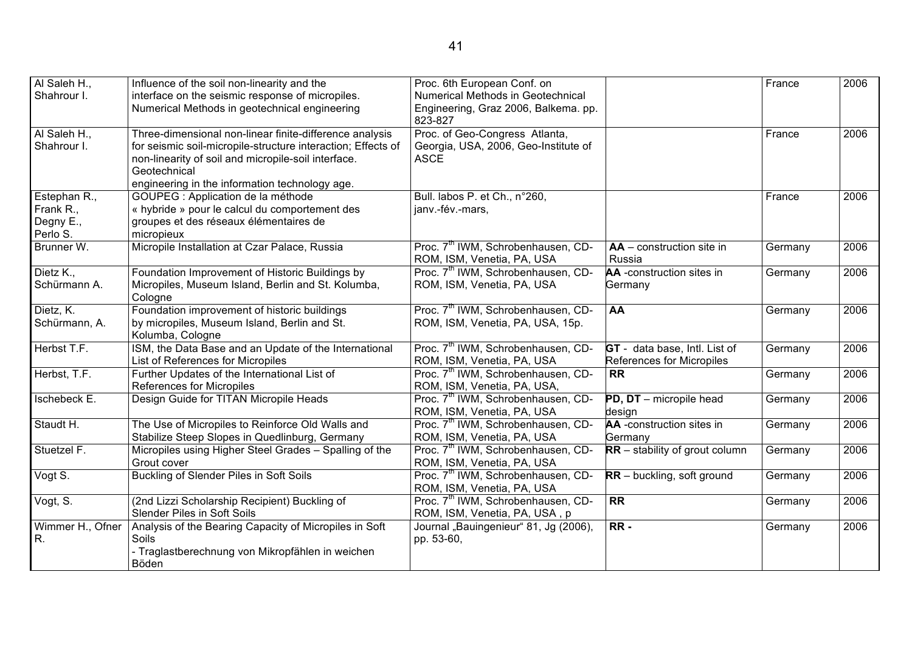| | | | | | |
|---|---|---|---|---|---|
| Al Saleh H., Shahrour I. | Influence of the soil non-linearity and the interface on the seismic response of micropiles. Numerical Methods in geotechnical engineering | Proc. 6th European Conf. on Numerical Methods in Geotechnical Engineering, Graz 2006, Balkema. pp. 823-827 | | France | 2006 |
| Al Saleh H., Shahrour I. | Three-dimensional non-linear finite-difference analysis for seismic soil-micropile-structure interaction; Effects of non-linearity of soil and micropile-soil interface. Geotechnical engineering in the information technology age. | Proc. of Geo-Congress Atlanta, Georgia, USA, 2006, Geo-Institute of ASCE | | France | 2006 |
| Estephan R., Frank R., Degny E., Perlo S. | GOUPEG : Application de la méthode « hybride » pour le calcul du comportement des groupes et des réseaux élémentaires de micropieux | Bull. labos P. et Ch., n°260, janv.-fév.-mars, | | France | 2006 |
| Brunner W. | Micropile Installation at Czar Palace, Russia | Proc. 7[th] IWM, Schrobenhausen, CD-ROM, ISM, Venetia, PA, USA | **AA** – construction site in Russia | Germany | 2006 |
| Dietz K., Schürmann A. | Foundation Improvement of Historic Buildings by Micropiles, Museum Island, Berlin and St. Kolumba, Cologne | Proc. 7[th] IWM, Schrobenhausen, CD-ROM, ISM, Venetia, PA, USA | **AA** -construction sites in Germany | Germany | 2006 |
| Dietz, K. Schürmann, A. | Foundation improvement of historic buildings by micropiles, Museum Island, Berlin and St. Kolumba, Cologne | Proc. 7[th] IWM, Schrobenhausen, CD-ROM, ISM, Venetia, PA, USA, 15p. | **AA** | Germany | 2006 |
| Herbst T.F. | ISM, the Data Base and an Update of the International List of References for Micropiles | Proc. 7[th] IWM, Schrobenhausen, CD-ROM, ISM, Venetia, PA, USA | **GT** - data base, Intl. List of References for Micropiles | Germany | 2006 |
| Herbst, T.F. | Further Updates of the International List of References for Micropiles | Proc. 7[th] IWM, Schrobenhausen, CD-ROM, ISM, Venetia, PA, USA, | **RR** | Germany | 2006 |
| Ischebeck E. | Design Guide for TITAN Micropile Heads | Proc. 7[th] IWM, Schrobenhausen, CD-ROM, ISM, Venetia, PA, USA | **PD, DT** – micropile head design | Germany | 2006 |
| Staudt H. | The Use of Micropiles to Reinforce Old Walls and Stabilize Steep Slopes in Quedlinburg, Germany | Proc. 7[th] IWM, Schrobenhausen, CD-ROM, ISM, Venetia, PA, USA | **AA** -construction sites in Germany | Germany | 2006 |
| Stuetzel F. | Micropiles using Higher Steel Grades – Spalling of the Grout cover | Proc. 7[th] IWM, Schrobenhausen, CD-ROM, ISM, Venetia, PA, USA | **RR** – stability of grout column | Germany | 2006 |
| Vogt S. | Buckling of Slender Piles in Soft Soils | Proc. 7[th] IWM, Schrobenhausen, CD-ROM, ISM, Venetia, PA, USA | **RR** – buckling, soft ground | Germany | 2006 |
| Vogt, S. | (2nd Lizzi Scholarship Recipient) Buckling of Slender Piles in Soft Soils | Proc. 7[th] IWM, Schrobenhausen, CD-ROM, ISM, Venetia, PA, USA , p | **RR** | Germany | 2006 |
| Wimmer H., Ofner R. | Analysis of the Bearing Capacity of Micropiles in Soft Soils - Traglastberechnung von Mikropfählen in weichen Böden | Journal „Bauingenieur" 81, Jg (2006), pp. 53-60, | **RR -** | Germany | 2006 |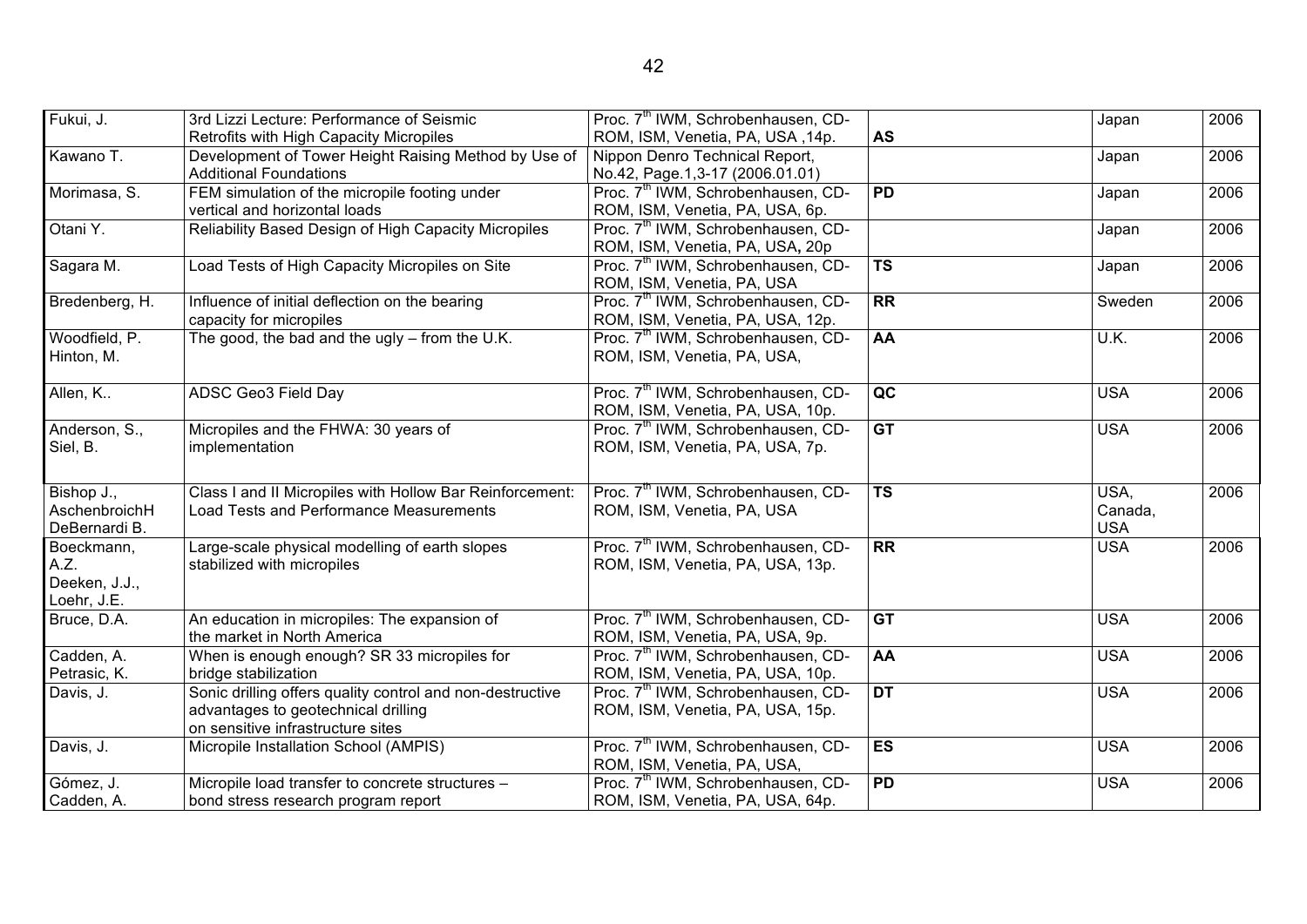| | | | | | |
|---|---|---|---|---|---|
| Fukui, J. | 3rd Lizzi Lecture: Performance of Seismic Retrofits with High Capacity Micropiles | Proc. 7th IWM, Schrobenhausen, CD-ROM, ISM, Venetia, PA, USA ,14p. | **AS** | Japan | 2006 |
| Kawano T. | Development of Tower Height Raising Method by Use of Additional Foundations | Nippon Denro Technical Report, No.42, Page.1,3-17 (2006.01.01) | | Japan | 2006 |
| Morimasa, S. | FEM simulation of the micropile footing under vertical and horizontal loads | Proc. 7th IWM, Schrobenhausen, CD-ROM, ISM, Venetia, PA, USA, 6p. | **PD** | Japan | 2006 |
| Otani Y. | Reliability Based Design of High Capacity Micropiles | Proc. 7th IWM, Schrobenhausen, CD-ROM, ISM, Venetia, PA, USA**,** 20p | | Japan | 2006 |
| Sagara M. | Load Tests of High Capacity Micropiles on Site | Proc. 7th IWM, Schrobenhausen, CD-ROM, ISM, Venetia, PA, USA | **TS** | Japan | 2006 |
| Bredenberg, H. | Influence of initial deflection on the bearing capacity for micropiles | Proc. 7th IWM, Schrobenhausen, CD-ROM, ISM, Venetia, PA, USA, 12p. | **RR** | Sweden | 2006 |
| Woodfield, P. Hinton, M. | The good, the bad and the ugly – from the U.K. | Proc. 7th IWM, Schrobenhausen, CD-ROM, ISM, Venetia, PA, USA, | **AA** | U.K. | 2006 |
| Allen, K.. | ADSC Geo3 Field Day | Proc. 7th IWM, Schrobenhausen, CD-ROM, ISM, Venetia, PA, USA, 10p. | **QC** | USA | 2006 |
| Anderson, S., Siel, B. | Micropiles and the FHWA: 30 years of implementation | Proc. 7th IWM, Schrobenhausen, CD-ROM, ISM, Venetia, PA, USA, 7p. | **GT** | USA | 2006 |
| Bishop J., AschenbroichH DeBernardi B. | Class I and II Micropiles with Hollow Bar Reinforcement: Load Tests and Performance Measurements | Proc. 7th IWM, Schrobenhausen, CD-ROM, ISM, Venetia, PA, USA | **TS** | USA, Canada, USA | 2006 |
| Boeckmann, A.Z. Deeken, J.J., Loehr, J.E. | Large-scale physical modelling of earth slopes stabilized with micropiles | Proc. 7th IWM, Schrobenhausen, CD-ROM, ISM, Venetia, PA, USA, 13p. | **RR** | USA | 2006 |
| Bruce, D.A. | An education in micropiles: The expansion of the market in North America | Proc. 7th IWM, Schrobenhausen, CD-ROM, ISM, Venetia, PA, USA, 9p. | **GT** | USA | 2006 |
| Cadden, A. Petrasic, K. | When is enough enough? SR 33 micropiles for bridge stabilization | Proc. 7th IWM, Schrobenhausen, CD-ROM, ISM, Venetia, PA, USA, 10p. | **AA** | USA | 2006 |
| Davis, J. | Sonic drilling offers quality control and non-destructive advantages to geotechnical drilling on sensitive infrastructure sites | Proc. 7th IWM, Schrobenhausen, CD-ROM, ISM, Venetia, PA, USA, 15p. | **DT** | USA | 2006 |
| Davis, J. | Micropile Installation School (AMPIS) | Proc. 7th IWM, Schrobenhausen, CD-ROM, ISM, Venetia, PA, USA, | **ES** | USA | 2006 |
| Gómez, J. Cadden, A. | Micropile load transfer to concrete structures – bond stress research program report | Proc. 7th IWM, Schrobenhausen, CD-ROM, ISM, Venetia, PA, USA, 64p. | **PD** | USA | 2006 |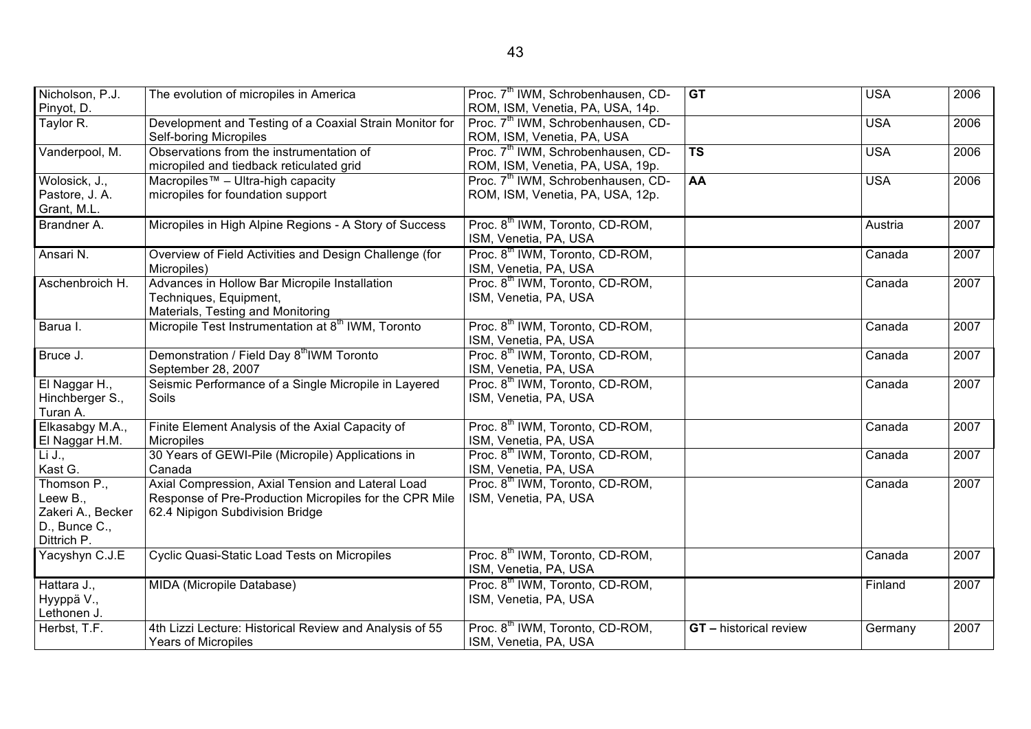| | | | | | |
|---|---|---|---|---|---|
| Nicholson, P.J. Pinyot, D. | The evolution of micropiles in America | Proc. 7th IWM, Schrobenhausen, CD-ROM, ISM, Venetia, PA, USA, 14p. | **GT** | USA | 2006 |
| Taylor R. | Development and Testing of a Coaxial Strain Monitor for Self-boring Micropiles | Proc. 7th IWM, Schrobenhausen, CD-ROM, ISM, Venetia, PA, USA | | USA | 2006 |
| Vanderpool, M. | Observations from the instrumentation of micropiled and tiedback reticulated grid | Proc. 7th IWM, Schrobenhausen, CD-ROM, ISM, Venetia, PA, USA, 19p. | **TS** | USA | 2006 |
| Wolosick, J., Pastore, J. A. Grant, M.L. | Macropiles™ – Ultra-high capacity micropiles for foundation support | Proc. 7th IWM, Schrobenhausen, CD-ROM, ISM, Venetia, PA, USA, 12p. | **AA** | USA | 2006 |
| Brandner A. | Micropiles in High Alpine Regions - A Story of Success | Proc. 8th IWM, Toronto, CD-ROM, ISM, Venetia, PA, USA | | Austria | 2007 |
| Ansari N. | Overview of Field Activities and Design Challenge (for Micropiles) | Proc. 8th IWM, Toronto, CD-ROM, ISM, Venetia, PA, USA | | Canada | 2007 |
| Aschenbroich H. | Advances in Hollow Bar Micropile Installation Techniques, Equipment, Materials, Testing and Monitoring | Proc. 8th IWM, Toronto, CD-ROM, ISM, Venetia, PA, USA | | Canada | 2007 |
| Barua I. | Micropile Test Instrumentation at 8th IWM, Toronto | Proc. 8th IWM, Toronto, CD-ROM, ISM, Venetia, PA, USA | | Canada | 2007 |
| Bruce J. | Demonstration / Field Day 8th IWM Toronto September 28, 2007 | Proc. 8th IWM, Toronto, CD-ROM, ISM, Venetia, PA, USA | | Canada | 2007 |
| El Naggar H., Hinchberger S., Turan A. | Seismic Performance of a Single Micropile in Layered Soils | Proc. 8th IWM, Toronto, CD-ROM, ISM, Venetia, PA, USA | | Canada | 2007 |
| Elkasabgy M.A., El Naggar H.M. | Finite Element Analysis of the Axial Capacity of Micropiles | Proc. 8th IWM, Toronto, CD-ROM, ISM, Venetia, PA, USA | | Canada | 2007 |
| Li J., Kast G. | 30 Years of GEWI-Pile (Micropile) Applications in Canada | Proc. 8th IWM, Toronto, CD-ROM, ISM, Venetia, PA, USA | | Canada | 2007 |
| Thomson P., Leew B., Zakeri A., Becker D., Bunce C., Dittrich P. | Axial Compression, Axial Tension and Lateral Load Response of Pre-Production Micropiles for the CPR Mile 62.4 Nipigon Subdivision Bridge | Proc. 8th IWM, Toronto, CD-ROM, ISM, Venetia, PA, USA | | Canada | 2007 |
| Yacyshyn C.J.E | Cyclic Quasi-Static Load Tests on Micropiles | Proc. 8th IWM, Toronto, CD-ROM, ISM, Venetia, PA, USA | | Canada | 2007 |
| Hattara J., Hyyppä V., Lethonen J. | MIDA (Micropile Database) | Proc. 8th IWM, Toronto, CD-ROM, ISM, Venetia, PA, USA | | Finland | 2007 |
| Herbst, T.F. | 4th Lizzi Lecture: Historical Review and Analysis of 55 Years of Micropiles | Proc. 8th IWM, Toronto, CD-ROM, ISM, Venetia, PA, USA | **GT –** historical review | Germany | 2007 |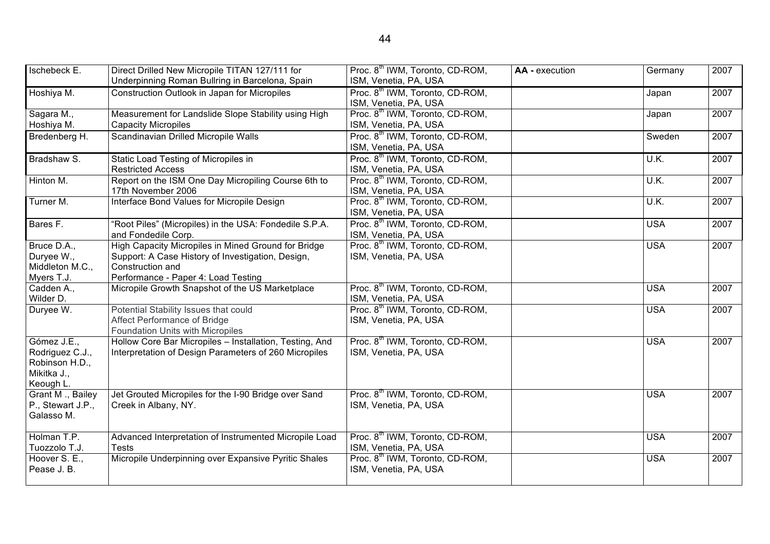| | | | | | |
|---|---|---|---|---|---|
| Ischebeck E. | Direct Drilled New Micropile TITAN 127/111 for Underpinning Roman Bullring in Barcelona, Spain | Proc. 8th IWM, Toronto, CD-ROM, ISM, Venetia, PA, USA | **AA** - execution | Germany | 2007 |
| Hoshiya M. | Construction Outlook in Japan for Micropiles | Proc. 8th IWM, Toronto, CD-ROM, ISM, Venetia, PA, USA | | Japan | 2007 |
| Sagara M., Hoshiya M. | Measurement for Landslide Slope Stability using High Capacity Micropiles | Proc. 8th IWM, Toronto, CD-ROM, ISM, Venetia, PA, USA | | Japan | 2007 |
| Bredenberg H. | Scandinavian Drilled Micropile Walls | Proc. 8th IWM, Toronto, CD-ROM, ISM, Venetia, PA, USA | | Sweden | 2007 |
| Bradshaw S. | Static Load Testing of Micropiles in Restricted Access | Proc. 8th IWM, Toronto, CD-ROM, ISM, Venetia, PA, USA | | U.K. | 2007 |
| Hinton M. | Report on the ISM One Day Micropiling Course 6th to 17th November 2006 | Proc. 8th IWM, Toronto, CD-ROM, ISM, Venetia, PA, USA | | U.K. | 2007 |
| Turner M. | Interface Bond Values for Micropile Design | Proc. 8th IWM, Toronto, CD-ROM, ISM, Venetia, PA, USA | | U.K. | 2007 |
| Bares F. | "Root Piles" (Micropiles) in the USA: Fondedile S.P.A. and Fondedile Corp. | Proc. 8th IWM, Toronto, CD-ROM, ISM, Venetia, PA, USA | | USA | 2007 |
| Bruce D.A., Duryee W., Middleton M.C., Myers T.J. | High Capacity Micropiles in Mined Ground for Bridge Support: A Case History of Investigation, Design, Construction and Performance - Paper 4: Load Testing | Proc. 8th IWM, Toronto, CD-ROM, ISM, Venetia, PA, USA | | USA | 2007 |
| Cadden A., Wilder D. | Micropile Growth Snapshot of the US Marketplace | Proc. 8th IWM, Toronto, CD-ROM, ISM, Venetia, PA, USA | | USA | 2007 |
| Duryee W. | Potential Stability Issues that could Affect Performance of Bridge Foundation Units with Micropiles | Proc. 8th IWM, Toronto, CD-ROM, ISM, Venetia, PA, USA | | USA | 2007 |
| Gómez J.E., Rodriguez C.J., Robinson H.D., Mikitka J., Keough L. | Hollow Core Bar Micropiles – Installation, Testing, And Interpretation of Design Parameters of 260 Micropiles | Proc. 8th IWM, Toronto, CD-ROM, ISM, Venetia, PA, USA | | USA | 2007 |
| Grant M ., Bailey P., Stewart J.P., Galasso M. | Jet Grouted Micropiles for the I-90 Bridge over Sand Creek in Albany, NY. | Proc. 8th IWM, Toronto, CD-ROM, ISM, Venetia, PA, USA | | USA | 2007 |
| Holman T.P. Tuozzolo T.J. | Advanced Interpretation of Instrumented Micropile Load Tests | Proc. 8th IWM, Toronto, CD-ROM, ISM, Venetia, PA, USA | | USA | 2007 |
| Hoover S. E., Pease J. B. | Micropile Underpinning over Expansive Pyritic Shales | Proc. 8th IWM, Toronto, CD-ROM, ISM, Venetia, PA, USA | | USA | 2007 |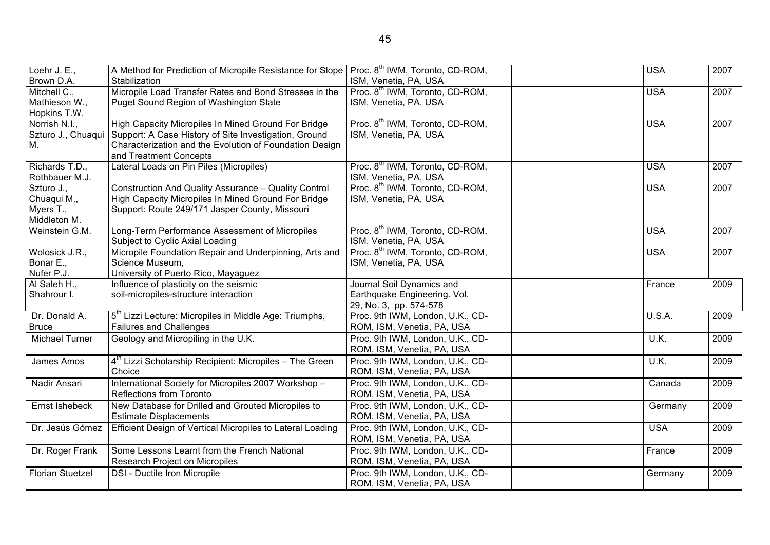| | | | | | |
|---|---|---|---|---|---|
| Loehr J. E., Brown D.A. | A Method for Prediction of Micropile Resistance for Slope Stabilization | Proc. 8th IWM, Toronto, CD-ROM, ISM, Venetia, PA, USA | | USA | 2007 |
| Mitchell C., Mathieson W., Hopkins T.W. | Micropile Load Transfer Rates and Bond Stresses in the Puget Sound Region of Washington State | Proc. 8th IWM, Toronto, CD-ROM, ISM, Venetia, PA, USA | | USA | 2007 |
| Norrish N.I., Szturo J., Chuaqui M. | High Capacity Micropiles In Mined Ground For Bridge Support: A Case History of Site Investigation, Ground Characterization and the Evolution of Foundation Design and Treatment Concepts | Proc. 8th IWM, Toronto, CD-ROM, ISM, Venetia, PA, USA | | USA | 2007 |
| Richards T.D., Rothbauer M.J. | Lateral Loads on Pin Piles (Micropiles) | Proc. 8th IWM, Toronto, CD-ROM, ISM, Venetia, PA, USA | | USA | 2007 |
| Szturo J., Chuaqui M., Myers T., Middleton M. | Construction And Quality Assurance – Quality Control High Capacity Micropiles In Mined Ground For Bridge Support: Route 249/171 Jasper County, Missouri | Proc. 8th IWM, Toronto, CD-ROM, ISM, Venetia, PA, USA | | USA | 2007 |
| Weinstein G.M. | Long-Term Performance Assessment of Micropiles Subject to Cyclic Axial Loading | Proc. 8th IWM, Toronto, CD-ROM, ISM, Venetia, PA, USA | | USA | 2007 |
| Wolosick J.R., Bonar E., Nufer P.J. | Micropile Foundation Repair and Underpinning, Arts and Science Museum, University of Puerto Rico, Mayaguez | Proc. 8th IWM, Toronto, CD-ROM, ISM, Venetia, PA, USA | | USA | 2007 |
| Al Saleh H., Shahrour I. | Influence of plasticity on the seismic soil-micropiles-structure interaction | Journal Soil Dynamics and Earthquake Engineering. Vol. 29, No. 3, pp. 574-578 | | France | 2009 |
| Dr. Donald A. Bruce | 5th Lizzi Lecture: Micropiles in Middle Age: Triumphs, Failures and Challenges | Proc. 9th IWM, London, U.K., CD-ROM, ISM, Venetia, PA, USA | | U.S.A. | 2009 |
| Michael Turner | Geology and Micropiling in the U.K. | Proc. 9th IWM, London, U.K., CD-ROM, ISM, Venetia, PA, USA | | U.K. | 2009 |
| James Amos | 4th Lizzi Scholarship Recipient: Micropiles – The Green Choice | Proc. 9th IWM, London, U.K., CD-ROM, ISM, Venetia, PA, USA | | U.K. | 2009 |
| Nadir Ansari | International Society for Micropiles 2007 Workshop – Reflections from Toronto | Proc. 9th IWM, London, U.K., CD-ROM, ISM, Venetia, PA, USA | | Canada | 2009 |
| Ernst Ishebeck | New Database for Drilled and Grouted Micropiles to Estimate Displacements | Proc. 9th IWM, London, U.K., CD-ROM, ISM, Venetia, PA, USA | | Germany | 2009 |
| Dr. Jesús Gómez | Efficient Design of Vertical Micropiles to Lateral Loading | Proc. 9th IWM, London, U.K., CD-ROM, ISM, Venetia, PA, USA | | USA | 2009 |
| Dr. Roger Frank | Some Lessons Learnt from the French National Research Project on Micropiles | Proc. 9th IWM, London, U.K., CD-ROM, ISM, Venetia, PA, USA | | France | 2009 |
| Florian Stuetzel | DSI - Ductile Iron Micropile | Proc. 9th IWM, London, U.K., CD-ROM, ISM, Venetia, PA, USA | | Germany | 2009 |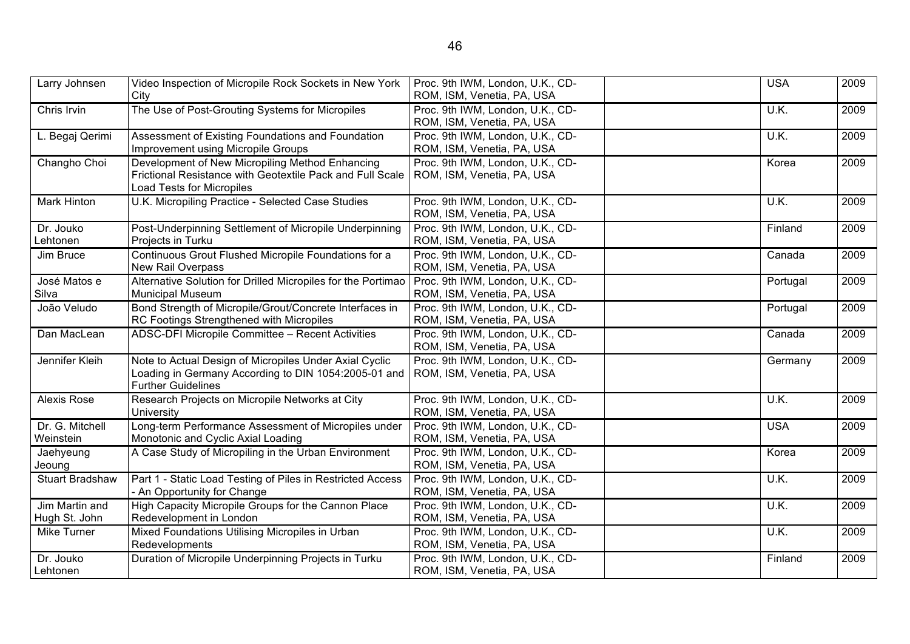| | | | | | |
|---|---|---|---|---|---|
| Larry Johnsen | Video Inspection of Micropile Rock Sockets in New York City | Proc. 9th IWM, London, U.K., CD-ROM, ISM, Venetia, PA, USA | | USA | 2009 |
| Chris Irvin | The Use of Post-Grouting Systems for Micropiles | Proc. 9th IWM, London, U.K., CD-ROM, ISM, Venetia, PA, USA | | U.K. | 2009 |
| L. Begaj Qerimi | Assessment of Existing Foundations and Foundation Improvement using Micropile Groups | Proc. 9th IWM, London, U.K., CD-ROM, ISM, Venetia, PA, USA | | U.K. | 2009 |
| Changho Choi | Development of New Micropiling Method Enhancing Frictional Resistance with Geotextile Pack and Full Scale Load Tests for Micropiles | Proc. 9th IWM, London, U.K., CD-ROM, ISM, Venetia, PA, USA | | Korea | 2009 |
| Mark Hinton | U.K. Micropiling Practice - Selected Case Studies | Proc. 9th IWM, London, U.K., CD-ROM, ISM, Venetia, PA, USA | | U.K. | 2009 |
| Dr. Jouko Lehtonen | Post-Underpinning Settlement of Micropile Underpinning Projects in Turku | Proc. 9th IWM, London, U.K., CD-ROM, ISM, Venetia, PA, USA | | Finland | 2009 |
| Jim Bruce | Continuous Grout Flushed Micropile Foundations for a New Rail Overpass | Proc. 9th IWM, London, U.K., CD-ROM, ISM, Venetia, PA, USA | | Canada | 2009 |
| José Matos e Silva | Alternative Solution for Drilled Micropiles for the Portimao Municipal Museum | Proc. 9th IWM, London, U.K., CD-ROM, ISM, Venetia, PA, USA | | Portugal | 2009 |
| João Veludo | Bond Strength of Micropile/Grout/Concrete Interfaces in RC Footings Strengthened with Micropiles | Proc. 9th IWM, London, U.K., CD-ROM, ISM, Venetia, PA, USA | | Portugal | 2009 |
| Dan MacLean | ADSC-DFI Micropile Committee – Recent Activities | Proc. 9th IWM, London, U.K., CD-ROM, ISM, Venetia, PA, USA | | Canada | 2009 |
| Jennifer Kleih | Note to Actual Design of Micropiles Under Axial Cyclic Loading in Germany According to DIN 1054:2005-01 and Further Guidelines | Proc. 9th IWM, London, U.K., CD-ROM, ISM, Venetia, PA, USA | | Germany | 2009 |
| Alexis Rose | Research Projects on Micropile Networks at City University | Proc. 9th IWM, London, U.K., CD-ROM, ISM, Venetia, PA, USA | | U.K. | 2009 |
| Dr. G. Mitchell Weinstein | Long-term Performance Assessment of Micropiles under Monotonic and Cyclic Axial Loading | Proc. 9th IWM, London, U.K., CD-ROM, ISM, Venetia, PA, USA | | USA | 2009 |
| Jaehyeung Jeoung | A Case Study of Micropiling in the Urban Environment | Proc. 9th IWM, London, U.K., CD-ROM, ISM, Venetia, PA, USA | | Korea | 2009 |
| Stuart Bradshaw | Part 1 - Static Load Testing of Piles in Restricted Access - An Opportunity for Change | Proc. 9th IWM, London, U.K., CD-ROM, ISM, Venetia, PA, USA | | U.K. | 2009 |
| Jim Martin and Hugh St. John | High Capacity Micropile Groups for the Cannon Place Redevelopment in London | Proc. 9th IWM, London, U.K., CD-ROM, ISM, Venetia, PA, USA | | U.K. | 2009 |
| Mike Turner | Mixed Foundations Utilising Micropiles in Urban Redevelopments | Proc. 9th IWM, London, U.K., CD-ROM, ISM, Venetia, PA, USA | | U.K. | 2009 |
| Dr. Jouko Lehtonen | Duration of Micropile Underpinning Projects in Turku | Proc. 9th IWM, London, U.K., CD-ROM, ISM, Venetia, PA, USA | | Finland | 2009 |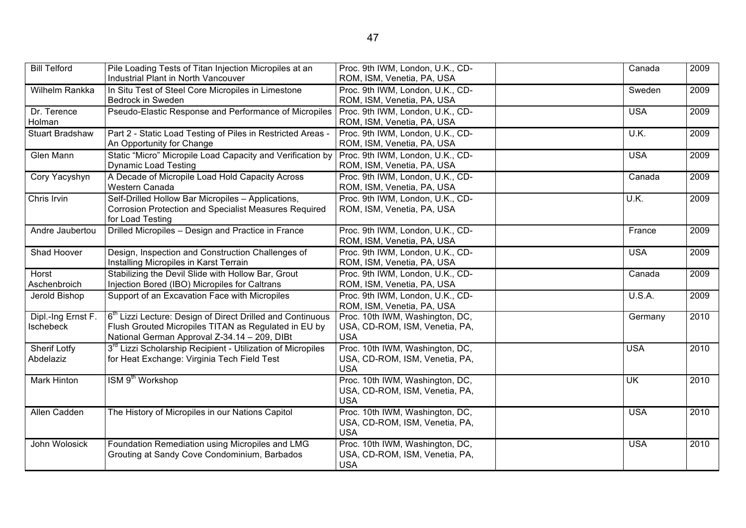| | | | | | |
|---|---|---|---|---|---|
| Bill Telford | Pile Loading Tests of Titan Injection Micropiles at an Industrial Plant in North Vancouver | Proc. 9th IWM, London, U.K., CD-ROM, ISM, Venetia, PA, USA | | Canada | 2009 |
| Wilhelm Rankka | In Situ Test of Steel Core Micropiles in Limestone Bedrock in Sweden | Proc. 9th IWM, London, U.K., CD-ROM, ISM, Venetia, PA, USA | | Sweden | 2009 |
| Dr. Terence Holman | Pseudo-Elastic Response and Performance of Micropiles | Proc. 9th IWM, London, U.K., CD-ROM, ISM, Venetia, PA, USA | | USA | 2009 |
| Stuart Bradshaw | Part 2 - Static Load Testing of Piles in Restricted Areas - An Opportunity for Change | Proc. 9th IWM, London, U.K., CD-ROM, ISM, Venetia, PA, USA | | U.K. | 2009 |
| Glen Mann | Static "Micro" Micropile Load Capacity and Verification by Dynamic Load Testing | Proc. 9th IWM, London, U.K., CD-ROM, ISM, Venetia, PA, USA | | USA | 2009 |
| Cory Yacyshyn | A Decade of Micropile Load Hold Capacity Across Western Canada | Proc. 9th IWM, London, U.K., CD-ROM, ISM, Venetia, PA, USA | | Canada | 2009 |
| Chris Irvin | Self-Drilled Hollow Bar Micropiles – Applications, Corrosion Protection and Specialist Measures Required for Load Testing | Proc. 9th IWM, London, U.K., CD-ROM, ISM, Venetia, PA, USA | | U.K. | 2009 |
| Andre Jaubertou | Drilled Micropiles – Design and Practice in France | Proc. 9th IWM, London, U.K., CD-ROM, ISM, Venetia, PA, USA | | France | 2009 |
| Shad Hoover | Design, Inspection and Construction Challenges of Installing Micropiles in Karst Terrain | Proc. 9th IWM, London, U.K., CD-ROM, ISM, Venetia, PA, USA | | USA | 2009 |
| Horst Aschenbroich | Stabilizing the Devil Slide with Hollow Bar, Grout Injection Bored (IBO) Micropiles for Caltrans | Proc. 9th IWM, London, U.K., CD-ROM, ISM, Venetia, PA, USA | | Canada | 2009 |
| Jerold Bishop | Support of an Excavation Face with Micropiles | Proc. 9th IWM, London, U.K., CD-ROM, ISM, Venetia, PA, USA | | U.S.A. | 2009 |
| Dipl.-Ing Ernst F. Ischebeck | 6th Lizzi Lecture: Design of Direct Drilled and Continuous Flush Grouted Micropiles TITAN as Regulated in EU by National German Approval Z-34.14 – 209, DIBt | Proc. 10th IWM, Washington, DC, USA, CD-ROM, ISM, Venetia, PA, USA | | Germany | 2010 |
| Sherif Lotfy Abdelaziz | 3rd Lizzi Scholarship Recipient - Utilization of Micropiles for Heat Exchange: Virginia Tech Field Test | Proc. 10th IWM, Washington, DC, USA, CD-ROM, ISM, Venetia, PA, USA | | USA | 2010 |
| Mark Hinton | ISM 9th Workshop | Proc. 10th IWM, Washington, DC, USA, CD-ROM, ISM, Venetia, PA, USA | | UK | 2010 |
| Allen Cadden | The History of Micropiles in our Nations Capitol | Proc. 10th IWM, Washington, DC, USA, CD-ROM, ISM, Venetia, PA, USA | | USA | 2010 |
| John Wolosick | Foundation Remediation using Micropiles and LMG Grouting at Sandy Cove Condominium, Barbados | Proc. 10th IWM, Washington, DC, USA, CD-ROM, ISM, Venetia, PA, USA | | USA | 2010 |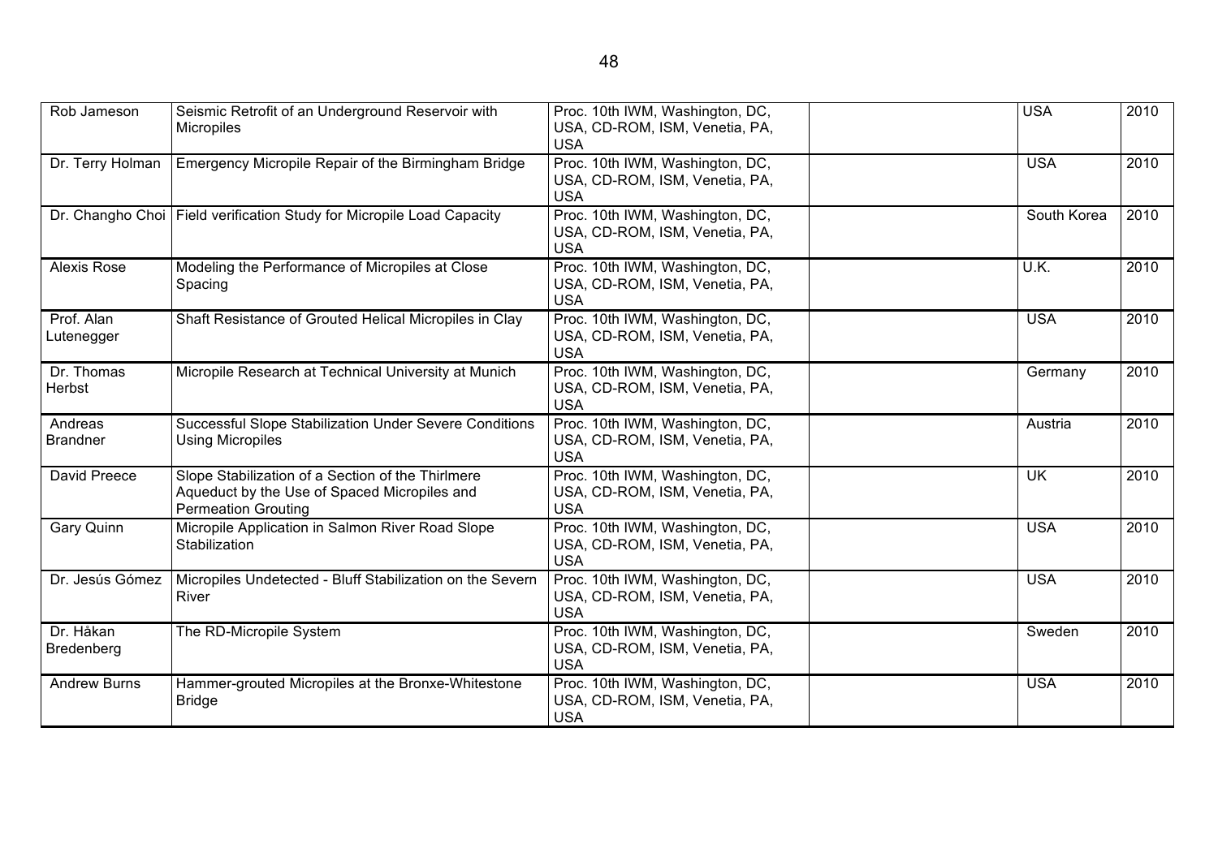| | | | | | |
|---|---|---|---|---|---|
| Rob Jameson | Seismic Retrofit of an Underground Reservoir with Micropiles | Proc. 10th IWM, Washington, DC, USA, CD-ROM, ISM, Venetia, PA, USA | | USA | 2010 |
| Dr. Terry Holman | Emergency Micropile Repair of the Birmingham Bridge | Proc. 10th IWM, Washington, DC, USA, CD-ROM, ISM, Venetia, PA, USA | | USA | 2010 |
| Dr. Changho Choi | Field verification Study for Micropile Load Capacity | Proc. 10th IWM, Washington, DC, USA, CD-ROM, ISM, Venetia, PA, USA | | South Korea | 2010 |
| Alexis Rose | Modeling the Performance of Micropiles at Close Spacing | Proc. 10th IWM, Washington, DC, USA, CD-ROM, ISM, Venetia, PA, USA | | U.K. | 2010 |
| Prof. Alan Lutenegger | Shaft Resistance of Grouted Helical Micropiles in Clay | Proc. 10th IWM, Washington, DC, USA, CD-ROM, ISM, Venetia, PA, USA | | USA | 2010 |
| Dr. Thomas Herbst | Micropile Research at Technical University at Munich | Proc. 10th IWM, Washington, DC, USA, CD-ROM, ISM, Venetia, PA, USA | | Germany | 2010 |
| Andreas Brandner | Successful Slope Stabilization Under Severe Conditions Using Micropiles | Proc. 10th IWM, Washington, DC, USA, CD-ROM, ISM, Venetia, PA, USA | | Austria | 2010 |
| David Preece | Slope Stabilization of a Section of the Thirlmere Aqueduct by the Use of Spaced Micropiles and Permeation Grouting | Proc. 10th IWM, Washington, DC, USA, CD-ROM, ISM, Venetia, PA, USA | | UK | 2010 |
| Gary Quinn | Micropile Application in Salmon River Road Slope Stabilization | Proc. 10th IWM, Washington, DC, USA, CD-ROM, ISM, Venetia, PA, USA | | USA | 2010 |
| Dr. Jesús Gómez | Micropiles Undetected - Bluff Stabilization on the Severn River | Proc. 10th IWM, Washington, DC, USA, CD-ROM, ISM, Venetia, PA, USA | | USA | 2010 |
| Dr. Håkan Bredenberg | The RD-Micropile System | Proc. 10th IWM, Washington, DC, USA, CD-ROM, ISM, Venetia, PA, USA | | Sweden | 2010 |
| Andrew Burns | Hammer-grouted Micropiles at the Bronxe-Whitestone Bridge | Proc. 10th IWM, Washington, DC, USA, CD-ROM, ISM, Venetia, PA, USA | | USA | 2010 |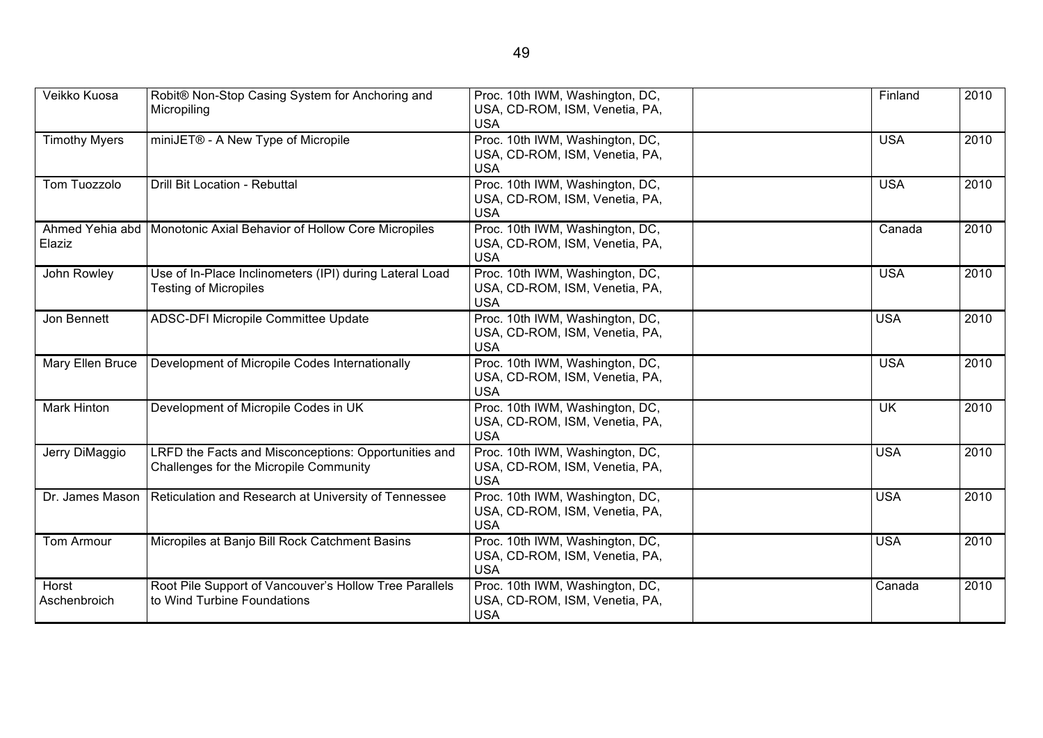| | | | | | |
|---|---|---|---|---|---|
| Veikko Kuosa | Robit® Non-Stop Casing System for Anchoring and Micropiling | Proc. 10th IWM, Washington, DC, USA, CD-ROM, ISM, Venetia, PA, USA | | Finland | 2010 |
| Timothy Myers | miniJET® - A New Type of Micropile | Proc. 10th IWM, Washington, DC, USA, CD-ROM, ISM, Venetia, PA, USA | | USA | 2010 |
| Tom Tuozzolo | Drill Bit Location - Rebuttal | Proc. 10th IWM, Washington, DC, USA, CD-ROM, ISM, Venetia, PA, USA | | USA | 2010 |
| Ahmed Yehia abd Elaziz | Monotonic Axial Behavior of Hollow Core Micropiles | Proc. 10th IWM, Washington, DC, USA, CD-ROM, ISM, Venetia, PA, USA | | Canada | 2010 |
| John Rowley | Use of In-Place Inclinometers (IPI) during Lateral Load Testing of Micropiles | Proc. 10th IWM, Washington, DC, USA, CD-ROM, ISM, Venetia, PA, USA | | USA | 2010 |
| Jon Bennett | ADSC-DFI Micropile Committee Update | Proc. 10th IWM, Washington, DC, USA, CD-ROM, ISM, Venetia, PA, USA | | USA | 2010 |
| Mary Ellen Bruce | Development of Micropile Codes Internationally | Proc. 10th IWM, Washington, DC, USA, CD-ROM, ISM, Venetia, PA, USA | | USA | 2010 |
| Mark Hinton | Development of Micropile Codes in UK | Proc. 10th IWM, Washington, DC, USA, CD-ROM, ISM, Venetia, PA, USA | | UK | 2010 |
| Jerry DiMaggio | LRFD the Facts and Misconceptions: Opportunities and Challenges for the Micropile Community | Proc. 10th IWM, Washington, DC, USA, CD-ROM, ISM, Venetia, PA, USA | | USA | 2010 |
| Dr. James Mason | Reticulation and Research at University of Tennessee | Proc. 10th IWM, Washington, DC, USA, CD-ROM, ISM, Venetia, PA, USA | | USA | 2010 |
| Tom Armour | Micropiles at Banjo Bill Rock Catchment Basins | Proc. 10th IWM, Washington, DC, USA, CD-ROM, ISM, Venetia, PA, USA | | USA | 2010 |
| Horst Aschenbroich | Root Pile Support of Vancouver's Hollow Tree Parallels to Wind Turbine Foundations | Proc. 10th IWM, Washington, DC, USA, CD-ROM, ISM, Venetia, PA, USA | | Canada | 2010 |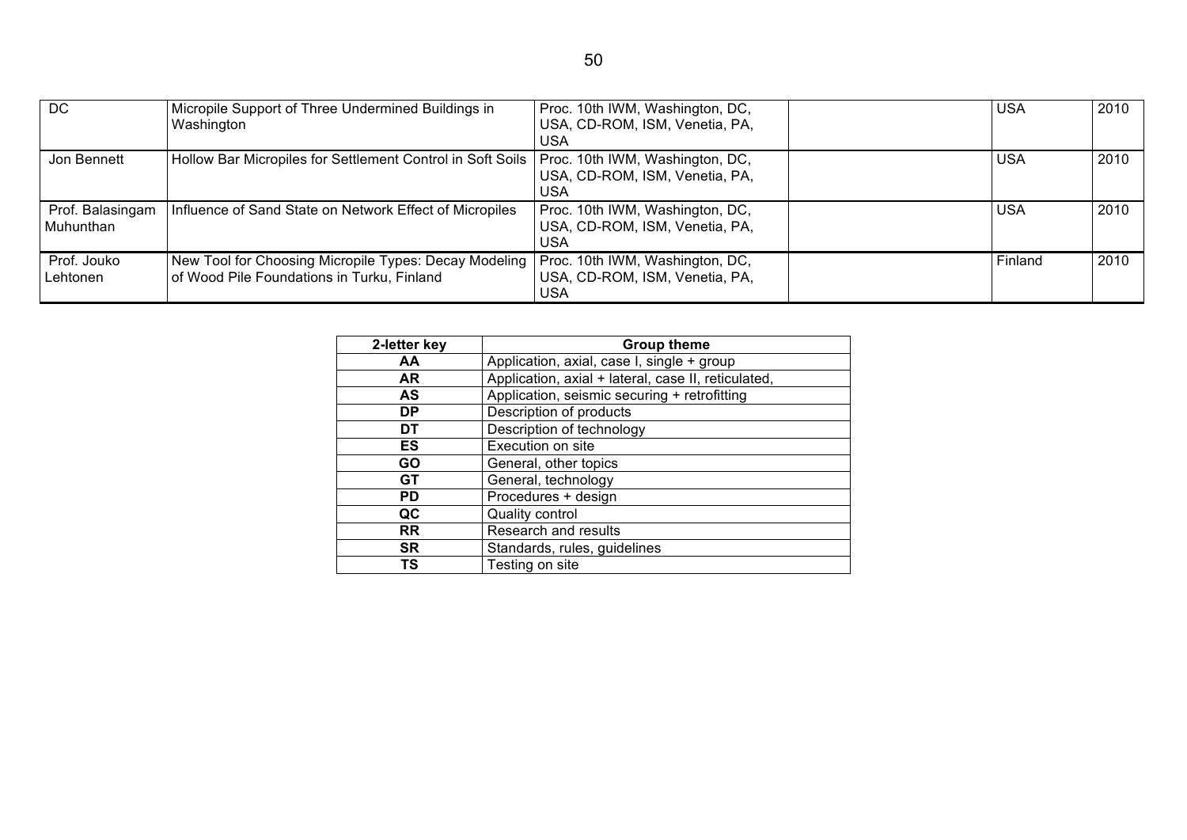| | | | | | |
|---|---|---|---|---|---|
| DC | Micropile Support of Three Undermined Buildings in Washington | Proc. 10th IWM, Washington, DC, USA, CD-ROM, ISM, Venetia, PA, USA | | USA | 2010 |
| Jon Bennett | Hollow Bar Micropiles for Settlement Control in Soft Soils | Proc. 10th IWM, Washington, DC, USA, CD-ROM, ISM, Venetia, PA, USA | | USA | 2010 |
| Prof. Balasingam Muhunthan | Influence of Sand State on Network Effect of Micropiles | Proc. 10th IWM, Washington, DC, USA, CD-ROM, ISM, Venetia, PA, USA | | USA | 2010 |
| Prof. Jouko Lehtonen | New Tool for Choosing Micropile Types: Decay Modeling of Wood Pile Foundations in Turku, Finland | Proc. 10th IWM, Washington, DC, USA, CD-ROM, ISM, Venetia, PA, USA | | Finland | 2010 |

| 2-letter key | Group theme |
|---|---|
| **AA** | Application, axial, case I, single + group |
| **AR** | Application, axial + lateral, case II, reticulated, |
| **AS** | Application, seismic securing + retrofitting |
| **DP** | Description of products |
| **DT** | Description of technology |
| **ES** | Execution on site |
| **GO** | General, other topics |
| **GT** | General, technology |
| **PD** | Procedures + design |
| **QC** | Quality control |
| **RR** | Research and results |
| **SR** | Standards, rules, guidelines |
| **TS** | Testing on site |